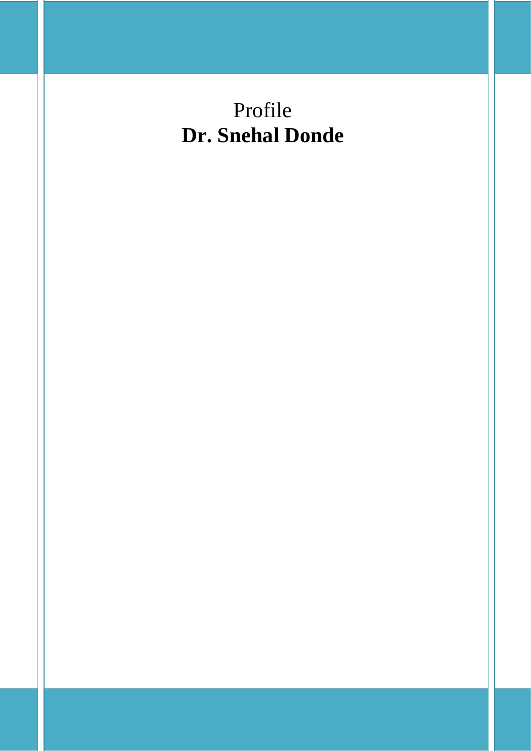# Profile

**Dr. Snehal Donde**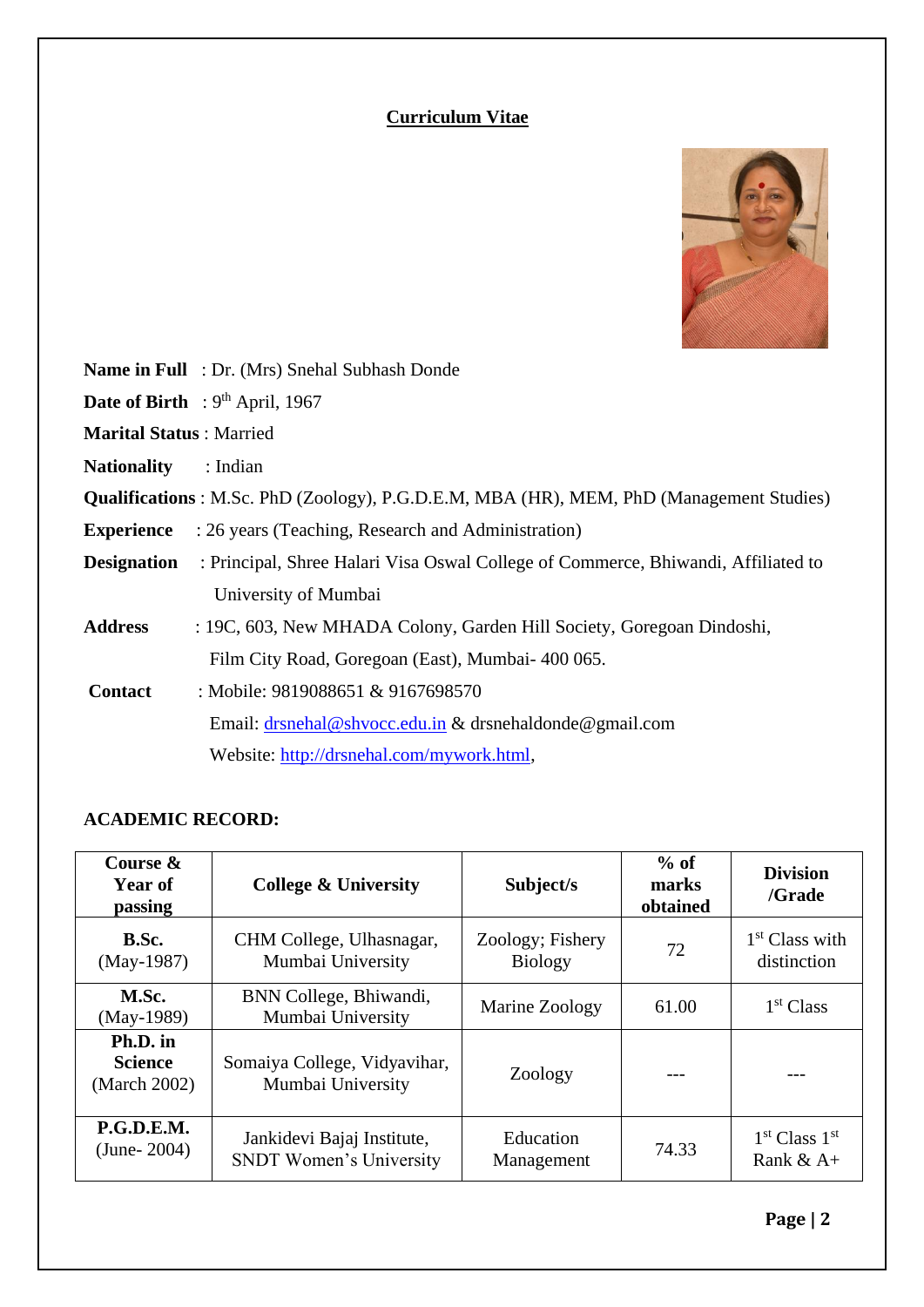# Curriculum Vitae

**Name in Full** : Dr. (Mrs) Snehal Subhash Donde

**Date of Birth** : 9th April, 1967

**Marital Status** : Married

**Nationality** : Indian

**Qualifications** : M.Sc. PhD (Zoology), P.G.D.E.M, MBA (HR), MEM, PhD (Management Studies)

**Experience** : 26 years (Teaching, Research and Administration)

**Designation** : Principal, Shree Halari Visa Oswal College of Commerce, Bhiwandi, Affiliated to University of Mumbai

**Address** : 19C, 603, New MHADA Colony, Garden Hill Society, Goregoan Dindoshi, Film City Road, Goregoan (East), Mumbai- 400 065.

**Contact** : Mobile: 9819088651 & 9167698570

Email: drsnehal@shvocc.edu.in & drsnehaldonde@gmail.com

Website: http://drsnehal.com/mywork.html,

**ACADEMIC RECORD:**

| Course & Year of passing | College & University | Subject/s | % of marks obtained | Division /Grade |
|---|---|---|---|---|
| **B.Sc.** (May-1987) | CHM College, Ulhasnagar, Mumbai University | Zoology; Fishery Biology | 72 | 1st Class with distinction |
| **M.Sc.** (May-1989) | BNN College, Bhiwandi, Mumbai University | Marine Zoology | 61.00 | 1st Class |
| **Ph.D. in Science** (March 2002) | Somaiya College, Vidyavihar, Mumbai University | Zoology | --- | --- |
| **P.G.D.E.M.** (June- 2004) | Jankidevi Bajaj Institute, SNDT Women's University | Education Management | 74.33 | 1st Class 1st Rank & A+ |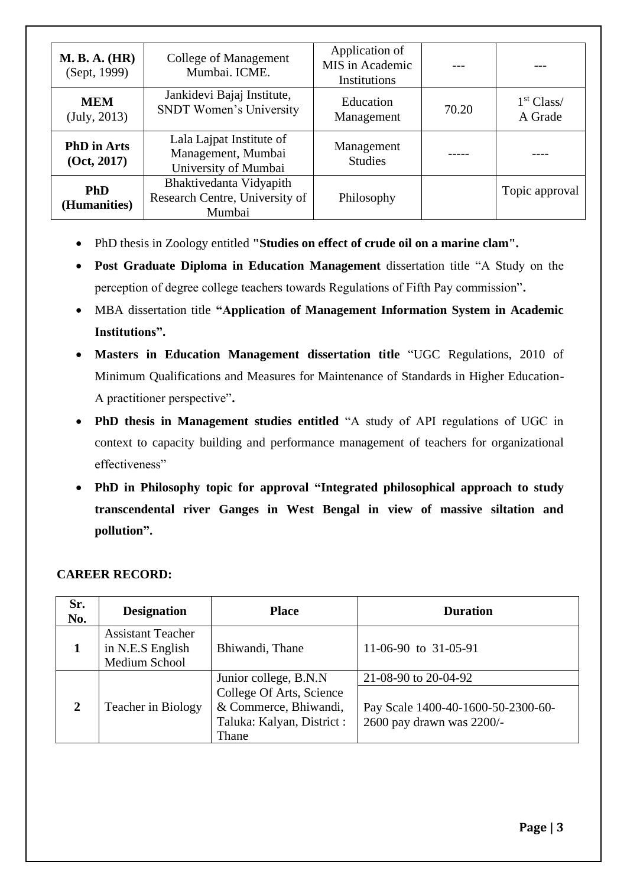| **M. B. A. (HR)** (Sept, 1999) | College of Management Mumbai. ICME. | Application of MIS in Academic Institutions | --- | --- |
|---|---|---|---|---|
| **MEM** (July, 2013) | Jankidevi Bajaj Institute, SNDT Women's University | Education Management | 70.20 | 1st Class/ A Grade |
| **PhD in Arts (Oct, 2017)** | Lala Lajpat Institute of Management, Mumbai University of Mumbai | Management Studies | ----- | ---- |
| **PhD (Humanities)** | Bhaktivedanta Vidyapith Research Centre, University of Mumbai | Philosophy | | Topic approval |

- PhD thesis in Zoology entitled **"Studies on effect of crude oil on a marine clam".**
- **Post Graduate Diploma in Education Management** dissertation title "A Study on the perception of degree college teachers towards Regulations of Fifth Pay commission"**.**
- MBA dissertation title **"Application of Management Information System in Academic Institutions".**
- **Masters in Education Management dissertation title** "UGC Regulations, 2010 of Minimum Qualifications and Measures for Maintenance of Standards in Higher Education-A practitioner perspective"**.**
- **PhD thesis in Management studies entitled** "A study of API regulations of UGC in context to capacity building and performance management of teachers for organizational effectiveness"
- **PhD in Philosophy topic for approval "Integrated philosophical approach to study transcendental river Ganges in West Bengal in view of massive siltation and pollution".**

**CAREER RECORD:**

| Sr. No. | Designation | Place | Duration |
|---|---|---|---|
| **1** | Assistant Teacher in N.E.S English Medium School | Bhiwandi, Thane | 11-06-90 to 31-05-91 |
| **2** | Teacher in Biology | Junior college, B.N.N College Of Arts, Science & Commerce, Bhiwandi, Taluka: Kalyan, District : Thane | 21-08-90 to 20-04-92<br>Pay Scale 1400-40-1600-50-2300-60-2600 pay drawn was 2200/- |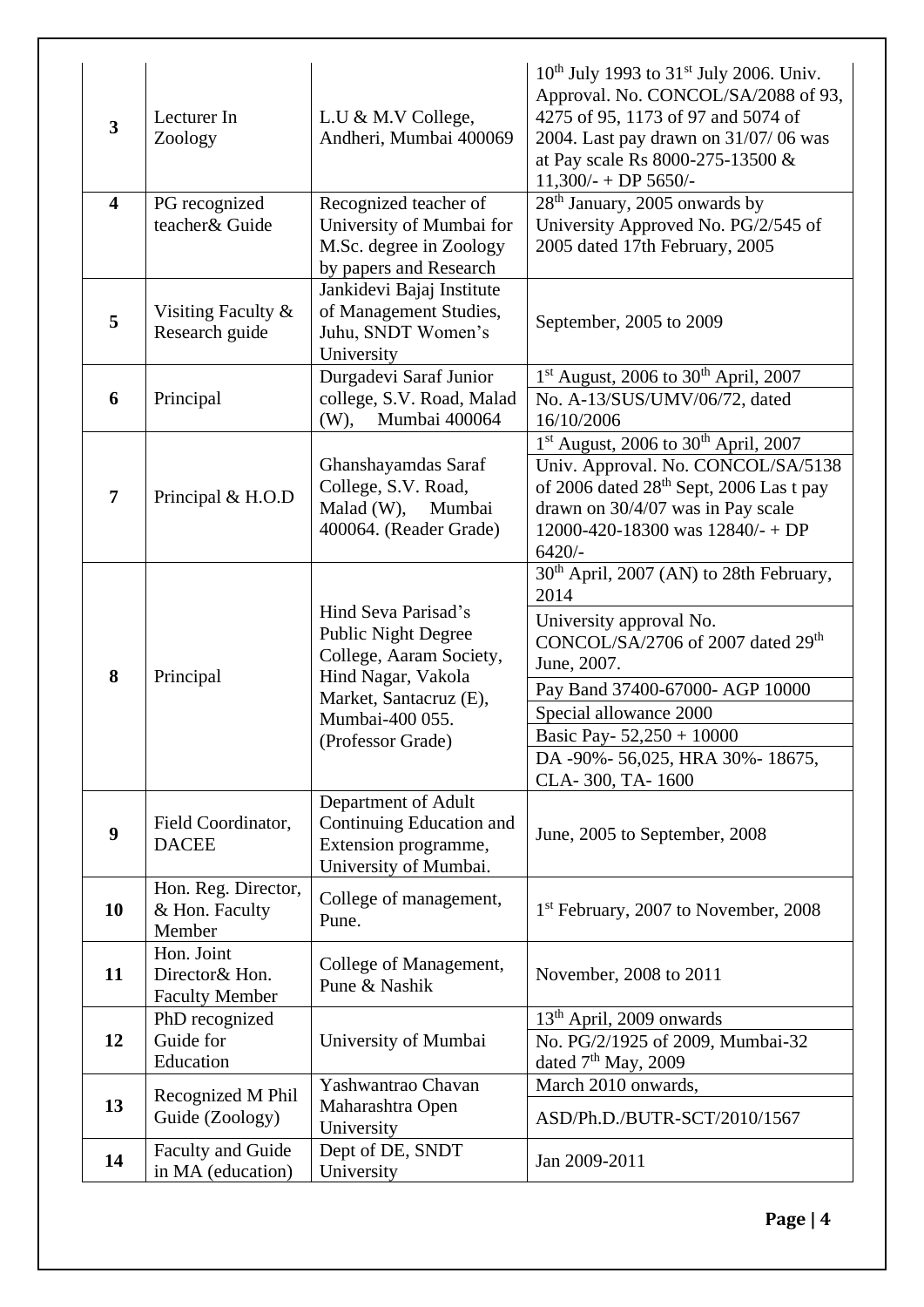| 3 | Lecturer In Zoology | L.U & M.V College, Andheri, Mumbai 400069 | 10th July 1993 to 31st July 2006. Univ. Approval. No. CONCOL/SA/2088 of 93, 4275 of 95, 1173 of 97 and 5074 of 2004. Last pay drawn on 31/07/ 06 was at Pay scale Rs 8000-275-13500 & 11,300/- + DP 5650/- |
|---|---|---|---|
| 4 | PG recognized teacher& Guide | Recognized teacher of University of Mumbai for M.Sc. degree in Zoology by papers and Research | 28th January, 2005 onwards by University Approved No. PG/2/545 of 2005 dated 17th February, 2005 |
| 5 | Visiting Faculty & Research guide | Jankidevi Bajaj Institute of Management Studies, Juhu, SNDT Women's University | September, 2005 to 2009 |
| 6 | Principal | Durgadevi Saraf Junior college, S.V. Road, Malad (W), Mumbai 400064 | 1st August, 2006 to 30th April, 2007 |
| | | | No. A-13/SUS/UMV/06/72, dated 16/10/2006 |
| 7 | Principal & H.O.D | Ghanshayamdas Saraf College, S.V. Road, Malad (W), Mumbai 400064. (Reader Grade) | 1st August, 2006 to 30th April, 2007 |
| | | | Univ. Approval. No. CONCOL/SA/5138 of 2006 dated 28th Sept, 2006 Las t pay drawn on 30/4/07 was in Pay scale 12000-420-18300 was 12840/- + DP 6420/- |
| 8 | Principal | Hind Seva Parisad's Public Night Degree College, Aaram Society, Hind Nagar, Vakola Market, Santacruz (E), Mumbai-400 055. (Professor Grade) | 30th April, 2007 (AN) to 28th February, 2014 |
| | | | University approval No. CONCOL/SA/2706 of 2007 dated 29th June, 2007. |
| | | | Pay Band 37400-67000- AGP 10000 |
| | | | Special allowance 2000 |
| | | | Basic Pay- 52,250 + 10000 |
| | | | DA -90%- 56,025, HRA 30%- 18675, CLA- 300, TA- 1600 |
| 9 | Field Coordinator, DACEE | Department of Adult Continuing Education and Extension programme, University of Mumbai. | June, 2005 to September, 2008 |
| 10 | Hon. Reg. Director, & Hon. Faculty Member | College of management, Pune. | 1st February, 2007 to November, 2008 |
| 11 | Hon. Joint Director& Hon. Faculty Member | College of Management, Pune & Nashik | November, 2008 to 2011 |
| 12 | PhD recognized Guide for Education | University of Mumbai | 13th April, 2009 onwards |
| | | | No. PG/2/1925 of 2009, Mumbai-32 dated 7th May, 2009 |
| 13 | Recognized M Phil Guide (Zoology) | Yashwantrao Chavan Maharashtra Open University | March 2010 onwards, |
| | | | ASD/Ph.D./BUTR-SCT/2010/1567 |
| 14 | Faculty and Guide in MA (education) | Dept of DE, SNDT University | Jan 2009-2011 |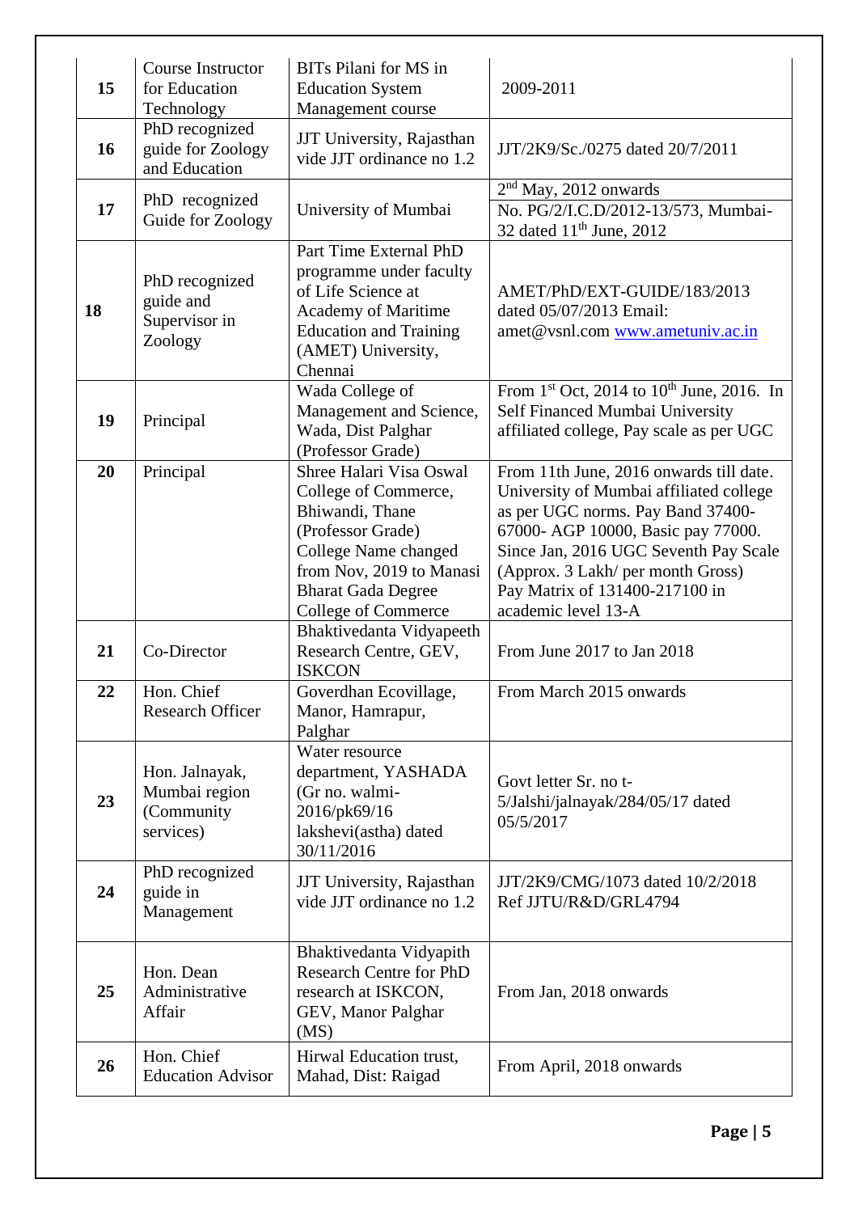| 15 | Course Instructor for Education Technology | BITs Pilani for MS in Education System Management course | 2009-2011 |
|---|---|---|---|
| 16 | PhD recognized guide for Zoology and Education | JJT University, Rajasthan vide JJT ordinance no 1.2 | JJT/2K9/Sc./0275 dated 20/7/2011 |
| 17 | PhD recognized Guide for Zoology | University of Mumbai | 2nd May, 2012 onwards<br>No. PG/2/I.C.D/2012-13/573, Mumbai-32 dated 11th June, 2012 |
| 18 | PhD recognized guide and Supervisor in Zoology | Part Time External PhD programme under faculty of Life Science at Academy of Maritime Education and Training (AMET) University, Chennai | AMET/PhD/EXT-GUIDE/183/2013 dated 05/07/2013 Email: amet@vsnl.com www.ametuniv.ac.in |
| 19 | Principal | Wada College of Management and Science, Wada, Dist Palghar (Professor Grade) | From 1st Oct, 2014 to 10th June, 2016. In Self Financed Mumbai University affiliated college, Pay scale as per UGC |
| 20 | Principal | Shree Halari Visa Oswal College of Commerce, Bhiwandi, Thane (Professor Grade) College Name changed from Nov, 2019 to Manasi Bharat Gada Degree College of Commerce | From 11th June, 2016 onwards till date. University of Mumbai affiliated college as per UGC norms. Pay Band 37400-67000- AGP 10000, Basic pay 77000. Since Jan, 2016 UGC Seventh Pay Scale (Approx. 3 Lakh/ per month Gross) Pay Matrix of 131400-217100 in academic level 13-A |
| 21 | Co-Director | Bhaktivedanta Vidyapeeth Research Centre, GEV, ISKCON | From June 2017 to Jan 2018 |
| 22 | Hon. Chief Research Officer | Goverdhan Ecovillage, Manor, Hamrapur, Palghar | From March 2015 onwards |
| 23 | Hon. Jalnayak, Mumbai region (Community services) | Water resource department, YASHADA (Gr no. walmi-2016/pk69/16 lakshevi(astha) dated 30/11/2016 | Govt letter Sr. no t-5/Jalshi/jalnayak/284/05/17 dated 05/5/2017 |
| 24 | PhD recognized guide in Management | JJT University, Rajasthan vide JJT ordinance no 1.2 | JJT/2K9/CMG/1073 dated 10/2/2018 Ref JJTU/R&D/GRL4794 |
| 25 | Hon. Dean Administrative Affair | Bhaktivedanta Vidyapith Research Centre for PhD research at ISKCON, GEV, Manor Palghar (MS) | From Jan, 2018 onwards |
| 26 | Hon. Chief Education Advisor | Hirwal Education trust, Mahad, Dist: Raigad | From April, 2018 onwards |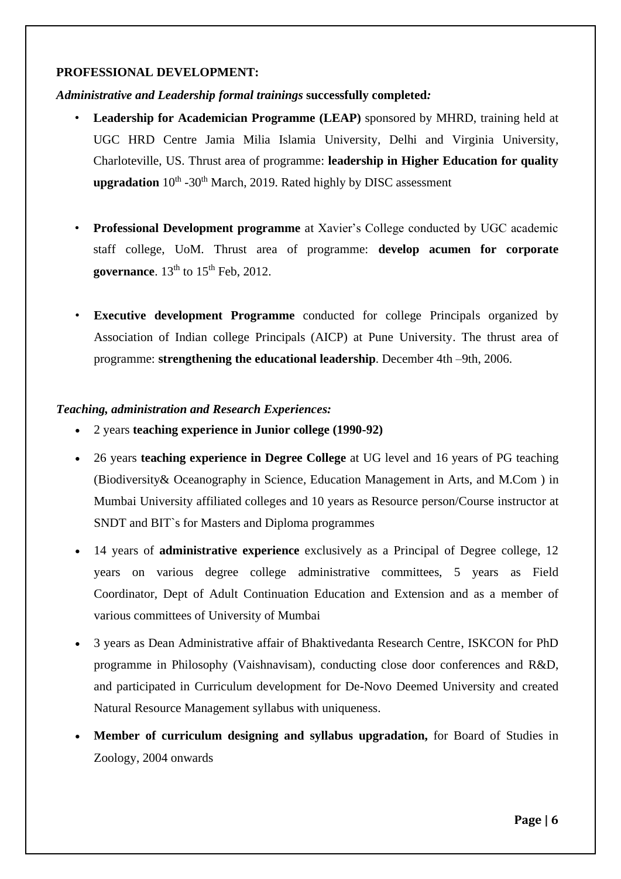**PROFESSIONAL DEVELOPMENT:**

***Administrative and Leadership formal trainings*** **successfully completed*:***

- **Leadership for Academician Programme (LEAP)** sponsored by MHRD, training held at UGC HRD Centre Jamia Milia Islamia University, Delhi and Virginia University, Charloteville, US. Thrust area of programme: **leadership in Higher Education for quality upgradation** 10th -30th March, 2019. Rated highly by DISC assessment

- **Professional Development programme** at Xavier's College conducted by UGC academic staff college, UoM. Thrust area of programme: **develop acumen for corporate governance**. 13th to 15th Feb, 2012.

- **Executive development Programme** conducted for college Principals organized by Association of Indian college Principals (AICP) at Pune University. The thrust area of programme: **strengthening the educational leadership**. December 4th –9th, 2006.

***Teaching, administration and Research Experiences:***

- 2 years **teaching experience in Junior college (1990-92)**
- 26 years **teaching experience in Degree College** at UG level and 16 years of PG teaching (Biodiversity& Oceanography in Science, Education Management in Arts, and M.Com ) in Mumbai University affiliated colleges and 10 years as Resource person/Course instructor at SNDT and BIT`s for Masters and Diploma programmes
- 14 years of **administrative experience** exclusively as a Principal of Degree college, 12 years on various degree college administrative committees, 5 years as Field Coordinator, Dept of Adult Continuation Education and Extension and as a member of various committees of University of Mumbai
- 3 years as Dean Administrative affair of Bhaktivedanta Research Centre, ISKCON for PhD programme in Philosophy (Vaishnavisam), conducting close door conferences and R&D, and participated in Curriculum development for De-Novo Deemed University and created Natural Resource Management syllabus with uniqueness.
- **Member of curriculum designing and syllabus upgradation,** for Board of Studies in Zoology, 2004 onwards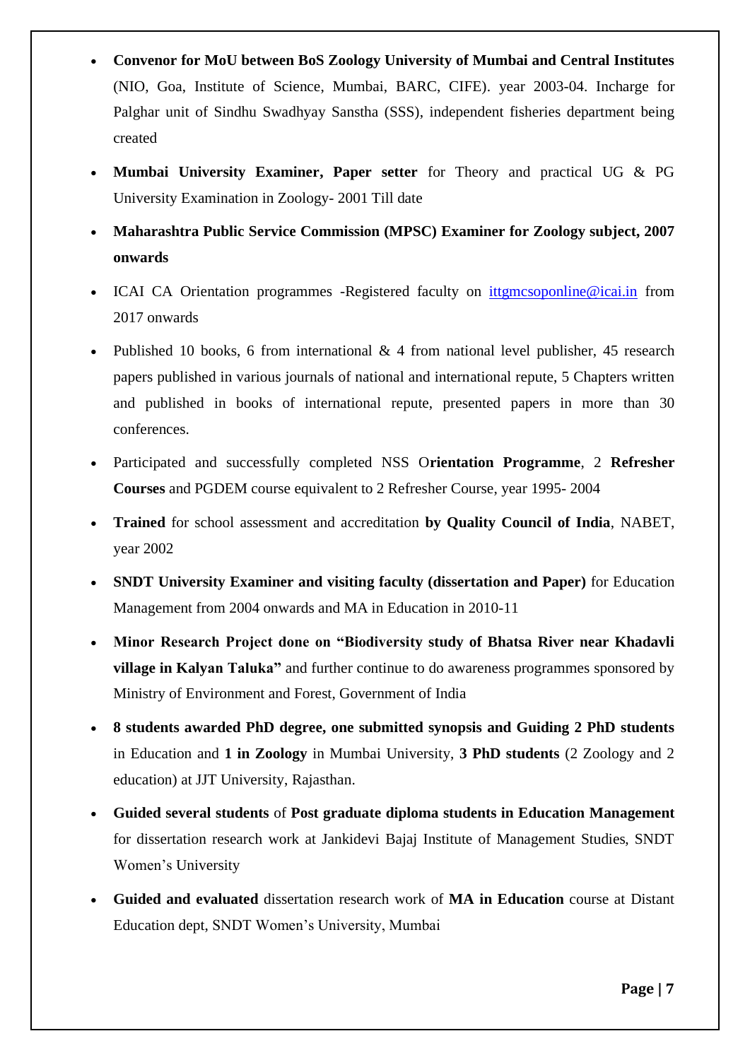- **Convenor for MoU between BoS Zoology University of Mumbai and Central Institutes** (NIO, Goa, Institute of Science, Mumbai, BARC, CIFE). year 2003-04. Incharge for Palghar unit of Sindhu Swadhyay Sanstha (SSS), independent fisheries department being created
- **Mumbai University Examiner, Paper setter** for Theory and practical UG & PG University Examination in Zoology- 2001 Till date
- **Maharashtra Public Service Commission (MPSC) Examiner for Zoology subject, 2007 onwards**
- ICAI CA Orientation programmes -Registered faculty on ittgmcsoponline@icai.in from 2017 onwards
- Published 10 books, 6 from international & 4 from national level publisher, 45 research papers published in various journals of national and international repute, 5 Chapters written and published in books of international repute, presented papers in more than 30 conferences.
- Participated and successfully completed NSS O**rientation Programme**, 2 **Refresher Courses** and PGDEM course equivalent to 2 Refresher Course, year 1995- 2004
- **Trained** for school assessment and accreditation **by Quality Council of India**, NABET, year 2002
- **SNDT University Examiner and visiting faculty (dissertation and Paper)** for Education Management from 2004 onwards and MA in Education in 2010-11
- **Minor Research Project done on "Biodiversity study of Bhatsa River near Khadavli village in Kalyan Taluka"** and further continue to do awareness programmes sponsored by Ministry of Environment and Forest, Government of India
- **8 students awarded PhD degree, one submitted synopsis and Guiding 2 PhD students** in Education and **1 in Zoology** in Mumbai University, **3 PhD students** (2 Zoology and 2 education) at JJT University, Rajasthan.
- **Guided several students** of **Post graduate diploma students in Education Management** for dissertation research work at Jankidevi Bajaj Institute of Management Studies, SNDT Women's University
- **Guided and evaluated** dissertation research work of **MA in Education** course at Distant Education dept, SNDT Women's University, Mumbai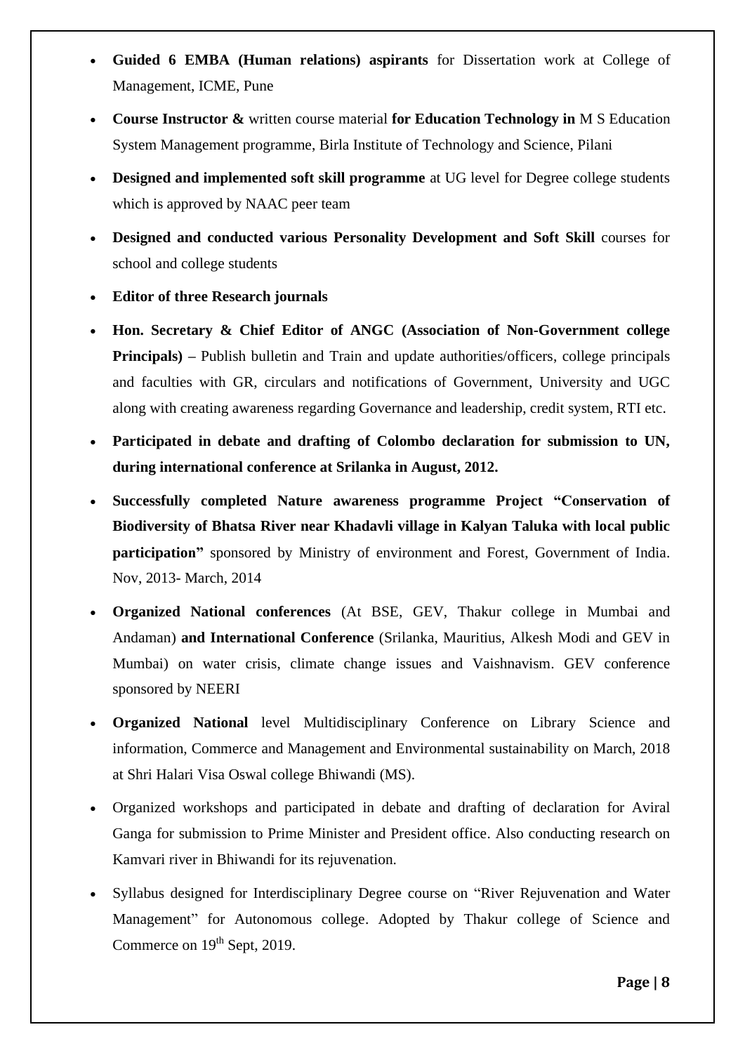- **Guided 6 EMBA (Human relations) aspirants** for Dissertation work at College of Management, ICME, Pune
- **Course Instructor &** written course material **for Education Technology in** M S Education System Management programme, Birla Institute of Technology and Science, Pilani
- **Designed and implemented soft skill programme** at UG level for Degree college students which is approved by NAAC peer team
- **Designed and conducted various Personality Development and Soft Skill** courses for school and college students
- **Editor of three Research journals**
- **Hon. Secretary & Chief Editor of ANGC (Association of Non-Government college Principals) –** Publish bulletin and Train and update authorities/officers, college principals and faculties with GR, circulars and notifications of Government, University and UGC along with creating awareness regarding Governance and leadership, credit system, RTI etc.
- **Participated in debate and drafting of Colombo declaration for submission to UN, during international conference at Srilanka in August, 2012.**
- **Successfully completed Nature awareness programme Project "Conservation of Biodiversity of Bhatsa River near Khadavli village in Kalyan Taluka with local public participation"** sponsored by Ministry of environment and Forest, Government of India. Nov, 2013- March, 2014
- **Organized National conferences** (At BSE, GEV, Thakur college in Mumbai and Andaman) **and International Conference** (Srilanka, Mauritius, Alkesh Modi and GEV in Mumbai) on water crisis, climate change issues and Vaishnavism. GEV conference sponsored by NEERI
- **Organized National** level Multidisciplinary Conference on Library Science and information, Commerce and Management and Environmental sustainability on March, 2018 at Shri Halari Visa Oswal college Bhiwandi (MS).
- Organized workshops and participated in debate and drafting of declaration for Aviral Ganga for submission to Prime Minister and President office. Also conducting research on Kamvari river in Bhiwandi for its rejuvenation.
- Syllabus designed for Interdisciplinary Degree course on "River Rejuvenation and Water Management" for Autonomous college. Adopted by Thakur college of Science and Commerce on 19th Sept, 2019.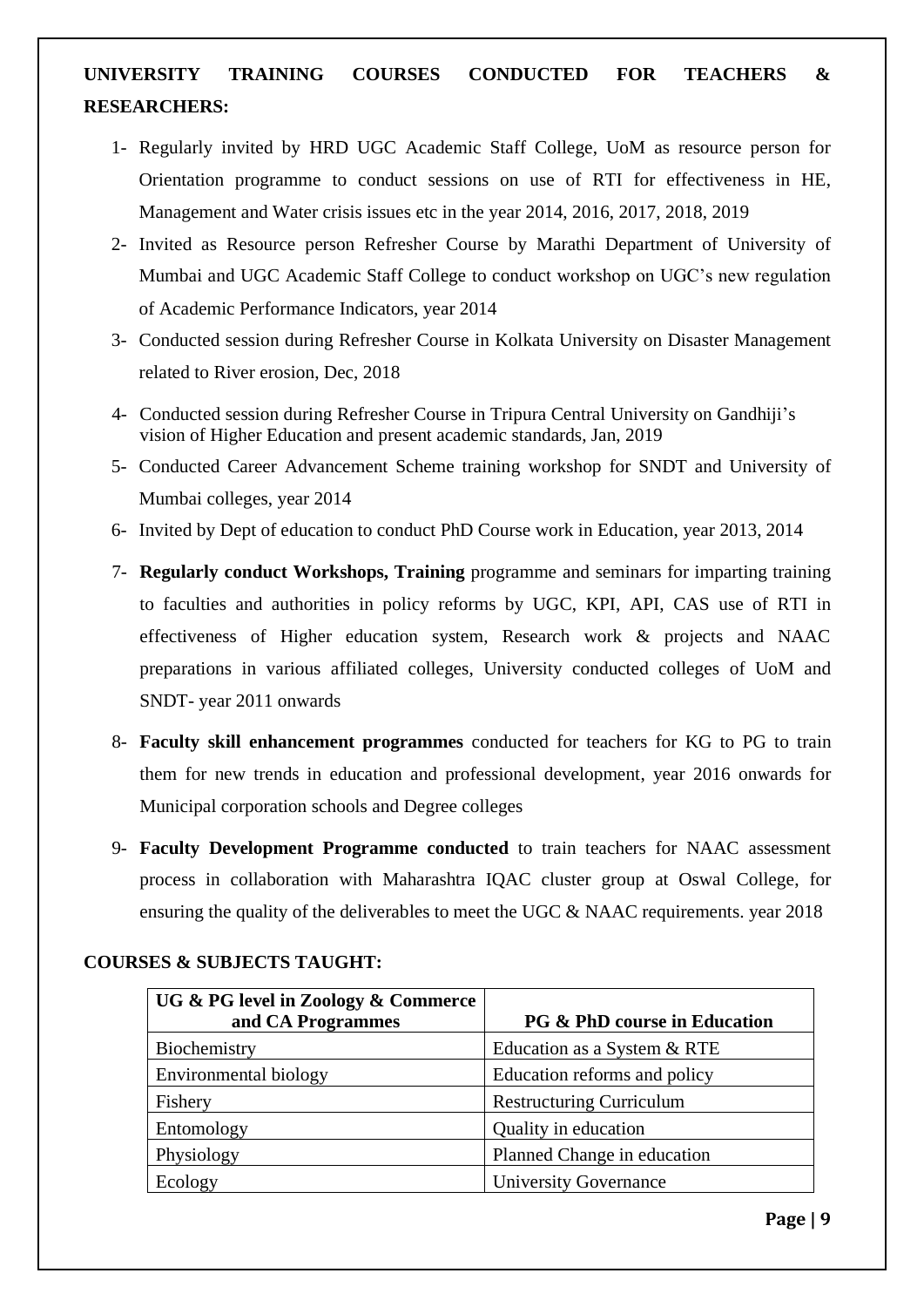## UNIVERSITY TRAINING COURSES CONDUCTED FOR TEACHERS & RESEARCHERS:

1- Regularly invited by HRD UGC Academic Staff College, UoM as resource person for Orientation programme to conduct sessions on use of RTI for effectiveness in HE, Management and Water crisis issues etc in the year 2014, 2016, 2017, 2018, 2019

2- Invited as Resource person Refresher Course by Marathi Department of University of Mumbai and UGC Academic Staff College to conduct workshop on UGC's new regulation of Academic Performance Indicators, year 2014

3- Conducted session during Refresher Course in Kolkata University on Disaster Management related to River erosion, Dec, 2018

4- Conducted session during Refresher Course in Tripura Central University on Gandhiji's vision of Higher Education and present academic standards, Jan, 2019

5- Conducted Career Advancement Scheme training workshop for SNDT and University of Mumbai colleges, year 2014

6- Invited by Dept of education to conduct PhD Course work in Education, year 2013, 2014

7- **Regularly conduct Workshops, Training** programme and seminars for imparting training to faculties and authorities in policy reforms by UGC, KPI, API, CAS use of RTI in effectiveness of Higher education system, Research work & projects and NAAC preparations in various affiliated colleges, University conducted colleges of UoM and SNDT- year 2011 onwards

8- **Faculty skill enhancement programmes** conducted for teachers for KG to PG to train them for new trends in education and professional development, year 2016 onwards for Municipal corporation schools and Degree colleges

9- **Faculty Development Programme conducted** to train teachers for NAAC assessment process in collaboration with Maharashtra IQAC cluster group at Oswal College, for ensuring the quality of the deliverables to meet the UGC & NAAC requirements. year 2018

## COURSES & SUBJECTS TAUGHT:

| UG & PG level in Zoology & Commerce and CA Programmes | PG & PhD course in Education |
|---|---|
| Biochemistry | Education as a System & RTE |
| Environmental biology | Education reforms and policy |
| Fishery | Restructuring Curriculum |
| Entomology | Quality in education |
| Physiology | Planned Change in education |
| Ecology | University Governance |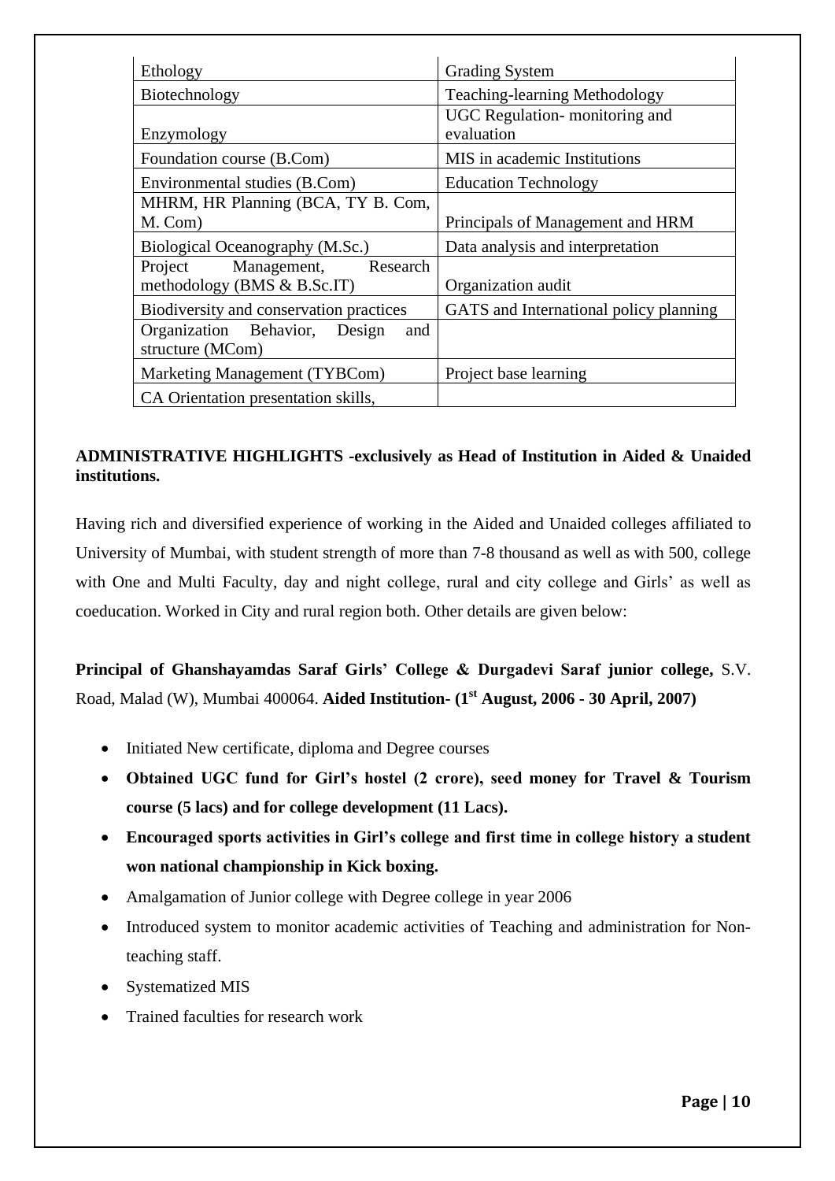| Ethology | Grading System |
|---|---|
| Biotechnology | Teaching-learning Methodology |
| Enzymology | UGC Regulation- monitoring and evaluation |
| Foundation course (B.Com) | MIS in academic Institutions |
| Environmental studies (B.Com) | Education Technology |
| MHRM, HR Planning (BCA, TY B. Com, M. Com) | Principals of Management and HRM |
| Biological Oceanography (M.Sc.) | Data analysis and interpretation |
| Project Management, Research methodology (BMS & B.Sc.IT) | Organization audit |
| Biodiversity and conservation practices | GATS and International policy planning |
| Organization Behavior, Design and structure (MCom) | |
| Marketing Management (TYBCom) | Project base learning |
| CA Orientation presentation skills, | |

**ADMINISTRATIVE HIGHLIGHTS -exclusively as Head of Institution in Aided & Unaided institutions.**

Having rich and diversified experience of working in the Aided and Unaided colleges affiliated to University of Mumbai, with student strength of more than 7-8 thousand as well as with 500, college with One and Multi Faculty, day and night college, rural and city college and Girls' as well as coeducation. Worked in City and rural region both. Other details are given below:

**Principal of Ghanshayamdas Saraf Girls' College & Durgadevi Saraf junior college,** S.V. Road, Malad (W), Mumbai 400064. **Aided Institution- (1st August, 2006 - 30 April, 2007)**

- Initiated New certificate, diploma and Degree courses
- **Obtained UGC fund for Girl's hostel (2 crore), seed money for Travel & Tourism course (5 lacs) and for college development (11 Lacs).**
- **Encouraged sports activities in Girl's college and first time in college history a student won national championship in Kick boxing.**
- Amalgamation of Junior college with Degree college in year 2006
- Introduced system to monitor academic activities of Teaching and administration for Non-teaching staff.
- Systematized MIS
- Trained faculties for research work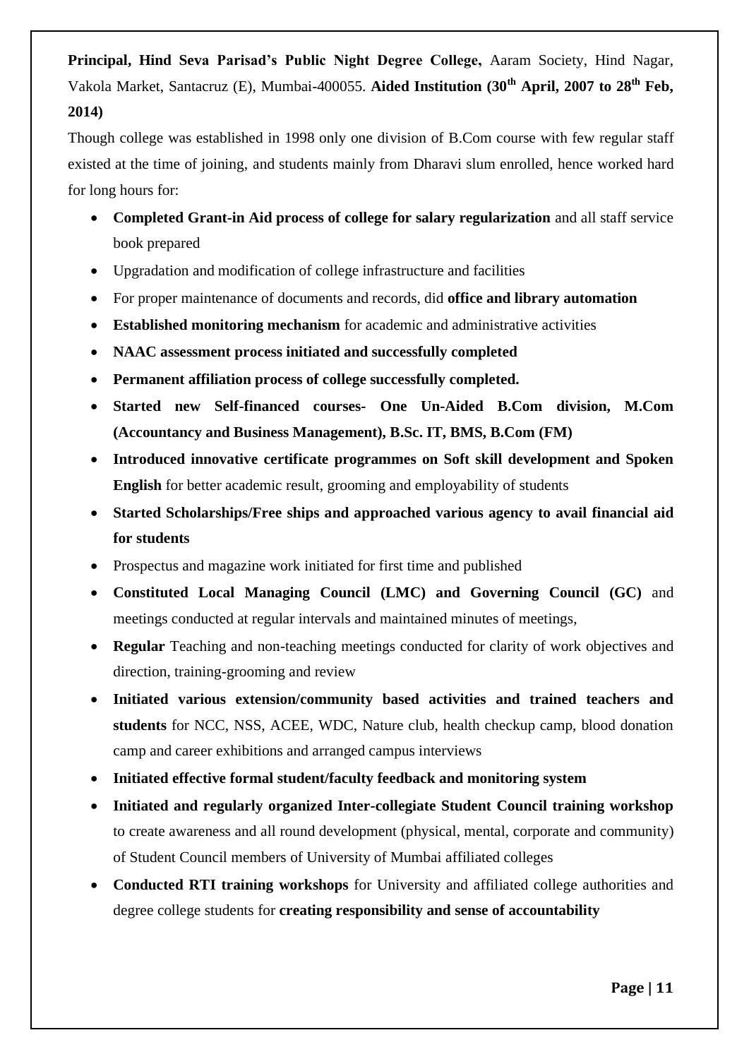**Principal, Hind Seva Parisad's Public Night Degree College,** Aaram Society, Hind Nagar, Vakola Market, Santacruz (E), Mumbai-400055. **Aided Institution (30th April, 2007 to 28th Feb, 2014)**

Though college was established in 1998 only one division of B.Com course with few regular staff existed at the time of joining, and students mainly from Dharavi slum enrolled, hence worked hard for long hours for:

- **Completed Grant-in Aid process of college for salary regularization** and all staff service book prepared
- Upgradation and modification of college infrastructure and facilities
- For proper maintenance of documents and records, did **office and library automation**
- **Established monitoring mechanism** for academic and administrative activities
- **NAAC assessment process initiated and successfully completed**
- **Permanent affiliation process of college successfully completed.**
- **Started new Self-financed courses- One Un-Aided B.Com division, M.Com (Accountancy and Business Management), B.Sc. IT, BMS, B.Com (FM)**
- **Introduced innovative certificate programmes on Soft skill development and Spoken English** for better academic result, grooming and employability of students
- **Started Scholarships/Free ships and approached various agency to avail financial aid for students**
- Prospectus and magazine work initiated for first time and published
- **Constituted Local Managing Council (LMC) and Governing Council (GC)** and meetings conducted at regular intervals and maintained minutes of meetings,
- **Regular** Teaching and non-teaching meetings conducted for clarity of work objectives and direction, training-grooming and review
- **Initiated various extension/community based activities and trained teachers and students** for NCC, NSS, ACEE, WDC, Nature club, health checkup camp, blood donation camp and career exhibitions and arranged campus interviews
- **Initiated effective formal student/faculty feedback and monitoring system**
- **Initiated and regularly organized Inter-collegiate Student Council training workshop** to create awareness and all round development (physical, mental, corporate and community) of Student Council members of University of Mumbai affiliated colleges
- **Conducted RTI training workshops** for University and affiliated college authorities and degree college students for **creating responsibility and sense of accountability**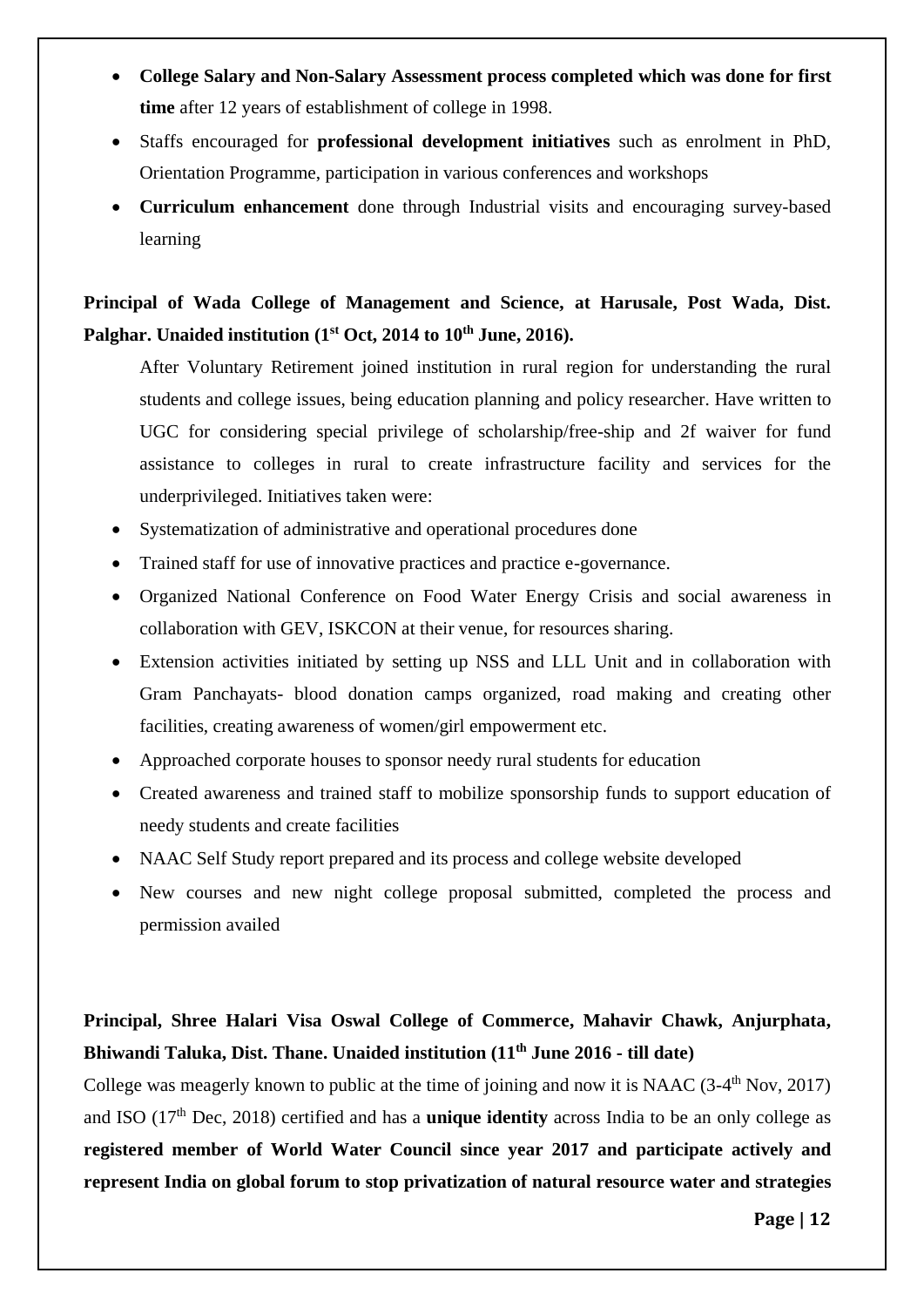- **College Salary and Non-Salary Assessment process completed which was done for first time** after 12 years of establishment of college in 1998.
- Staffs encouraged for **professional development initiatives** such as enrolment in PhD, Orientation Programme, participation in various conferences and workshops
- **Curriculum enhancement** done through Industrial visits and encouraging survey-based learning

**Principal of Wada College of Management and Science, at Harusale, Post Wada, Dist. Palghar. Unaided institution (1st Oct, 2014 to 10th June, 2016).**

After Voluntary Retirement joined institution in rural region for understanding the rural students and college issues, being education planning and policy researcher. Have written to UGC for considering special privilege of scholarship/free-ship and 2f waiver for fund assistance to colleges in rural to create infrastructure facility and services for the underprivileged. Initiatives taken were:

- Systematization of administrative and operational procedures done
- Trained staff for use of innovative practices and practice e-governance.
- Organized National Conference on Food Water Energy Crisis and social awareness in collaboration with GEV, ISKCON at their venue, for resources sharing.
- Extension activities initiated by setting up NSS and LLL Unit and in collaboration with Gram Panchayats- blood donation camps organized, road making and creating other facilities, creating awareness of women/girl empowerment etc.
- Approached corporate houses to sponsor needy rural students for education
- Created awareness and trained staff to mobilize sponsorship funds to support education of needy students and create facilities
- NAAC Self Study report prepared and its process and college website developed
- New courses and new night college proposal submitted, completed the process and permission availed

**Principal, Shree Halari Visa Oswal College of Commerce, Mahavir Chawk, Anjurphata, Bhiwandi Taluka, Dist. Thane. Unaided institution (11th June 2016 - till date)**

College was meagerly known to public at the time of joining and now it is NAAC (3-4th Nov, 2017) and ISO (17th Dec, 2018) certified and has a **unique identity** across India to be an only college as **registered member of World Water Council since year 2017 and participate actively and represent India on global forum to stop privatization of natural resource water and strategies**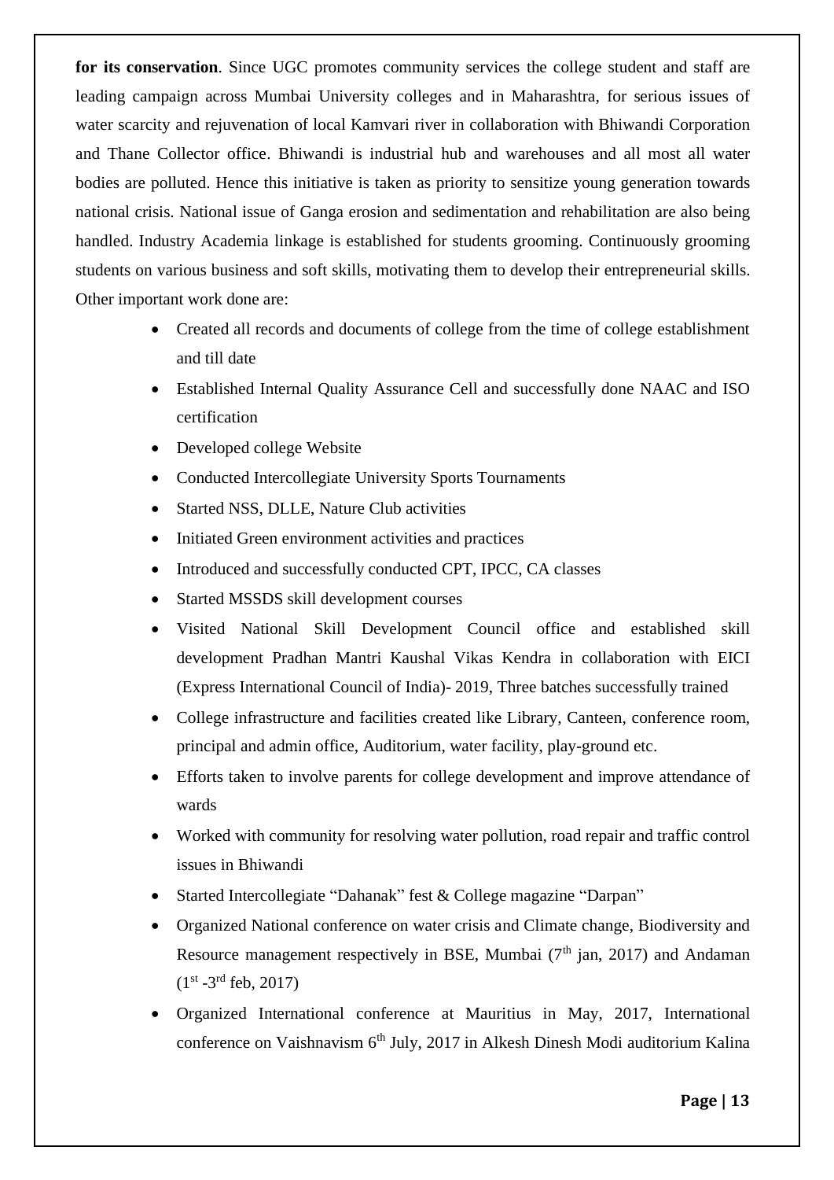**for its conservation**. Since UGC promotes community services the college student and staff are leading campaign across Mumbai University colleges and in Maharashtra, for serious issues of water scarcity and rejuvenation of local Kamvari river in collaboration with Bhiwandi Corporation and Thane Collector office. Bhiwandi is industrial hub and warehouses and all most all water bodies are polluted. Hence this initiative is taken as priority to sensitize young generation towards national crisis. National issue of Ganga erosion and sedimentation and rehabilitation are also being handled. Industry Academia linkage is established for students grooming. Continuously grooming students on various business and soft skills, motivating them to develop their entrepreneurial skills. Other important work done are:

- Created all records and documents of college from the time of college establishment and till date
- Established Internal Quality Assurance Cell and successfully done NAAC and ISO certification
- Developed college Website
- Conducted Intercollegiate University Sports Tournaments
- Started NSS, DLLE, Nature Club activities
- Initiated Green environment activities and practices
- Introduced and successfully conducted CPT, IPCC, CA classes
- Started MSSDS skill development courses
- Visited National Skill Development Council office and established skill development Pradhan Mantri Kaushal Vikas Kendra in collaboration with EICI (Express International Council of India)- 2019, Three batches successfully trained
- College infrastructure and facilities created like Library, Canteen, conference room, principal and admin office, Auditorium, water facility, play-ground etc.
- Efforts taken to involve parents for college development and improve attendance of wards
- Worked with community for resolving water pollution, road repair and traffic control issues in Bhiwandi
- Started Intercollegiate "Dahanak" fest & College magazine "Darpan"
- Organized National conference on water crisis and Climate change, Biodiversity and Resource management respectively in BSE, Mumbai (7th jan, 2017) and Andaman (1st -3rd feb, 2017)
- Organized International conference at Mauritius in May, 2017, International conference on Vaishnavism 6th July, 2017 in Alkesh Dinesh Modi auditorium Kalina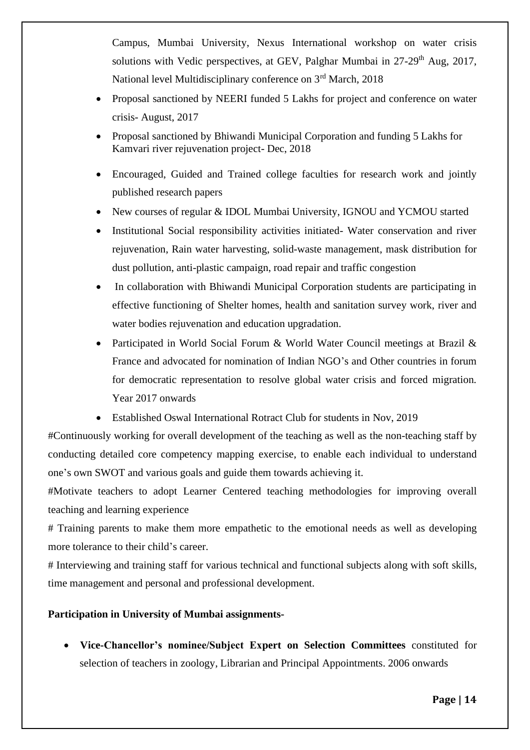Campus, Mumbai University, Nexus International workshop on water crisis solutions with Vedic perspectives, at GEV, Palghar Mumbai in 27-29th Aug, 2017, National level Multidisciplinary conference on 3rd March, 2018

- Proposal sanctioned by NEERI funded 5 Lakhs for project and conference on water crisis- August, 2017
- Proposal sanctioned by Bhiwandi Municipal Corporation and funding 5 Lakhs for Kamvari river rejuvenation project- Dec, 2018
- Encouraged, Guided and Trained college faculties for research work and jointly published research papers
- New courses of regular & IDOL Mumbai University, IGNOU and YCMOU started
- Institutional Social responsibility activities initiated- Water conservation and river rejuvenation, Rain water harvesting, solid-waste management, mask distribution for dust pollution, anti-plastic campaign, road repair and traffic congestion
- In collaboration with Bhiwandi Municipal Corporation students are participating in effective functioning of Shelter homes, health and sanitation survey work, river and water bodies rejuvenation and education upgradation.
- Participated in World Social Forum & World Water Council meetings at Brazil & France and advocated for nomination of Indian NGO's and Other countries in forum for democratic representation to resolve global water crisis and forced migration. Year 2017 onwards
- Established Oswal International Rotract Club for students in Nov, 2019

#Continuously working for overall development of the teaching as well as the non-teaching staff by conducting detailed core competency mapping exercise, to enable each individual to understand one's own SWOT and various goals and guide them towards achieving it.

#Motivate teachers to adopt Learner Centered teaching methodologies for improving overall teaching and learning experience

# Training parents to make them more empathetic to the emotional needs as well as developing more tolerance to their child's career.

# Interviewing and training staff for various technical and functional subjects along with soft skills, time management and personal and professional development.

**Participation in University of Mumbai assignments-**

- **Vice-Chancellor's nominee/Subject Expert on Selection Committees** constituted for selection of teachers in zoology, Librarian and Principal Appointments. 2006 onwards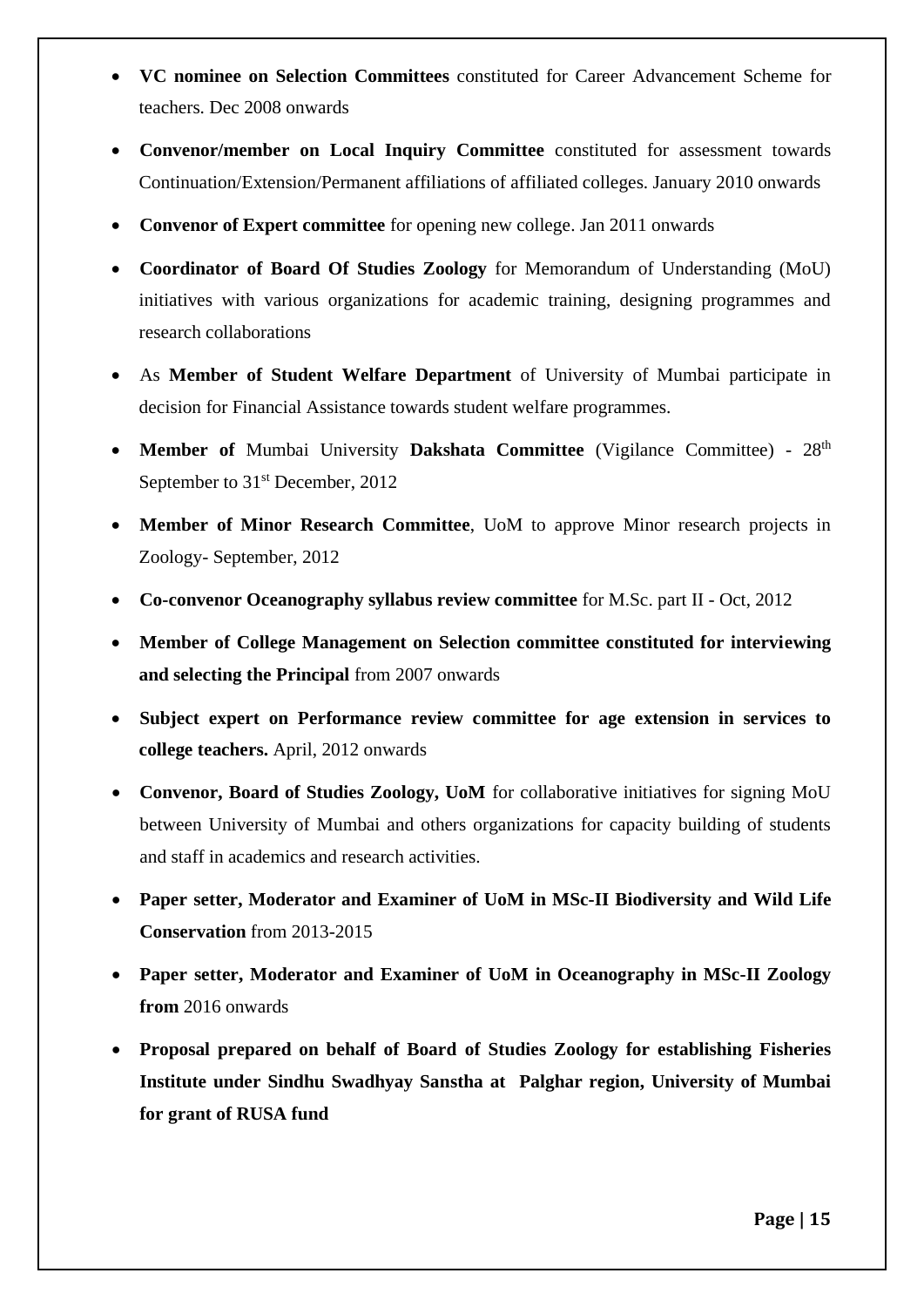- **VC nominee on Selection Committees** constituted for Career Advancement Scheme for teachers. Dec 2008 onwards
- **Convenor/member on Local Inquiry Committee** constituted for assessment towards Continuation/Extension/Permanent affiliations of affiliated colleges. January 2010 onwards
- **Convenor of Expert committee** for opening new college. Jan 2011 onwards
- **Coordinator of Board Of Studies Zoology** for Memorandum of Understanding (MoU) initiatives with various organizations for academic training, designing programmes and research collaborations
- As **Member of Student Welfare Department** of University of Mumbai participate in decision for Financial Assistance towards student welfare programmes.
- **Member of** Mumbai University **Dakshata Committee** (Vigilance Committee) - 28th September to 31st December, 2012
- **Member of Minor Research Committee**, UoM to approve Minor research projects in Zoology- September, 2012
- **Co-convenor Oceanography syllabus review committee** for M.Sc. part II - Oct, 2012
- **Member of College Management on Selection committee constituted for interviewing and selecting the Principal** from 2007 onwards
- **Subject expert on Performance review committee for age extension in services to college teachers.** April, 2012 onwards
- **Convenor, Board of Studies Zoology, UoM** for collaborative initiatives for signing MoU between University of Mumbai and others organizations for capacity building of students and staff in academics and research activities.
- **Paper setter, Moderator and Examiner of UoM in MSc-II Biodiversity and Wild Life Conservation** from 2013-2015
- **Paper setter, Moderator and Examiner of UoM in Oceanography in MSc-II Zoology from** 2016 onwards
- **Proposal prepared on behalf of Board of Studies Zoology for establishing Fisheries Institute under Sindhu Swadhyay Sanstha at Palghar region, University of Mumbai for grant of RUSA fund**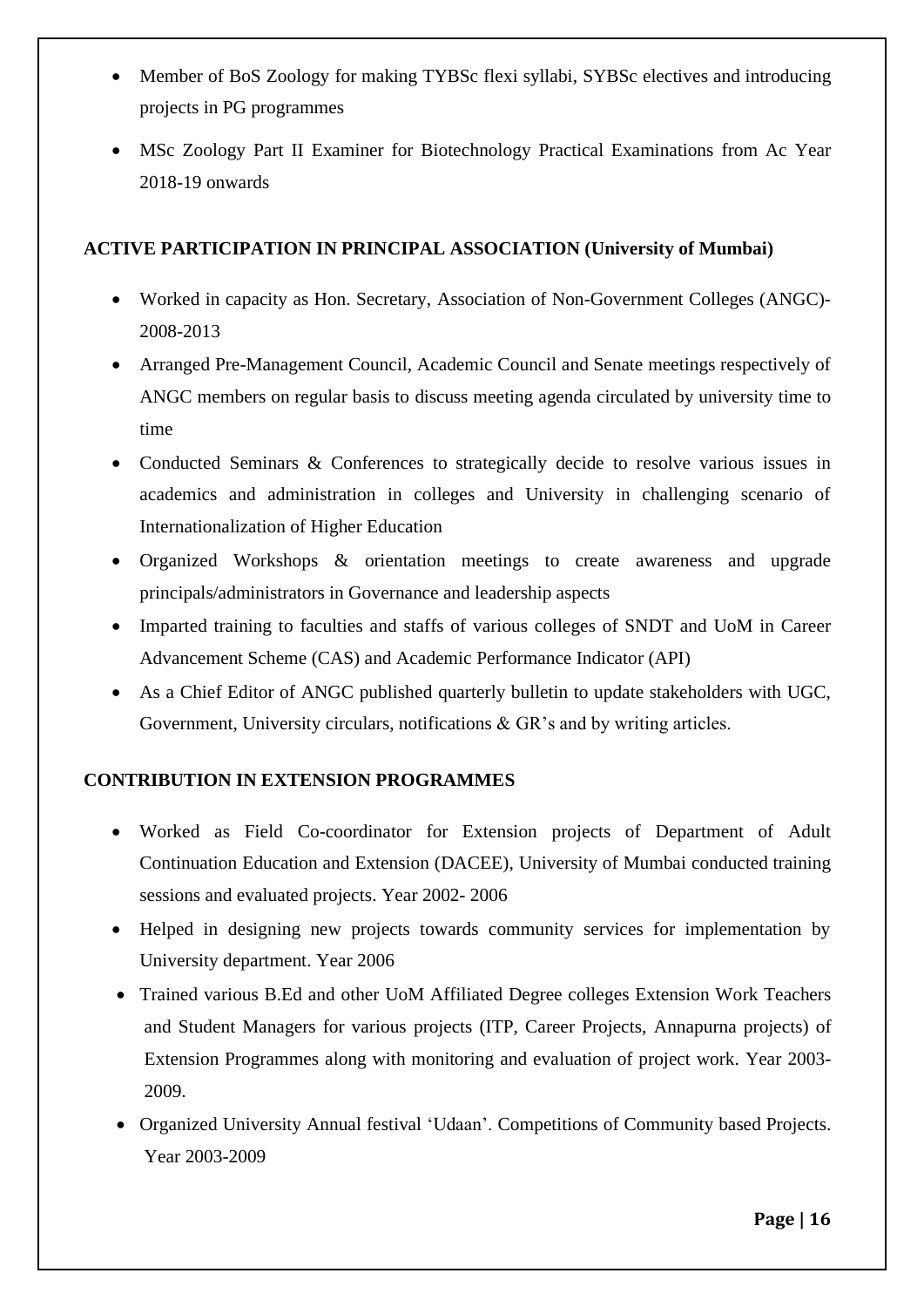- Member of BoS Zoology for making TYBSc flexi syllabi, SYBSc electives and introducing projects in PG programmes
- MSc Zoology Part II Examiner for Biotechnology Practical Examinations from Ac Year 2018-19 onwards

**ACTIVE PARTICIPATION IN PRINCIPAL ASSOCIATION (University of Mumbai)**

- Worked in capacity as Hon. Secretary, Association of Non-Government Colleges (ANGC)-2008-2013
- Arranged Pre-Management Council, Academic Council and Senate meetings respectively of ANGC members on regular basis to discuss meeting agenda circulated by university time to time
- Conducted Seminars & Conferences to strategically decide to resolve various issues in academics and administration in colleges and University in challenging scenario of Internationalization of Higher Education
- Organized Workshops & orientation meetings to create awareness and upgrade principals/administrators in Governance and leadership aspects
- Imparted training to faculties and staffs of various colleges of SNDT and UoM in Career Advancement Scheme (CAS) and Academic Performance Indicator (API)
- As a Chief Editor of ANGC published quarterly bulletin to update stakeholders with UGC, Government, University circulars, notifications & GR's and by writing articles.

**CONTRIBUTION IN EXTENSION PROGRAMMES**

- Worked as Field Co-coordinator for Extension projects of Department of Adult Continuation Education and Extension (DACEE), University of Mumbai conducted training sessions and evaluated projects. Year 2002- 2006
- Helped in designing new projects towards community services for implementation by University department. Year 2006
- Trained various B.Ed and other UoM Affiliated Degree colleges Extension Work Teachers and Student Managers for various projects (ITP, Career Projects, Annapurna projects) of Extension Programmes along with monitoring and evaluation of project work. Year 2003-2009.
- Organized University Annual festival 'Udaan'. Competitions of Community based Projects. Year 2003-2009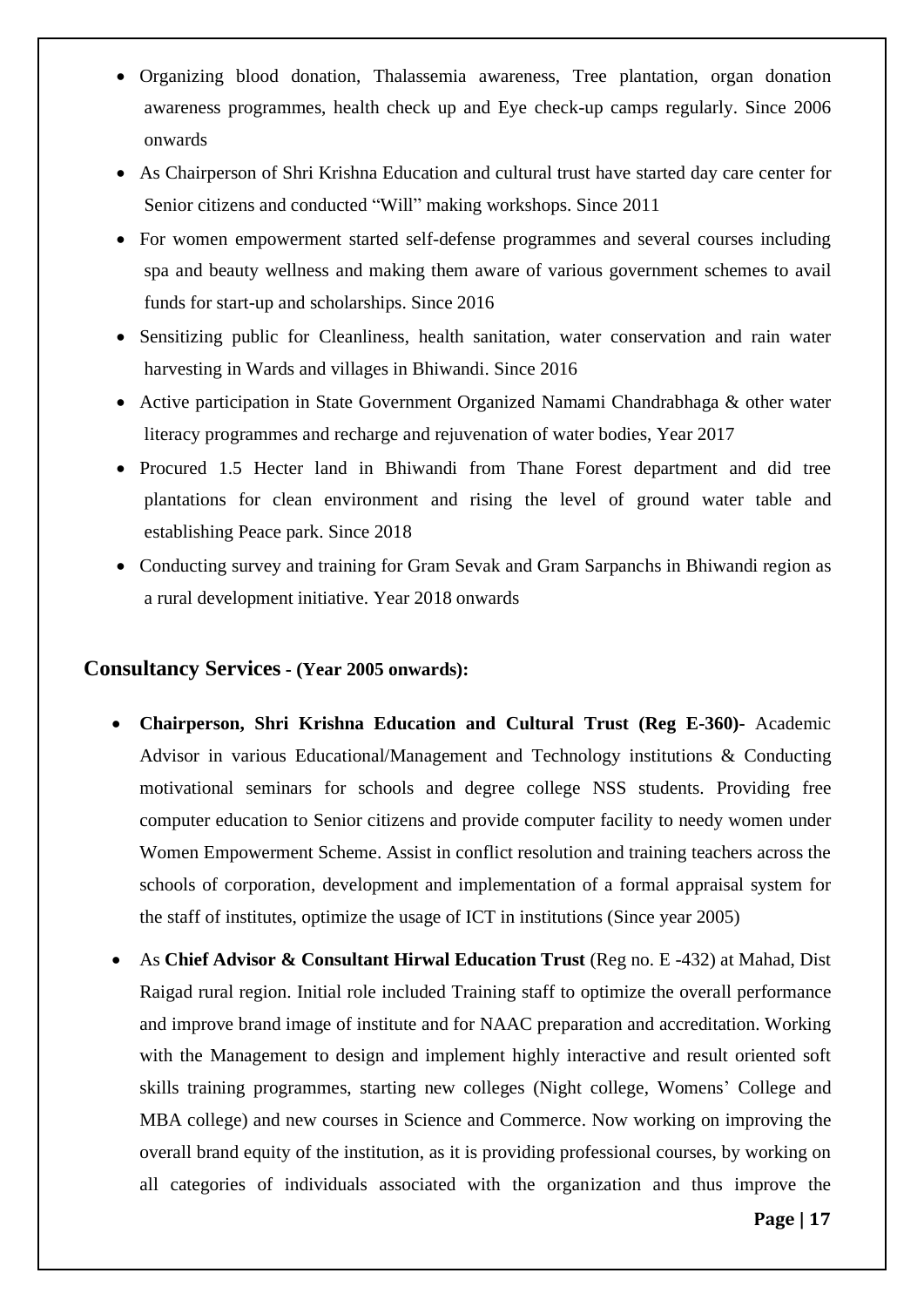- Organizing blood donation, Thalassemia awareness, Tree plantation, organ donation awareness programmes, health check up and Eye check-up camps regularly. Since 2006 onwards
- As Chairperson of Shri Krishna Education and cultural trust have started day care center for Senior citizens and conducted "Will" making workshops. Since 2011
- For women empowerment started self-defense programmes and several courses including spa and beauty wellness and making them aware of various government schemes to avail funds for start-up and scholarships. Since 2016
- Sensitizing public for Cleanliness, health sanitation, water conservation and rain water harvesting in Wards and villages in Bhiwandi. Since 2016
- Active participation in State Government Organized Namami Chandrabhaga & other water literacy programmes and recharge and rejuvenation of water bodies, Year 2017
- Procured 1.5 Hecter land in Bhiwandi from Thane Forest department and did tree plantations for clean environment and rising the level of ground water table and establishing Peace park. Since 2018
- Conducting survey and training for Gram Sevak and Gram Sarpanchs in Bhiwandi region as a rural development initiative. Year 2018 onwards

## Consultancy Services - (Year 2005 onwards):

- **Chairperson, Shri Krishna Education and Cultural Trust (Reg E-360)-** Academic Advisor in various Educational/Management and Technology institutions & Conducting motivational seminars for schools and degree college NSS students. Providing free computer education to Senior citizens and provide computer facility to needy women under Women Empowerment Scheme. Assist in conflict resolution and training teachers across the schools of corporation, development and implementation of a formal appraisal system for the staff of institutes, optimize the usage of ICT in institutions (Since year 2005)
- As **Chief Advisor & Consultant Hirwal Education Trust** (Reg no. E -432) at Mahad, Dist Raigad rural region. Initial role included Training staff to optimize the overall performance and improve brand image of institute and for NAAC preparation and accreditation. Working with the Management to design and implement highly interactive and result oriented soft skills training programmes, starting new colleges (Night college, Womens' College and MBA college) and new courses in Science and Commerce. Now working on improving the overall brand equity of the institution, as it is providing professional courses, by working on all categories of individuals associated with the organization and thus improve the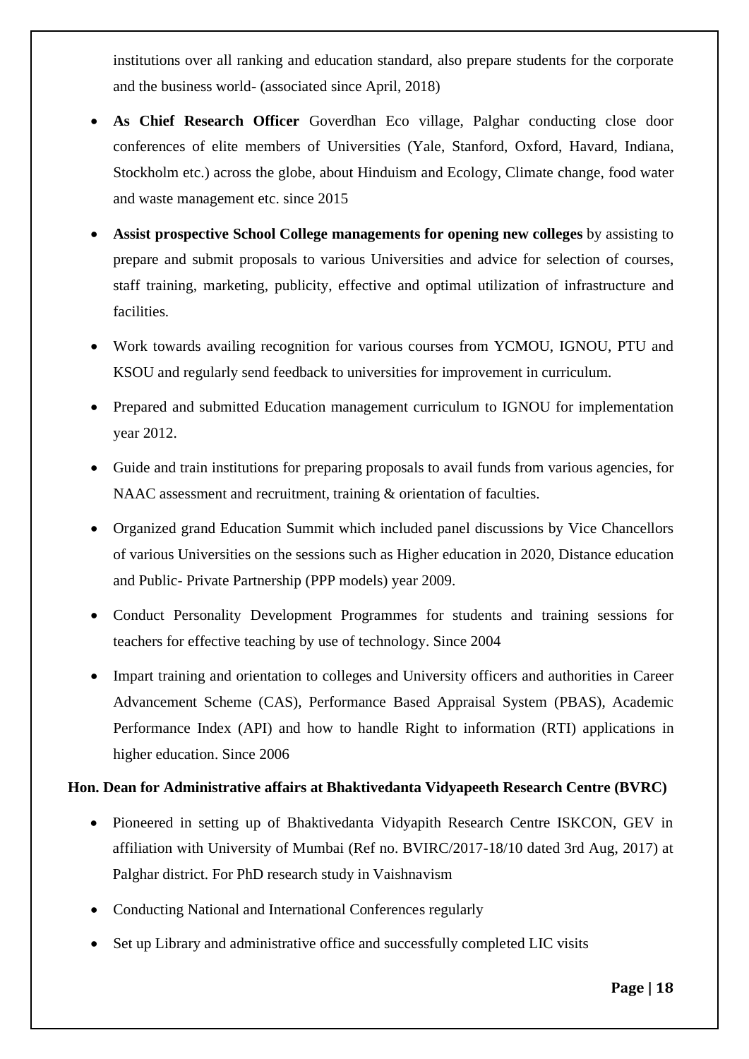institutions over all ranking and education standard, also prepare students for the corporate and the business world- (associated since April, 2018)

- **As Chief Research Officer** Goverdhan Eco village, Palghar conducting close door conferences of elite members of Universities (Yale, Stanford, Oxford, Havard, Indiana, Stockholm etc.) across the globe, about Hinduism and Ecology, Climate change, food water and waste management etc. since 2015
- **Assist prospective School College managements for opening new colleges** by assisting to prepare and submit proposals to various Universities and advice for selection of courses, staff training, marketing, publicity, effective and optimal utilization of infrastructure and facilities.
- Work towards availing recognition for various courses from YCMOU, IGNOU, PTU and KSOU and regularly send feedback to universities for improvement in curriculum.
- Prepared and submitted Education management curriculum to IGNOU for implementation year 2012.
- Guide and train institutions for preparing proposals to avail funds from various agencies, for NAAC assessment and recruitment, training & orientation of faculties.
- Organized grand Education Summit which included panel discussions by Vice Chancellors of various Universities on the sessions such as Higher education in 2020, Distance education and Public- Private Partnership (PPP models) year 2009.
- Conduct Personality Development Programmes for students and training sessions for teachers for effective teaching by use of technology. Since 2004
- Impart training and orientation to colleges and University officers and authorities in Career Advancement Scheme (CAS), Performance Based Appraisal System (PBAS), Academic Performance Index (API) and how to handle Right to information (RTI) applications in higher education. Since 2006

**Hon. Dean for Administrative affairs at Bhaktivedanta Vidyapeeth Research Centre (BVRC)**

- Pioneered in setting up of Bhaktivedanta Vidyapith Research Centre ISKCON, GEV in affiliation with University of Mumbai (Ref no. BVIRC/2017-18/10 dated 3rd Aug, 2017) at Palghar district. For PhD research study in Vaishnavism
- Conducting National and International Conferences regularly
- Set up Library and administrative office and successfully completed LIC visits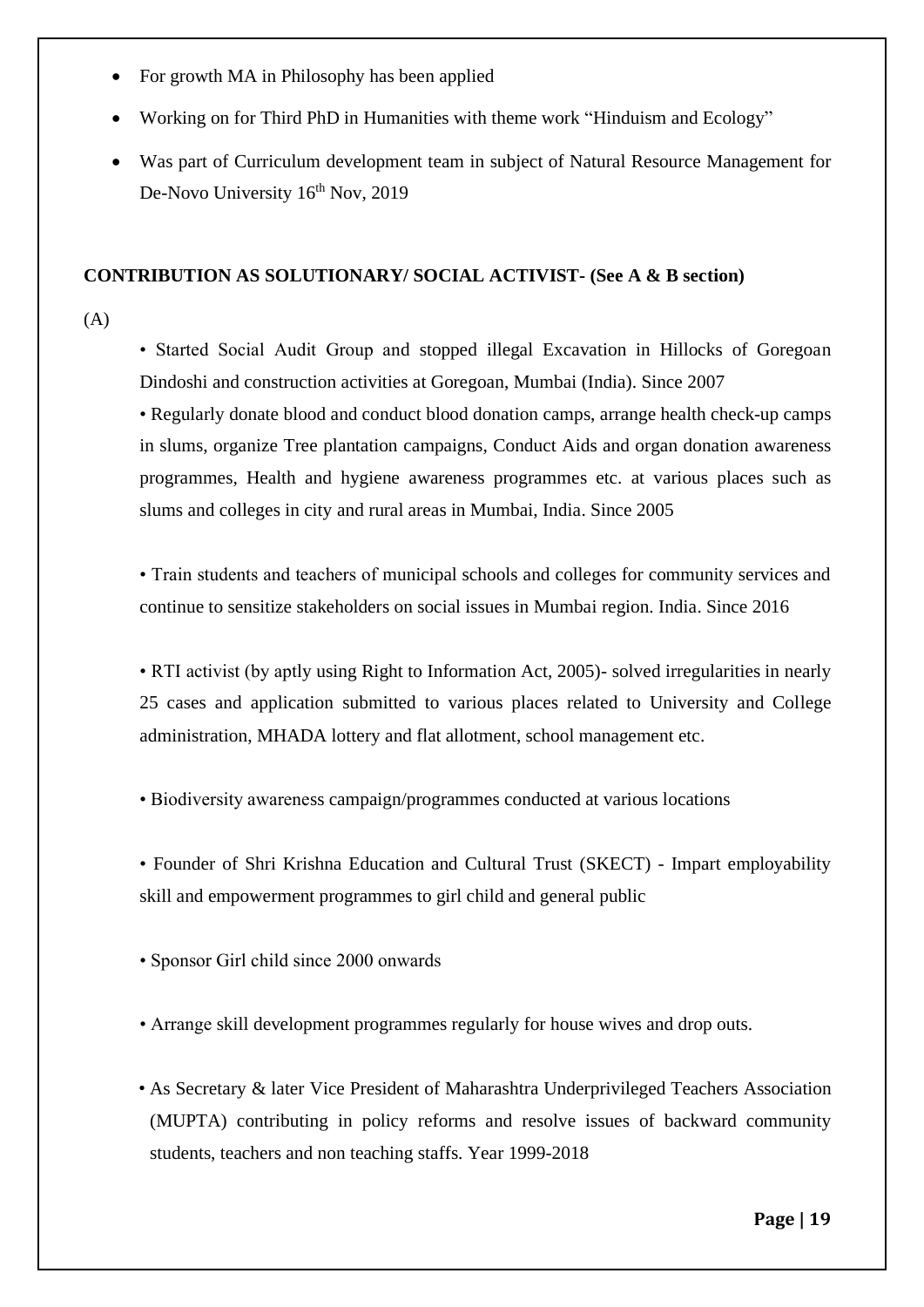- For growth MA in Philosophy has been applied
- Working on for Third PhD in Humanities with theme work "Hinduism and Ecology"
- Was part of Curriculum development team in subject of Natural Resource Management for De-Novo University 16th Nov, 2019

**CONTRIBUTION AS SOLUTIONARY/ SOCIAL ACTIVIST- (See A & B section)**

(A)

- Started Social Audit Group and stopped illegal Excavation in Hillocks of Goregoan Dindoshi and construction activities at Goregoan, Mumbai (India). Since 2007
- Regularly donate blood and conduct blood donation camps, arrange health check-up camps in slums, organize Tree plantation campaigns, Conduct Aids and organ donation awareness programmes, Health and hygiene awareness programmes etc. at various places such as slums and colleges in city and rural areas in Mumbai, India. Since 2005
- Train students and teachers of municipal schools and colleges for community services and continue to sensitize stakeholders on social issues in Mumbai region. India. Since 2016
- RTI activist (by aptly using Right to Information Act, 2005)- solved irregularities in nearly 25 cases and application submitted to various places related to University and College administration, MHADA lottery and flat allotment, school management etc.
- Biodiversity awareness campaign/programmes conducted at various locations
- Founder of Shri Krishna Education and Cultural Trust (SKECT) - Impart employability skill and empowerment programmes to girl child and general public
- Sponsor Girl child since 2000 onwards
- Arrange skill development programmes regularly for house wives and drop outs.
- As Secretary & later Vice President of Maharashtra Underprivileged Teachers Association (MUPTA) contributing in policy reforms and resolve issues of backward community students, teachers and non teaching staffs. Year 1999-2018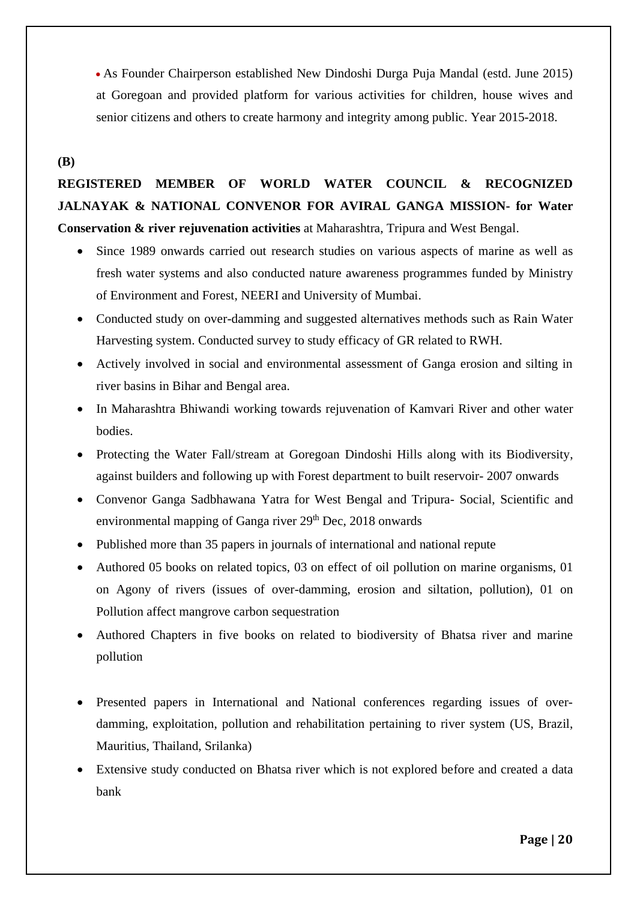- As Founder Chairperson established New Dindoshi Durga Puja Mandal (estd. June 2015) at Goregoan and provided platform for various activities for children, house wives and senior citizens and others to create harmony and integrity among public. Year 2015-2018.

**(B)**

**REGISTERED MEMBER OF WORLD WATER COUNCIL & RECOGNIZED JALNAYAK & NATIONAL CONVENOR FOR AVIRAL GANGA MISSION- for Water Conservation & river rejuvenation activities** at Maharashtra, Tripura and West Bengal.

- Since 1989 onwards carried out research studies on various aspects of marine as well as fresh water systems and also conducted nature awareness programmes funded by Ministry of Environment and Forest, NEERI and University of Mumbai.
- Conducted study on over-damming and suggested alternatives methods such as Rain Water Harvesting system. Conducted survey to study efficacy of GR related to RWH.
- Actively involved in social and environmental assessment of Ganga erosion and silting in river basins in Bihar and Bengal area.
- In Maharashtra Bhiwandi working towards rejuvenation of Kamvari River and other water bodies.
- Protecting the Water Fall/stream at Goregoan Dindoshi Hills along with its Biodiversity, against builders and following up with Forest department to built reservoir- 2007 onwards
- Convenor Ganga Sadbhawana Yatra for West Bengal and Tripura- Social, Scientific and environmental mapping of Ganga river 29th Dec, 2018 onwards
- Published more than 35 papers in journals of international and national repute
- Authored 05 books on related topics, 03 on effect of oil pollution on marine organisms, 01 on Agony of rivers (issues of over-damming, erosion and siltation, pollution), 01 on Pollution affect mangrove carbon sequestration
- Authored Chapters in five books on related to biodiversity of Bhatsa river and marine pollution
- Presented papers in International and National conferences regarding issues of over-damming, exploitation, pollution and rehabilitation pertaining to river system (US, Brazil, Mauritius, Thailand, Srilanka)
- Extensive study conducted on Bhatsa river which is not explored before and created a data bank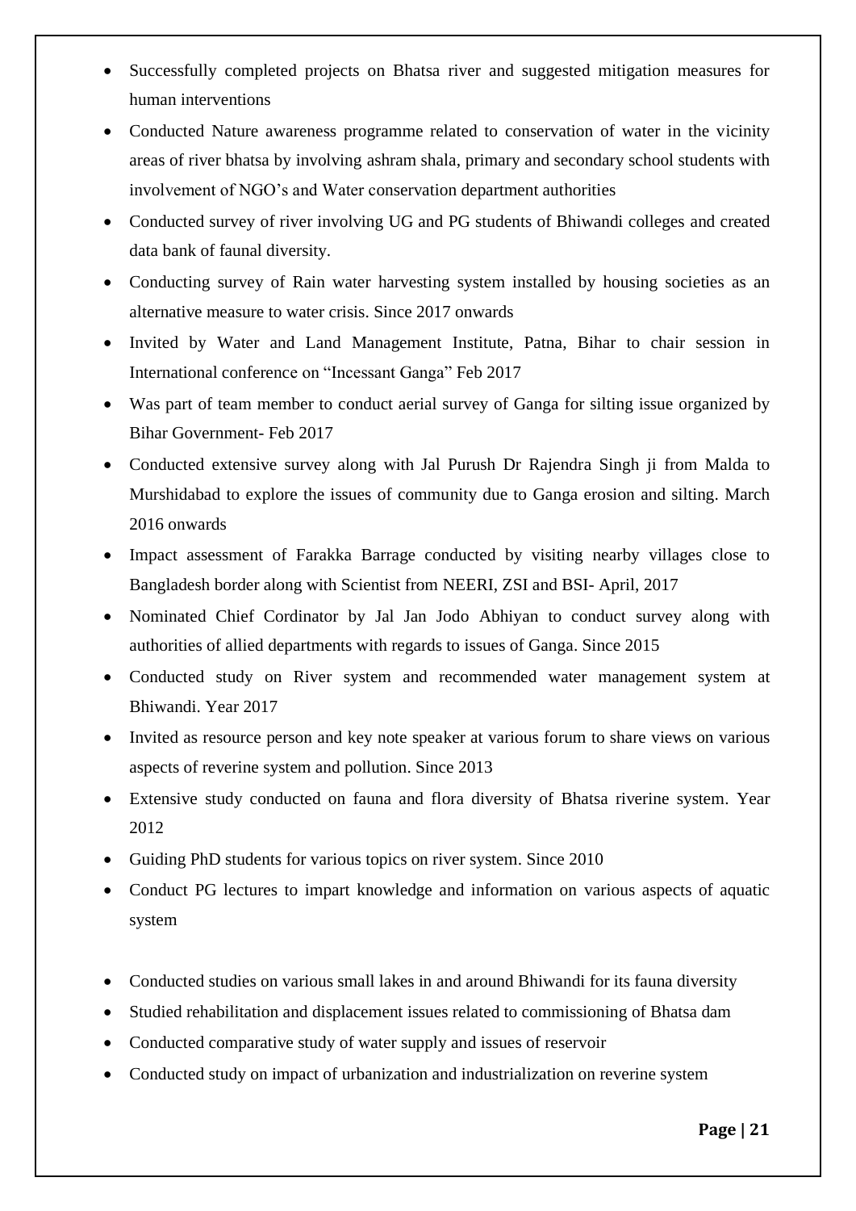- Successfully completed projects on Bhatsa river and suggested mitigation measures for human interventions
- Conducted Nature awareness programme related to conservation of water in the vicinity areas of river bhatsa by involving ashram shala, primary and secondary school students with involvement of NGO's and Water conservation department authorities
- Conducted survey of river involving UG and PG students of Bhiwandi colleges and created data bank of faunal diversity.
- Conducting survey of Rain water harvesting system installed by housing societies as an alternative measure to water crisis. Since 2017 onwards
- Invited by Water and Land Management Institute, Patna, Bihar to chair session in International conference on "Incessant Ganga" Feb 2017
- Was part of team member to conduct aerial survey of Ganga for silting issue organized by Bihar Government- Feb 2017
- Conducted extensive survey along with Jal Purush Dr Rajendra Singh ji from Malda to Murshidabad to explore the issues of community due to Ganga erosion and silting. March 2016 onwards
- Impact assessment of Farakka Barrage conducted by visiting nearby villages close to Bangladesh border along with Scientist from NEERI, ZSI and BSI- April, 2017
- Nominated Chief Cordinator by Jal Jan Jodo Abhiyan to conduct survey along with authorities of allied departments with regards to issues of Ganga. Since 2015
- Conducted study on River system and recommended water management system at Bhiwandi. Year 2017
- Invited as resource person and key note speaker at various forum to share views on various aspects of reverine system and pollution. Since 2013
- Extensive study conducted on fauna and flora diversity of Bhatsa riverine system. Year 2012
- Guiding PhD students for various topics on river system. Since 2010
- Conduct PG lectures to impart knowledge and information on various aspects of aquatic system

- Conducted studies on various small lakes in and around Bhiwandi for its fauna diversity
- Studied rehabilitation and displacement issues related to commissioning of Bhatsa dam
- Conducted comparative study of water supply and issues of reservoir
- Conducted study on impact of urbanization and industrialization on reverine system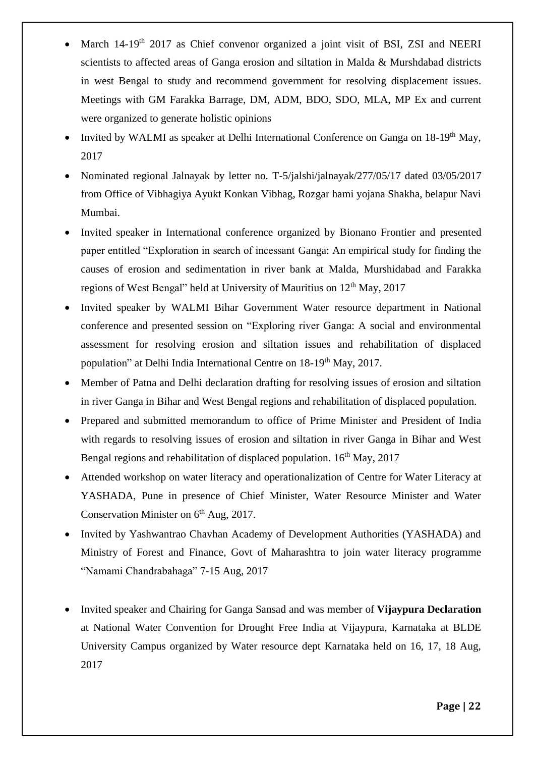- March 14-19th 2017 as Chief convenor organized a joint visit of BSI, ZSI and NEERI scientists to affected areas of Ganga erosion and siltation in Malda & Murshdabad districts in west Bengal to study and recommend government for resolving displacement issues. Meetings with GM Farakka Barrage, DM, ADM, BDO, SDO, MLA, MP Ex and current were organized to generate holistic opinions
- Invited by WALMI as speaker at Delhi International Conference on Ganga on 18-19th May, 2017
- Nominated regional Jalnayak by letter no. T-5/jalshi/jalnayak/277/05/17 dated 03/05/2017 from Office of Vibhagiya Ayukt Konkan Vibhag, Rozgar hami yojana Shakha, belapur Navi Mumbai.
- Invited speaker in International conference organized by Bionano Frontier and presented paper entitled "Exploration in search of incessant Ganga: An empirical study for finding the causes of erosion and sedimentation in river bank at Malda, Murshidabad and Farakka regions of West Bengal" held at University of Mauritius on 12th May, 2017
- Invited speaker by WALMI Bihar Government Water resource department in National conference and presented session on "Exploring river Ganga: A social and environmental assessment for resolving erosion and siltation issues and rehabilitation of displaced population" at Delhi India International Centre on 18-19th May, 2017.
- Member of Patna and Delhi declaration drafting for resolving issues of erosion and siltation in river Ganga in Bihar and West Bengal regions and rehabilitation of displaced population.
- Prepared and submitted memorandum to office of Prime Minister and President of India with regards to resolving issues of erosion and siltation in river Ganga in Bihar and West Bengal regions and rehabilitation of displaced population. 16th May, 2017
- Attended workshop on water literacy and operationalization of Centre for Water Literacy at YASHADA, Pune in presence of Chief Minister, Water Resource Minister and Water Conservation Minister on 6th Aug, 2017.
- Invited by Yashwantrao Chavhan Academy of Development Authorities (YASHADA) and Ministry of Forest and Finance, Govt of Maharashtra to join water literacy programme "Namami Chandrabahaga" 7-15 Aug, 2017
- Invited speaker and Chairing for Ganga Sansad and was member of **Vijaypura Declaration** at National Water Convention for Drought Free India at Vijaypura, Karnataka at BLDE University Campus organized by Water resource dept Karnataka held on 16, 17, 18 Aug, 2017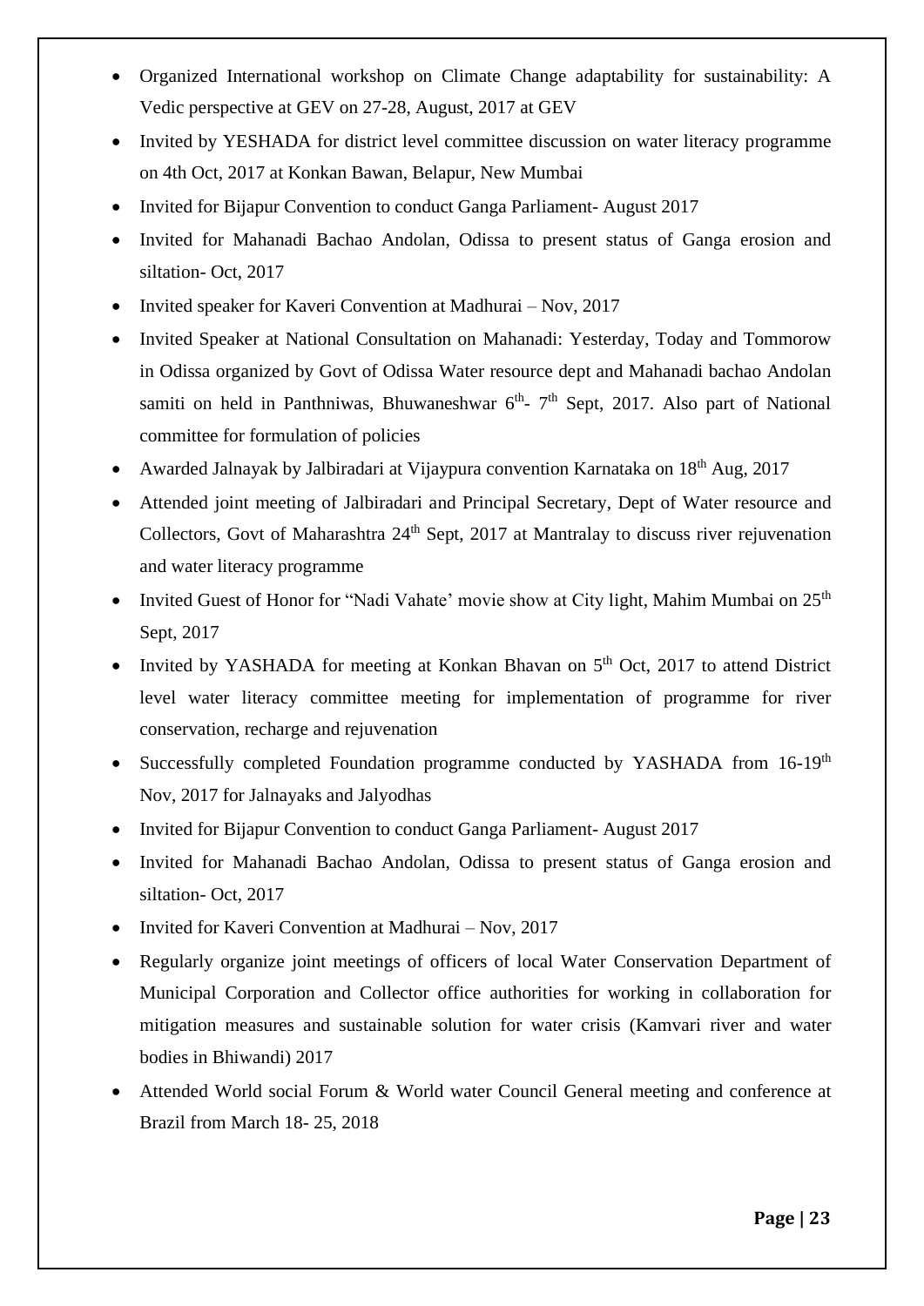- Organized International workshop on Climate Change adaptability for sustainability: A Vedic perspective at GEV on 27-28, August, 2017 at GEV
- Invited by YESHADA for district level committee discussion on water literacy programme on 4th Oct, 2017 at Konkan Bawan, Belapur, New Mumbai
- Invited for Bijapur Convention to conduct Ganga Parliament- August 2017
- Invited for Mahanadi Bachao Andolan, Odissa to present status of Ganga erosion and siltation- Oct, 2017
- Invited speaker for Kaveri Convention at Madhurai – Nov, 2017
- Invited Speaker at National Consultation on Mahanadi: Yesterday, Today and Tommorow in Odissa organized by Govt of Odissa Water resource dept and Mahanadi bachao Andolan samiti on held in Panthniwas, Bhuwaneshwar 6th- 7th Sept, 2017. Also part of National committee for formulation of policies
- Awarded Jalnayak by Jalbiradari at Vijaypura convention Karnataka on 18th Aug, 2017
- Attended joint meeting of Jalbiradari and Principal Secretary, Dept of Water resource and Collectors, Govt of Maharashtra 24th Sept, 2017 at Mantralay to discuss river rejuvenation and water literacy programme
- Invited Guest of Honor for "Nadi Vahate' movie show at City light, Mahim Mumbai on 25th Sept, 2017
- Invited by YASHADA for meeting at Konkan Bhavan on 5th Oct, 2017 to attend District level water literacy committee meeting for implementation of programme for river conservation, recharge and rejuvenation
- Successfully completed Foundation programme conducted by YASHADA from 16-19th Nov, 2017 for Jalnayaks and Jalyodhas
- Invited for Bijapur Convention to conduct Ganga Parliament- August 2017
- Invited for Mahanadi Bachao Andolan, Odissa to present status of Ganga erosion and siltation- Oct, 2017
- Invited for Kaveri Convention at Madhurai – Nov, 2017
- Regularly organize joint meetings of officers of local Water Conservation Department of Municipal Corporation and Collector office authorities for working in collaboration for mitigation measures and sustainable solution for water crisis (Kamvari river and water bodies in Bhiwandi) 2017
- Attended World social Forum & World water Council General meeting and conference at Brazil from March 18- 25, 2018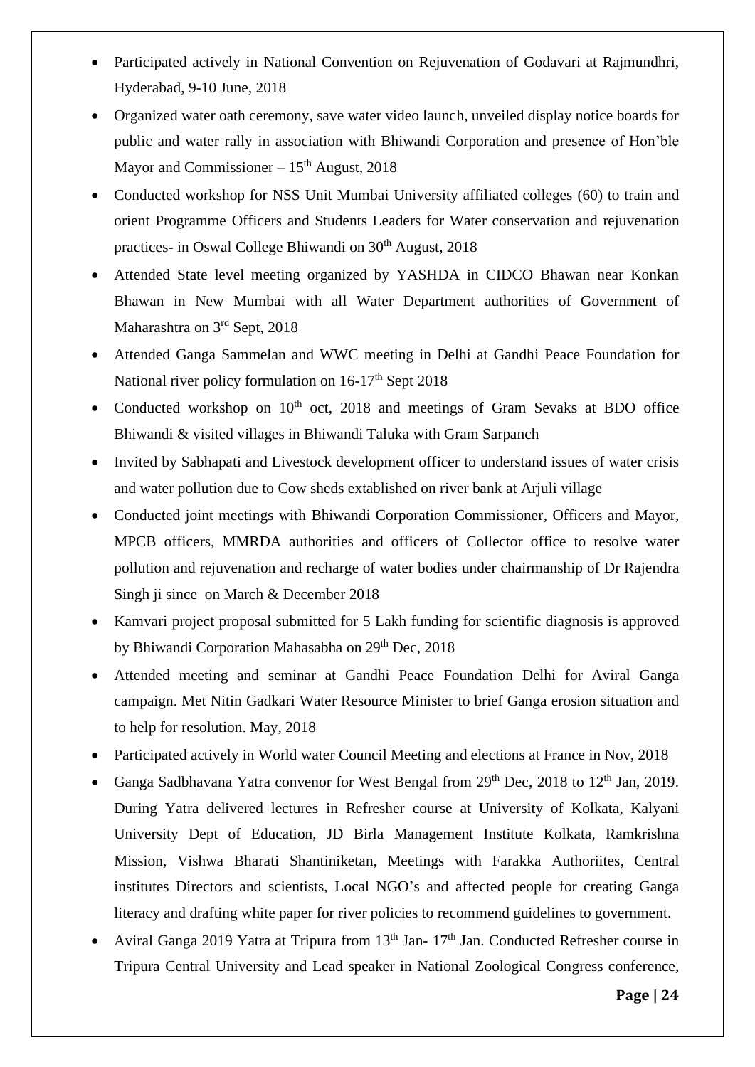- Participated actively in National Convention on Rejuvenation of Godavari at Rajmundhri, Hyderabad, 9-10 June, 2018
- Organized water oath ceremony, save water video launch, unveiled display notice boards for public and water rally in association with Bhiwandi Corporation and presence of Hon'ble Mayor and Commissioner – 15th August, 2018
- Conducted workshop for NSS Unit Mumbai University affiliated colleges (60) to train and orient Programme Officers and Students Leaders for Water conservation and rejuvenation practices- in Oswal College Bhiwandi on 30th August, 2018
- Attended State level meeting organized by YASHDA in CIDCO Bhawan near Konkan Bhawan in New Mumbai with all Water Department authorities of Government of Maharashtra on 3rd Sept, 2018
- Attended Ganga Sammelan and WWC meeting in Delhi at Gandhi Peace Foundation for National river policy formulation on 16-17th Sept 2018
- Conducted workshop on 10th oct, 2018 and meetings of Gram Sevaks at BDO office Bhiwandi & visited villages in Bhiwandi Taluka with Gram Sarpanch
- Invited by Sabhapati and Livestock development officer to understand issues of water crisis and water pollution due to Cow sheds extablished on river bank at Arjuli village
- Conducted joint meetings with Bhiwandi Corporation Commissioner, Officers and Mayor, MPCB officers, MMRDA authorities and officers of Collector office to resolve water pollution and rejuvenation and recharge of water bodies under chairmanship of Dr Rajendra Singh ji since on March & December 2018
- Kamvari project proposal submitted for 5 Lakh funding for scientific diagnosis is approved by Bhiwandi Corporation Mahasabha on 29th Dec, 2018
- Attended meeting and seminar at Gandhi Peace Foundation Delhi for Aviral Ganga campaign. Met Nitin Gadkari Water Resource Minister to brief Ganga erosion situation and to help for resolution. May, 2018
- Participated actively in World water Council Meeting and elections at France in Nov, 2018
- Ganga Sadbhavana Yatra convenor for West Bengal from 29th Dec, 2018 to 12th Jan, 2019. During Yatra delivered lectures in Refresher course at University of Kolkata, Kalyani University Dept of Education, JD Birla Management Institute Kolkata, Ramkrishna Mission, Vishwa Bharati Shantiniketan, Meetings with Farakka Authoriites, Central institutes Directors and scientists, Local NGO's and affected people for creating Ganga literacy and drafting white paper for river policies to recommend guidelines to government.
- Aviral Ganga 2019 Yatra at Tripura from 13th Jan- 17th Jan. Conducted Refresher course in Tripura Central University and Lead speaker in National Zoological Congress conference,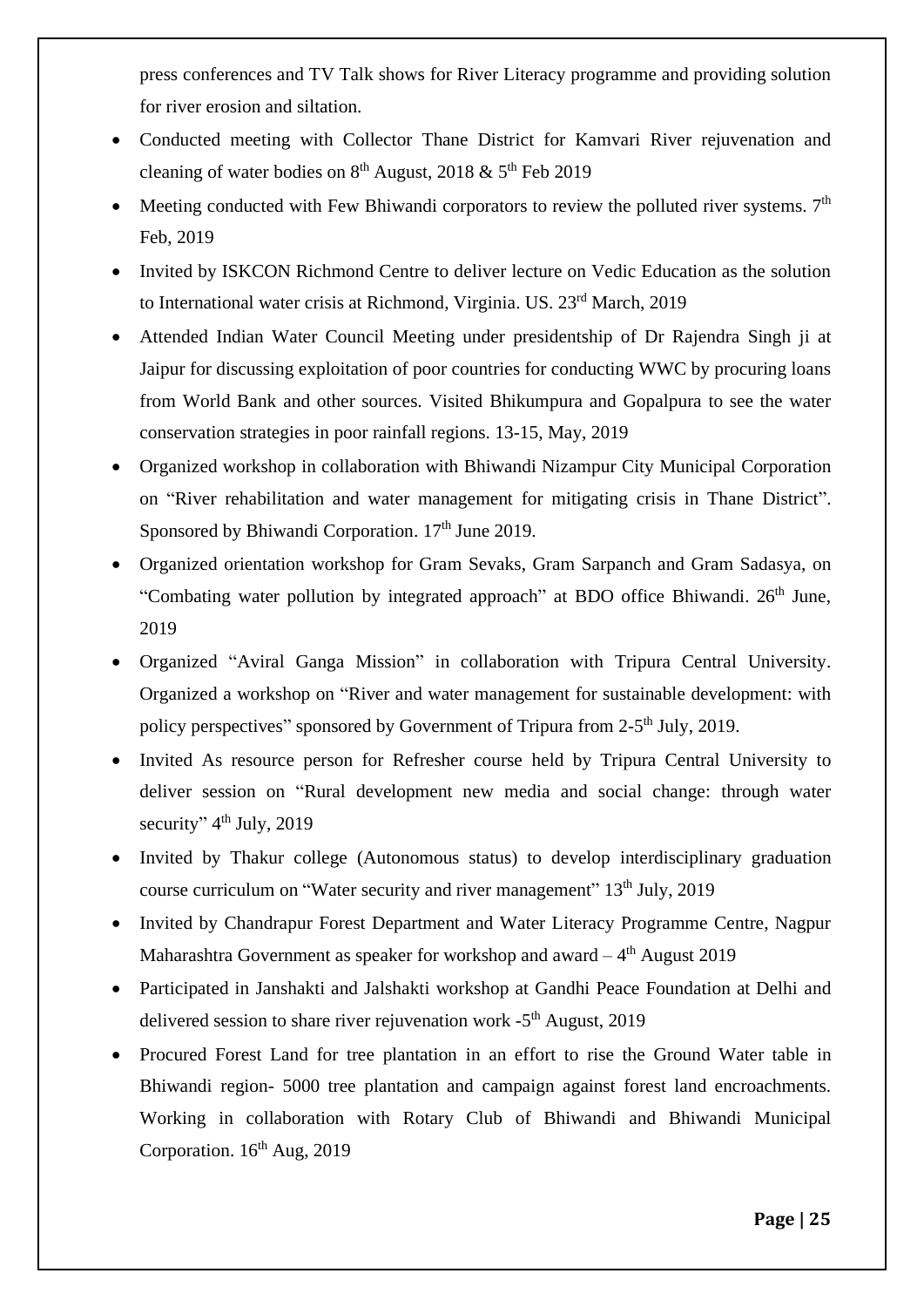press conferences and TV Talk shows for River Literacy programme and providing solution for river erosion and siltation.

- Conducted meeting with Collector Thane District for Kamvari River rejuvenation and cleaning of water bodies on 8th August, 2018 & 5th Feb 2019
- Meeting conducted with Few Bhiwandi corporators to review the polluted river systems. 7th Feb, 2019
- Invited by ISKCON Richmond Centre to deliver lecture on Vedic Education as the solution to International water crisis at Richmond, Virginia. US. 23rd March, 2019
- Attended Indian Water Council Meeting under presidentship of Dr Rajendra Singh ji at Jaipur for discussing exploitation of poor countries for conducting WWC by procuring loans from World Bank and other sources. Visited Bhikumpura and Gopalpura to see the water conservation strategies in poor rainfall regions. 13-15, May, 2019
- Organized workshop in collaboration with Bhiwandi Nizampur City Municipal Corporation on "River rehabilitation and water management for mitigating crisis in Thane District". Sponsored by Bhiwandi Corporation. 17th June 2019.
- Organized orientation workshop for Gram Sevaks, Gram Sarpanch and Gram Sadasya, on "Combating water pollution by integrated approach" at BDO office Bhiwandi. 26th June, 2019
- Organized "Aviral Ganga Mission" in collaboration with Tripura Central University. Organized a workshop on "River and water management for sustainable development: with policy perspectives" sponsored by Government of Tripura from 2-5th July, 2019.
- Invited As resource person for Refresher course held by Tripura Central University to deliver session on "Rural development new media and social change: through water security" 4th July, 2019
- Invited by Thakur college (Autonomous status) to develop interdisciplinary graduation course curriculum on "Water security and river management" 13th July, 2019
- Invited by Chandrapur Forest Department and Water Literacy Programme Centre, Nagpur Maharashtra Government as speaker for workshop and award – 4th August 2019
- Participated in Janshakti and Jalshakti workshop at Gandhi Peace Foundation at Delhi and delivered session to share river rejuvenation work -5th August, 2019
- Procured Forest Land for tree plantation in an effort to rise the Ground Water table in Bhiwandi region- 5000 tree plantation and campaign against forest land encroachments. Working in collaboration with Rotary Club of Bhiwandi and Bhiwandi Municipal Corporation. 16th Aug, 2019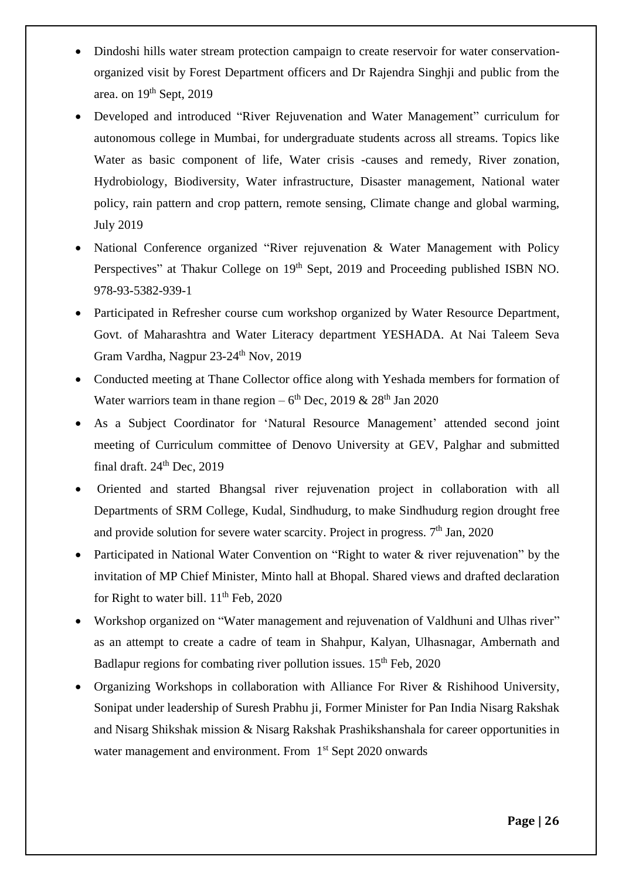- Dindoshi hills water stream protection campaign to create reservoir for water conservation- organized visit by Forest Department officers and Dr Rajendra Singhji and public from the area. on 19th Sept, 2019
- Developed and introduced "River Rejuvenation and Water Management" curriculum for autonomous college in Mumbai, for undergraduate students across all streams. Topics like Water as basic component of life, Water crisis -causes and remedy, River zonation, Hydrobiology, Biodiversity, Water infrastructure, Disaster management, National water policy, rain pattern and crop pattern, remote sensing, Climate change and global warming, July 2019
- National Conference organized "River rejuvenation & Water Management with Policy Perspectives" at Thakur College on 19th Sept, 2019 and Proceeding published ISBN NO. 978-93-5382-939-1
- Participated in Refresher course cum workshop organized by Water Resource Department, Govt. of Maharashtra and Water Literacy department YESHADA. At Nai Taleem Seva Gram Vardha, Nagpur 23-24th Nov, 2019
- Conducted meeting at Thane Collector office along with Yeshada members for formation of Water warriors team in thane region – 6th Dec, 2019 & 28th Jan 2020
- As a Subject Coordinator for 'Natural Resource Management' attended second joint meeting of Curriculum committee of Denovo University at GEV, Palghar and submitted final draft. 24th Dec, 2019
- Oriented and started Bhangsal river rejuvenation project in collaboration with all Departments of SRM College, Kudal, Sindhudurg, to make Sindhudurg region drought free and provide solution for severe water scarcity. Project in progress. 7th Jan, 2020
- Participated in National Water Convention on "Right to water & river rejuvenation" by the invitation of MP Chief Minister, Minto hall at Bhopal. Shared views and drafted declaration for Right to water bill. 11th Feb, 2020
- Workshop organized on "Water management and rejuvenation of Valdhuni and Ulhas river" as an attempt to create a cadre of team in Shahpur, Kalyan, Ulhasnagar, Ambernath and Badlapur regions for combating river pollution issues. 15th Feb, 2020
- Organizing Workshops in collaboration with Alliance For River & Rishihood University, Sonipat under leadership of Suresh Prabhu ji, Former Minister for Pan India Nisarg Rakshak and Nisarg Shikshak mission & Nisarg Rakshak Prashikshanshala for career opportunities in water management and environment. From 1st Sept 2020 onwards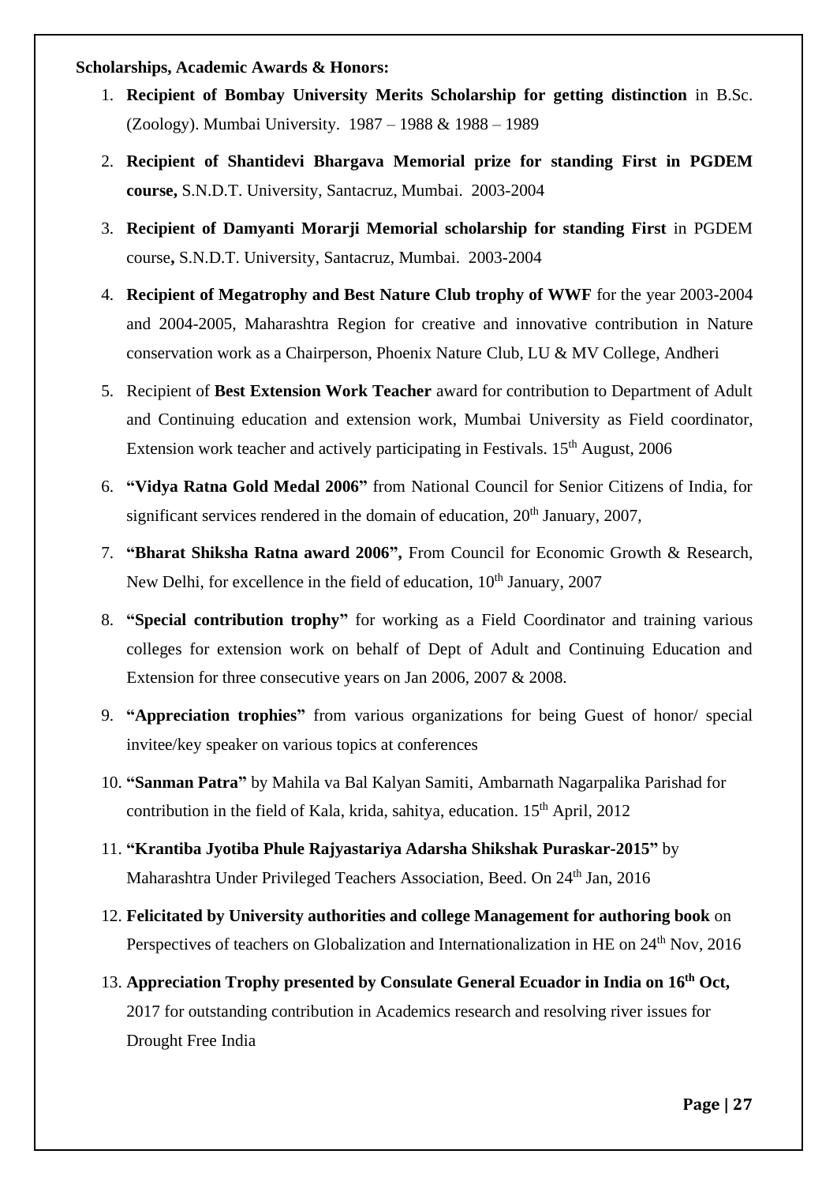**Scholarships, Academic Awards & Honors:**

1. **Recipient of Bombay University Merits Scholarship for getting distinction** in B.Sc. (Zoology). Mumbai University. 1987 – 1988 & 1988 – 1989
2. **Recipient of Shantidevi Bhargava Memorial prize for standing First in PGDEM course,** S.N.D.T. University, Santacruz, Mumbai. 2003-2004
3. **Recipient of Damyanti Morarji Memorial scholarship for standing First** in PGDEM course**,** S.N.D.T. University, Santacruz, Mumbai. 2003-2004
4. **Recipient of Megatrophy and Best Nature Club trophy of WWF** for the year 2003-2004 and 2004-2005, Maharashtra Region for creative and innovative contribution in Nature conservation work as a Chairperson, Phoenix Nature Club, LU & MV College, Andheri
5. Recipient of **Best Extension Work Teacher** award for contribution to Department of Adult and Continuing education and extension work, Mumbai University as Field coordinator, Extension work teacher and actively participating in Festivals. 15th August, 2006
6. **"Vidya Ratna Gold Medal 2006"** from National Council for Senior Citizens of India, for significant services rendered in the domain of education, 20th January, 2007,
7. **"Bharat Shiksha Ratna award 2006",** From Council for Economic Growth & Research, New Delhi, for excellence in the field of education, 10th January, 2007
8. **"Special contribution trophy"** for working as a Field Coordinator and training various colleges for extension work on behalf of Dept of Adult and Continuing Education and Extension for three consecutive years on Jan 2006, 2007 & 2008.
9. **"Appreciation trophies"** from various organizations for being Guest of honor/ special invitee/key speaker on various topics at conferences
10. **"Sanman Patra"** by Mahila va Bal Kalyan Samiti, Ambarnath Nagarpalika Parishad for contribution in the field of Kala, krida, sahitya, education. 15th April, 2012
11. **"Krantiba Jyotiba Phule Rajyastariya Adarsha Shikshak Puraskar-2015"** by Maharashtra Under Privileged Teachers Association, Beed. On 24th Jan, 2016
12. **Felicitated by University authorities and college Management for authoring book** on Perspectives of teachers on Globalization and Internationalization in HE on 24th Nov, 2016
13. **Appreciation Trophy presented by Consulate General Ecuador in India on 16th Oct,** 2017 for outstanding contribution in Academics research and resolving river issues for Drought Free India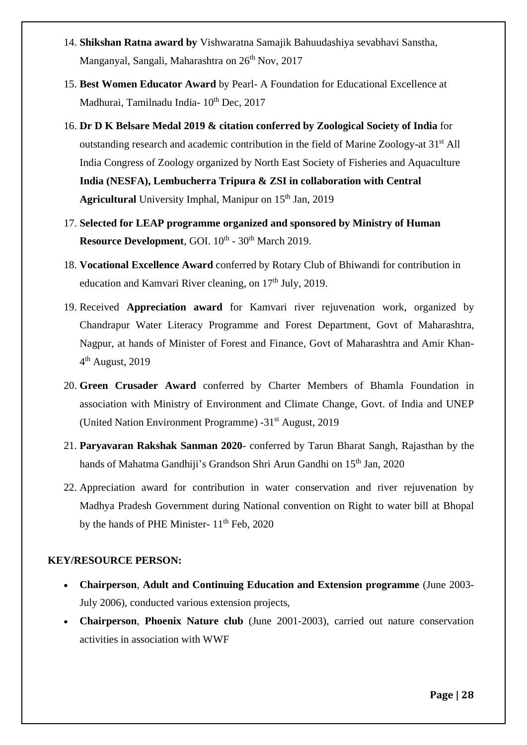14. **Shikshan Ratna award by** Vishwaratna Samajik Bahuudashiya sevabhavi Sanstha, Manganyal, Sangali, Maharashtra on 26th Nov, 2017
15. **Best Women Educator Award** by Pearl- A Foundation for Educational Excellence at Madhurai, Tamilnadu India- 10th Dec, 2017
16. **Dr D K Belsare Medal 2019 & citation conferred by Zoological Society of India** for outstanding research and academic contribution in the field of Marine Zoology-at 31st All India Congress of Zoology organized by North East Society of Fisheries and Aquaculture **India (NESFA), Lembucherra Tripura & ZSI in collaboration with Central Agricultural** University Imphal, Manipur on 15th Jan, 2019
17. **Selected for LEAP programme organized and sponsored by Ministry of Human Resource Development**, GOI. 10th - 30th March 2019.
18. **Vocational Excellence Award** conferred by Rotary Club of Bhiwandi for contribution in education and Kamvari River cleaning, on 17th July, 2019.
19. Received **Appreciation award** for Kamvari river rejuvenation work, organized by Chandrapur Water Literacy Programme and Forest Department, Govt of Maharashtra, Nagpur, at hands of Minister of Forest and Finance, Govt of Maharashtra and Amir Khan- 4th August, 2019
20. **Green Crusader Award** conferred by Charter Members of Bhamla Foundation in association with Ministry of Environment and Climate Change, Govt. of India and UNEP (United Nation Environment Programme) -31st August, 2019
21. **Paryavaran Rakshak Sanman 2020**- conferred by Tarun Bharat Sangh, Rajasthan by the hands of Mahatma Gandhiji's Grandson Shri Arun Gandhi on 15th Jan, 2020
22. Appreciation award for contribution in water conservation and river rejuvenation by Madhya Pradesh Government during National convention on Right to water bill at Bhopal by the hands of PHE Minister- 11th Feb, 2020

**KEY/RESOURCE PERSON:**

- **Chairperson**, **Adult and Continuing Education and Extension programme** (June 2003-July 2006), conducted various extension projects,
- **Chairperson**, **Phoenix Nature club** (June 2001-2003), carried out nature conservation activities in association with WWF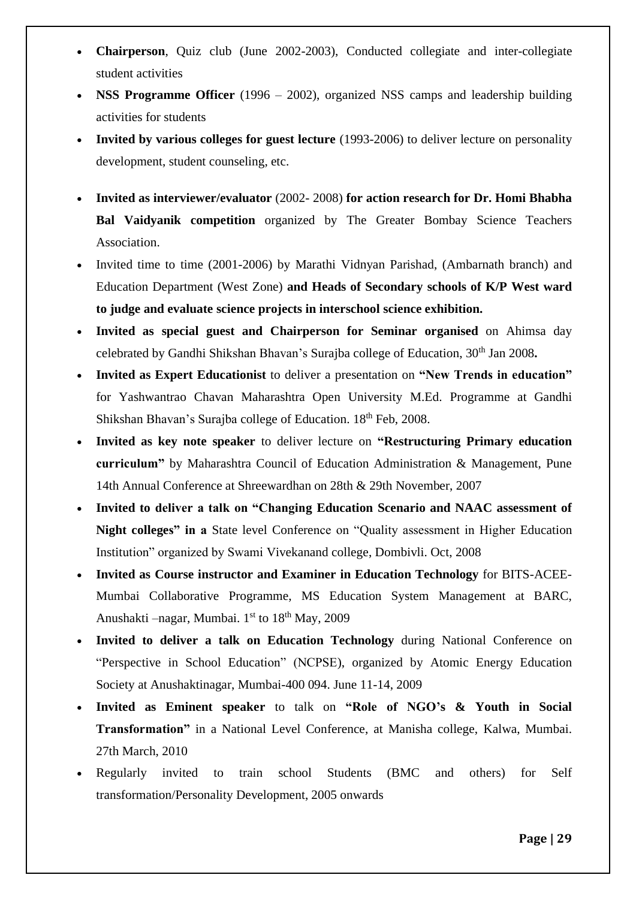- **Chairperson**, Quiz club (June 2002-2003), Conducted collegiate and inter-collegiate student activities
- **NSS Programme Officer** (1996 – 2002), organized NSS camps and leadership building activities for students
- **Invited by various colleges for guest lecture** (1993-2006) to deliver lecture on personality development, student counseling, etc.
- **Invited as interviewer/evaluator** (2002- 2008) **for action research for Dr. Homi Bhabha Bal Vaidyanik competition** organized by The Greater Bombay Science Teachers Association.
- Invited time to time (2001-2006) by Marathi Vidnyan Parishad, (Ambarnath branch) and Education Department (West Zone) **and Heads of Secondary schools of K/P West ward to judge and evaluate science projects in interschool science exhibition.**
- **Invited as special guest and Chairperson for Seminar organised** on Ahimsa day celebrated by Gandhi Shikshan Bhavan's Surajba college of Education, 30th Jan 2008**.**
- **Invited as Expert Educationist** to deliver a presentation on **"New Trends in education"** for Yashwantrao Chavan Maharashtra Open University M.Ed. Programme at Gandhi Shikshan Bhavan's Surajba college of Education. 18th Feb, 2008.
- **Invited as key note speaker** to deliver lecture on **"Restructuring Primary education curriculum"** by Maharashtra Council of Education Administration & Management, Pune 14th Annual Conference at Shreewardhan on 28th & 29th November, 2007
- **Invited to deliver a talk on "Changing Education Scenario and NAAC assessment of Night colleges" in a** State level Conference on "Quality assessment in Higher Education Institution" organized by Swami Vivekanand college, Dombivli. Oct, 2008
- **Invited as Course instructor and Examiner in Education Technology** for BITS-ACEE-Mumbai Collaborative Programme, MS Education System Management at BARC, Anushakti –nagar, Mumbai. 1st to 18th May, 2009
- **Invited to deliver a talk on Education Technology** during National Conference on "Perspective in School Education" (NCPSE), organized by Atomic Energy Education Society at Anushaktinagar, Mumbai-400 094. June 11-14, 2009
- **Invited as Eminent speaker** to talk on **"Role of NGO's & Youth in Social Transformation"** in a National Level Conference, at Manisha college, Kalwa, Mumbai. 27th March, 2010
- Regularly invited to train school Students (BMC and others) for Self transformation/Personality Development, 2005 onwards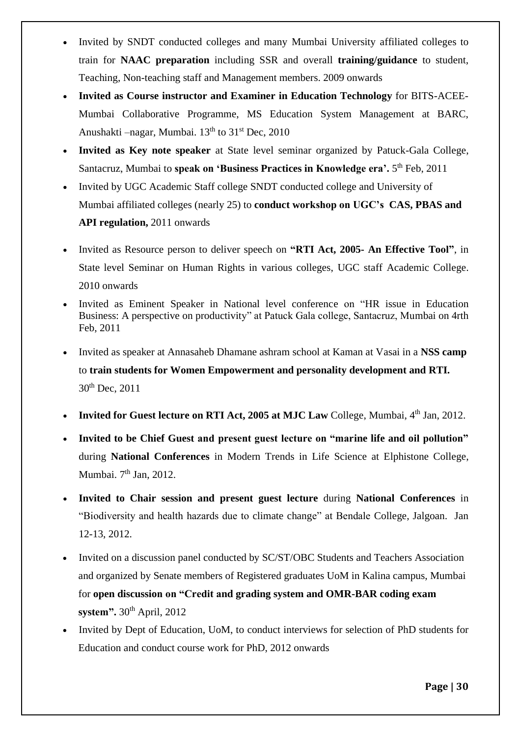- Invited by SNDT conducted colleges and many Mumbai University affiliated colleges to train for **NAAC preparation** including SSR and overall **training/guidance** to student, Teaching, Non-teaching staff and Management members. 2009 onwards
- **Invited as Course instructor and Examiner in Education Technology** for BITS-ACEE-Mumbai Collaborative Programme, MS Education System Management at BARC, Anushakti –nagar, Mumbai. 13th to 31st Dec, 2010
- **Invited as Key note speaker** at State level seminar organized by Patuck-Gala College, Santacruz, Mumbai to **speak on 'Business Practices in Knowledge era'.** 5th Feb, 2011
- Invited by UGC Academic Staff college SNDT conducted college and University of Mumbai affiliated colleges (nearly 25) to **conduct workshop on UGC's CAS, PBAS and API regulation,** 2011 onwards
- Invited as Resource person to deliver speech on **"RTI Act, 2005- An Effective Tool"**, in State level Seminar on Human Rights in various colleges, UGC staff Academic College. 2010 onwards
- Invited as Eminent Speaker in National level conference on "HR issue in Education Business: A perspective on productivity" at Patuck Gala college, Santacruz, Mumbai on 4rth Feb, 2011
- Invited as speaker at Annasaheb Dhamane ashram school at Kaman at Vasai in a **NSS camp** to **train students for Women Empowerment and personality development and RTI.** 30th Dec, 2011
- **Invited for Guest lecture on RTI Act, 2005 at MJC Law** College, Mumbai, 4th Jan, 2012.
- **Invited to be Chief Guest and present guest lecture on "marine life and oil pollution"** during **National Conferences** in Modern Trends in Life Science at Elphistone College, Mumbai. 7th Jan, 2012.
- **Invited to Chair session and present guest lecture** during **National Conferences** in "Biodiversity and health hazards due to climate change" at Bendale College, Jalgoan. Jan 12-13, 2012.
- Invited on a discussion panel conducted by SC/ST/OBC Students and Teachers Association and organized by Senate members of Registered graduates UoM in Kalina campus, Mumbai for **open discussion on "Credit and grading system and OMR-BAR coding exam system".** 30th April, 2012
- Invited by Dept of Education, UoM, to conduct interviews for selection of PhD students for Education and conduct course work for PhD, 2012 onwards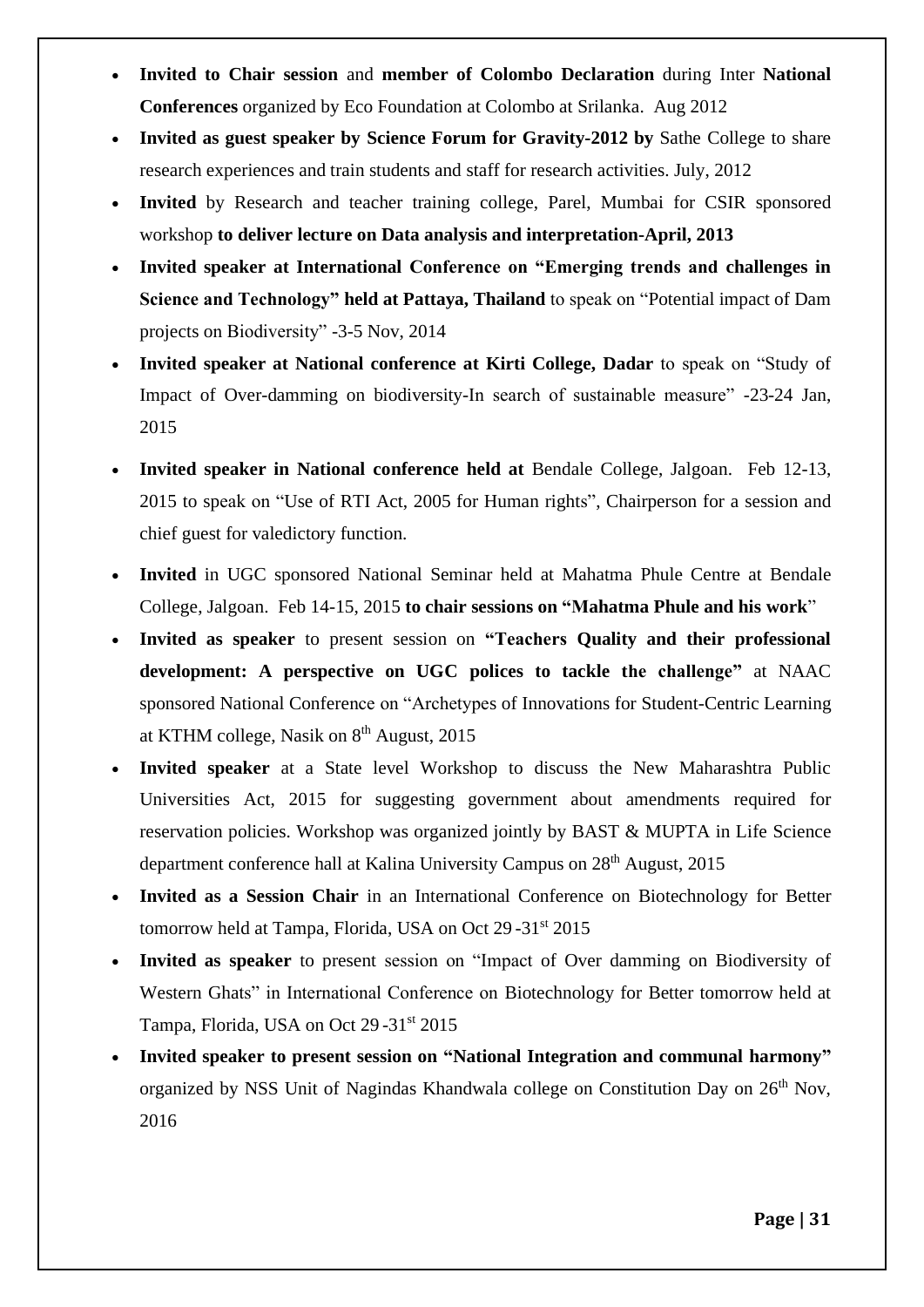- **Invited to Chair session** and **member of Colombo Declaration** during Inter **National Conferences** organized by Eco Foundation at Colombo at Srilanka. Aug 2012
- **Invited as guest speaker by Science Forum for Gravity-2012 by** Sathe College to share research experiences and train students and staff for research activities. July, 2012
- **Invited** by Research and teacher training college, Parel, Mumbai for CSIR sponsored workshop **to deliver lecture on Data analysis and interpretation-April, 2013**
- **Invited speaker at International Conference on "Emerging trends and challenges in Science and Technology" held at Pattaya, Thailand** to speak on "Potential impact of Dam projects on Biodiversity" -3-5 Nov, 2014
- **Invited speaker at National conference at Kirti College, Dadar** to speak on "Study of Impact of Over-damming on biodiversity-In search of sustainable measure" -23-24 Jan, 2015
- **Invited speaker in National conference held at** Bendale College, Jalgoan. Feb 12-13, 2015 to speak on "Use of RTI Act, 2005 for Human rights", Chairperson for a session and chief guest for valedictory function.
- **Invited** in UGC sponsored National Seminar held at Mahatma Phule Centre at Bendale College, Jalgoan. Feb 14-15, 2015 **to chair sessions on "Mahatma Phule and his work**"
- **Invited as speaker** to present session on **"Teachers Quality and their professional development: A perspective on UGC polices to tackle the challenge"** at NAAC sponsored National Conference on "Archetypes of Innovations for Student-Centric Learning at KTHM college, Nasik on 8th August, 2015
- **Invited speaker** at a State level Workshop to discuss the New Maharashtra Public Universities Act, 2015 for suggesting government about amendments required for reservation policies. Workshop was organized jointly by BAST & MUPTA in Life Science department conference hall at Kalina University Campus on 28th August, 2015
- **Invited as a Session Chair** in an International Conference on Biotechnology for Better tomorrow held at Tampa, Florida, USA on Oct 29 -31st 2015
- **Invited as speaker** to present session on "Impact of Over damming on Biodiversity of Western Ghats" in International Conference on Biotechnology for Better tomorrow held at Tampa, Florida, USA on Oct 29 -31st 2015
- **Invited speaker to present session on "National Integration and communal harmony"** organized by NSS Unit of Nagindas Khandwala college on Constitution Day on 26th Nov, 2016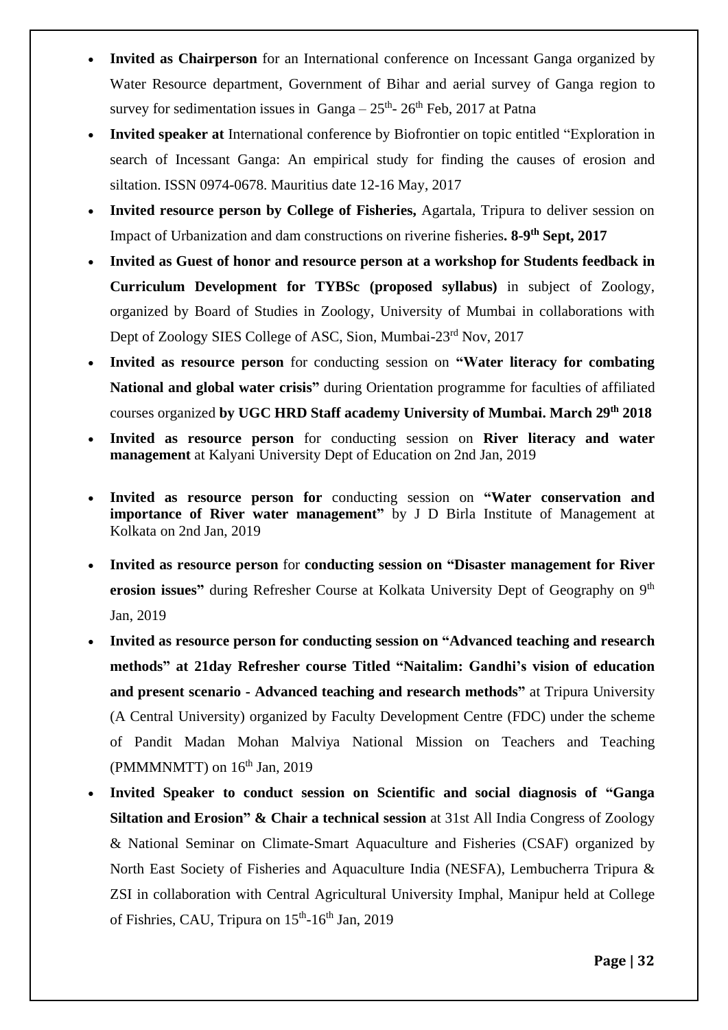- **Invited as Chairperson** for an International conference on Incessant Ganga organized by Water Resource department, Government of Bihar and aerial survey of Ganga region to survey for sedimentation issues in Ganga – 25th- 26th Feb, 2017 at Patna
- **Invited speaker at** International conference by Biofrontier on topic entitled "Exploration in search of Incessant Ganga: An empirical study for finding the causes of erosion and siltation. ISSN 0974-0678. Mauritius date 12-16 May, 2017
- **Invited resource person by College of Fisheries,** Agartala, Tripura to deliver session on Impact of Urbanization and dam constructions on riverine fisheries**. 8-9th Sept, 2017**
- **Invited as Guest of honor and resource person at a workshop for Students feedback in Curriculum Development for TYBSc (proposed syllabus)** in subject of Zoology, organized by Board of Studies in Zoology, University of Mumbai in collaborations with Dept of Zoology SIES College of ASC, Sion, Mumbai-23rd Nov, 2017
- **Invited as resource person** for conducting session on **"Water literacy for combating National and global water crisis"** during Orientation programme for faculties of affiliated courses organized **by UGC HRD Staff academy University of Mumbai. March 29th 2018**
- **Invited as resource person** for conducting session on **River literacy and water management** at Kalyani University Dept of Education on 2nd Jan, 2019
- **Invited as resource person for** conducting session on **"Water conservation and importance of River water management"** by J D Birla Institute of Management at Kolkata on 2nd Jan, 2019
- **Invited as resource person** for **conducting session on "Disaster management for River erosion issues"** during Refresher Course at Kolkata University Dept of Geography on 9th Jan, 2019
- **Invited as resource person for conducting session on "Advanced teaching and research methods" at 21day Refresher course Titled "Naitalim: Gandhi's vision of education and present scenario - Advanced teaching and research methods"** at Tripura University (A Central University) organized by Faculty Development Centre (FDC) under the scheme of Pandit Madan Mohan Malviya National Mission on Teachers and Teaching (PMMMNMTT) on 16th Jan, 2019
- **Invited Speaker to conduct session on Scientific and social diagnosis of "Ganga Siltation and Erosion" & Chair a technical session** at 31st All India Congress of Zoology & National Seminar on Climate-Smart Aquaculture and Fisheries (CSAF) organized by North East Society of Fisheries and Aquaculture India (NESFA), Lembucherra Tripura & ZSI in collaboration with Central Agricultural University Imphal, Manipur held at College of Fishries, CAU, Tripura on 15th-16th Jan, 2019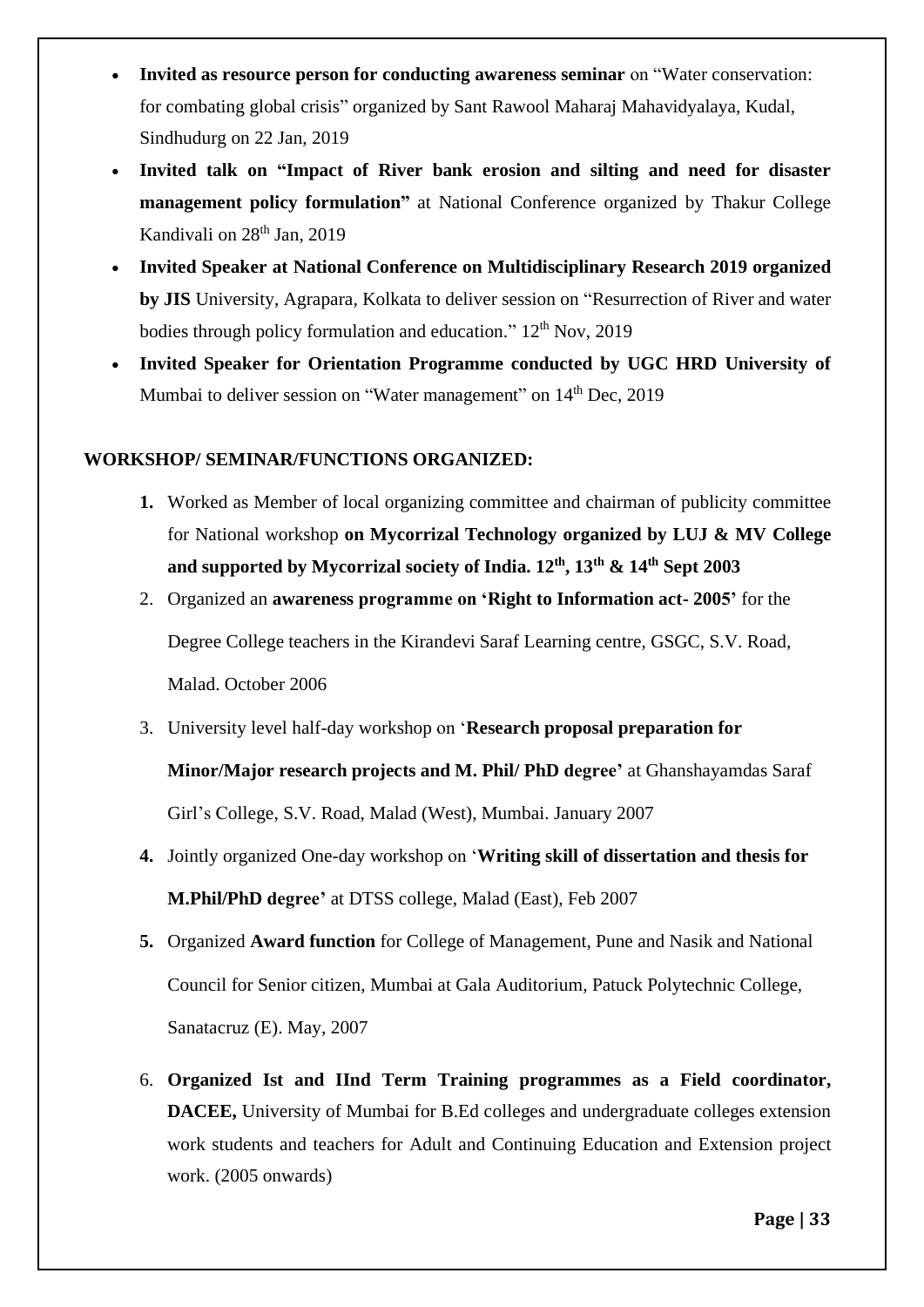- **Invited as resource person for conducting awareness seminar** on "Water conservation: for combating global crisis" organized by Sant Rawool Maharaj Mahavidyalaya, Kudal, Sindhudurg on 22 Jan, 2019
- **Invited talk on "Impact of River bank erosion and silting and need for disaster management policy formulation"** at National Conference organized by Thakur College Kandivali on 28th Jan, 2019
- **Invited Speaker at National Conference on Multidisciplinary Research 2019 organized by JIS** University, Agrapara, Kolkata to deliver session on "Resurrection of River and water bodies through policy formulation and education." 12th Nov, 2019
- **Invited Speaker for Orientation Programme conducted by UGC HRD University of** Mumbai to deliver session on "Water management" on 14th Dec, 2019

**WORKSHOP/ SEMINAR/FUNCTIONS ORGANIZED:**

1. Worked as Member of local organizing committee and chairman of publicity committee for National workshop **on Mycorrizal Technology organized by LUJ & MV College and supported by Mycorrizal society of India. 12th, 13th & 14th Sept 2003**
2. Organized an **awareness programme on 'Right to Information act- 2005'** for the Degree College teachers in the Kirandevi Saraf Learning centre, GSGC, S.V. Road, Malad. October 2006
3. University level half-day workshop on '**Research proposal preparation for Minor/Major research projects and M. Phil/ PhD degree'** at Ghanshayamdas Saraf Girl's College, S.V. Road, Malad (West), Mumbai. January 2007
4. Jointly organized One-day workshop on '**Writing skill of dissertation and thesis for M.Phil/PhD degree'** at DTSS college, Malad (East), Feb 2007
5. Organized **Award function** for College of Management, Pune and Nasik and National Council for Senior citizen, Mumbai at Gala Auditorium, Patuck Polytechnic College, Sanatacruz (E). May, 2007
6. **Organized Ist and IInd Term Training programmes as a Field coordinator, DACEE,** University of Mumbai for B.Ed colleges and undergraduate colleges extension work students and teachers for Adult and Continuing Education and Extension project work. (2005 onwards)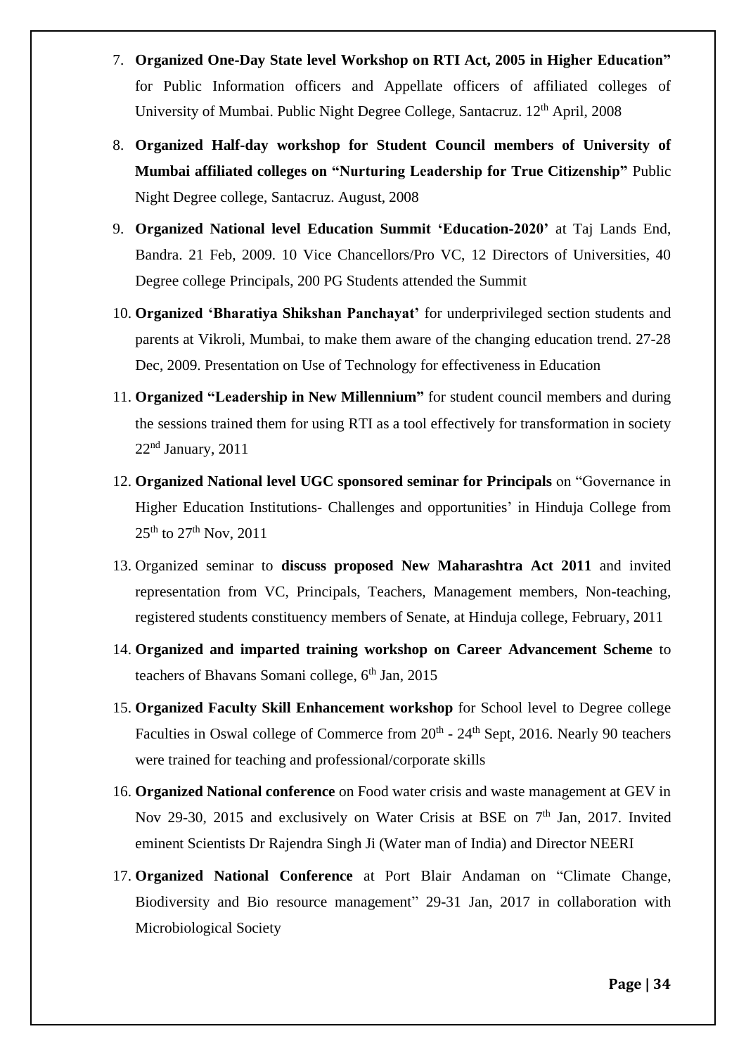7. **Organized One-Day State level Workshop on RTI Act, 2005 in Higher Education"** for Public Information officers and Appellate officers of affiliated colleges of University of Mumbai. Public Night Degree College, Santacruz. 12th April, 2008

8. **Organized Half-day workshop for Student Council members of University of Mumbai affiliated colleges on "Nurturing Leadership for True Citizenship"** Public Night Degree college, Santacruz. August, 2008

9. **Organized National level Education Summit 'Education-2020'** at Taj Lands End, Bandra. 21 Feb, 2009. 10 Vice Chancellors/Pro VC, 12 Directors of Universities, 40 Degree college Principals, 200 PG Students attended the Summit

10. **Organized 'Bharatiya Shikshan Panchayat'** for underprivileged section students and parents at Vikroli, Mumbai, to make them aware of the changing education trend. 27-28 Dec, 2009. Presentation on Use of Technology for effectiveness in Education

11. **Organized "Leadership in New Millennium"** for student council members and during the sessions trained them for using RTI as a tool effectively for transformation in society 22nd January, 2011

12. **Organized National level UGC sponsored seminar for Principals** on "Governance in Higher Education Institutions- Challenges and opportunities' in Hinduja College from 25th to 27th Nov, 2011

13. Organized seminar to **discuss proposed New Maharashtra Act 2011** and invited representation from VC, Principals, Teachers, Management members, Non-teaching, registered students constituency members of Senate, at Hinduja college, February, 2011

14. **Organized and imparted training workshop on Career Advancement Scheme** to teachers of Bhavans Somani college, 6th Jan, 2015

15. **Organized Faculty Skill Enhancement workshop** for School level to Degree college Faculties in Oswal college of Commerce from 20th - 24th Sept, 2016. Nearly 90 teachers were trained for teaching and professional/corporate skills

16. **Organized National conference** on Food water crisis and waste management at GEV in Nov 29-30, 2015 and exclusively on Water Crisis at BSE on 7th Jan, 2017. Invited eminent Scientists Dr Rajendra Singh Ji (Water man of India) and Director NEERI

17. **Organized National Conference** at Port Blair Andaman on "Climate Change, Biodiversity and Bio resource management" 29-31 Jan, 2017 in collaboration with Microbiological Society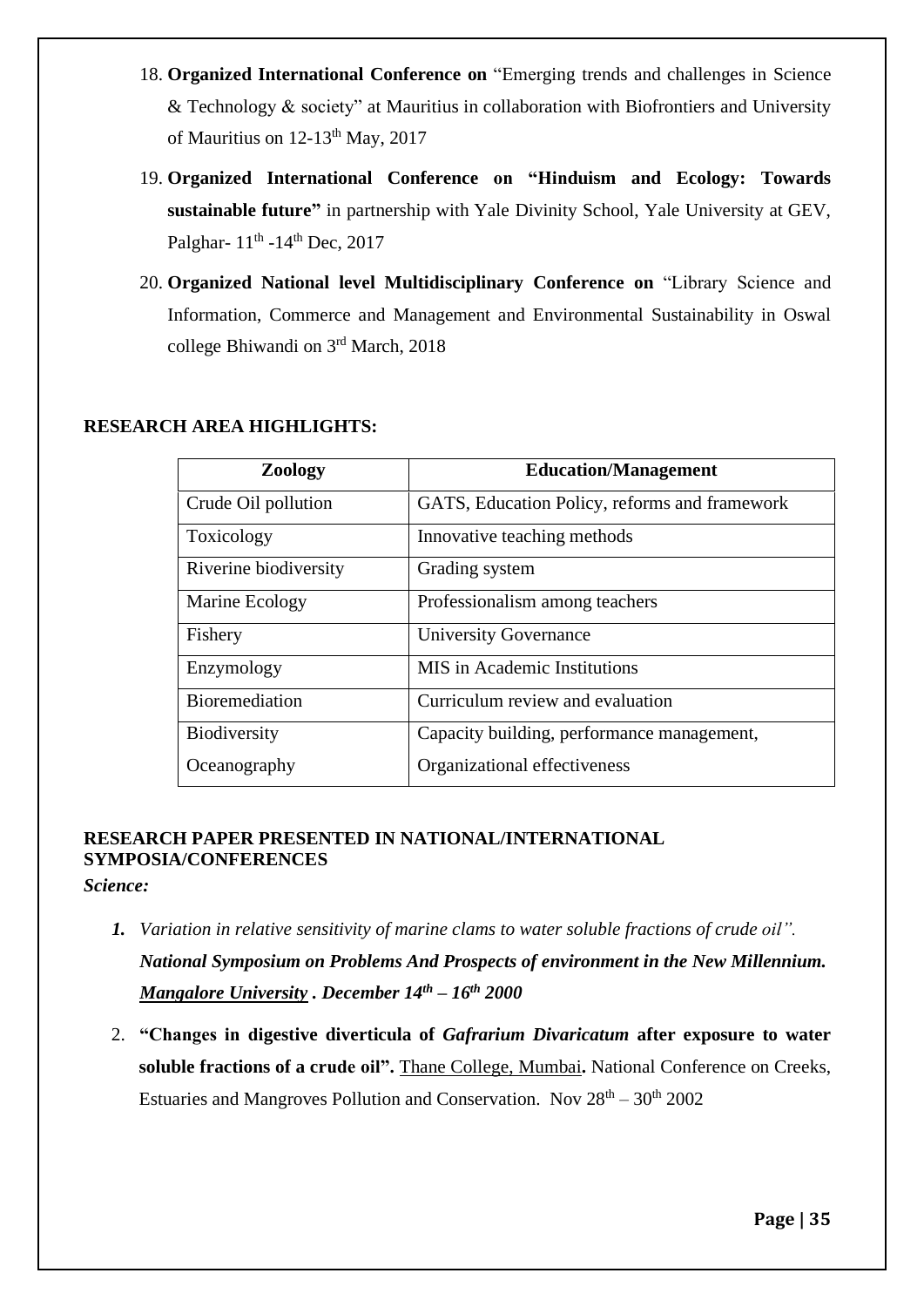18. **Organized International Conference on** "Emerging trends and challenges in Science & Technology & society" at Mauritius in collaboration with Biofrontiers and University of Mauritius on 12-13th May, 2017

19. **Organized International Conference on "Hinduism and Ecology: Towards sustainable future"** in partnership with Yale Divinity School, Yale University at GEV, Palghar- 11th -14th Dec, 2017

20. **Organized National level Multidisciplinary Conference on** "Library Science and Information, Commerce and Management and Environmental Sustainability in Oswal college Bhiwandi on 3rd March, 2018

**RESEARCH AREA HIGHLIGHTS:**

| Zoology | Education/Management |
|---|---|
| Crude Oil pollution | GATS, Education Policy, reforms and framework |
| Toxicology | Innovative teaching methods |
| Riverine biodiversity | Grading system |
| Marine Ecology | Professionalism among teachers |
| Fishery | University Governance |
| Enzymology | MIS in Academic Institutions |
| Bioremediation | Curriculum review and evaluation |
| Biodiversity<br>Oceanography | Capacity building, performance management,<br>Organizational effectiveness |

**RESEARCH PAPER PRESENTED IN NATIONAL/INTERNATIONAL SYMPOSIA/CONFERENCES**

***Science:***

1. *Variation in relative sensitivity of marine clams to water soluble fractions of crude oil".* ***National Symposium on Problems And Prospects of environment in the New Millennium. <u>Mangalore University</u> . December 14th – 16th 2000***

2. **"Changes in digestive diverticula of *Gafrarium Divaricatum* after exposure to water soluble fractions of a crude oil".** <u>Thane College, Mumbai</u>**.** National Conference on Creeks, Estuaries and Mangroves Pollution and Conservation. Nov 28th – 30th 2002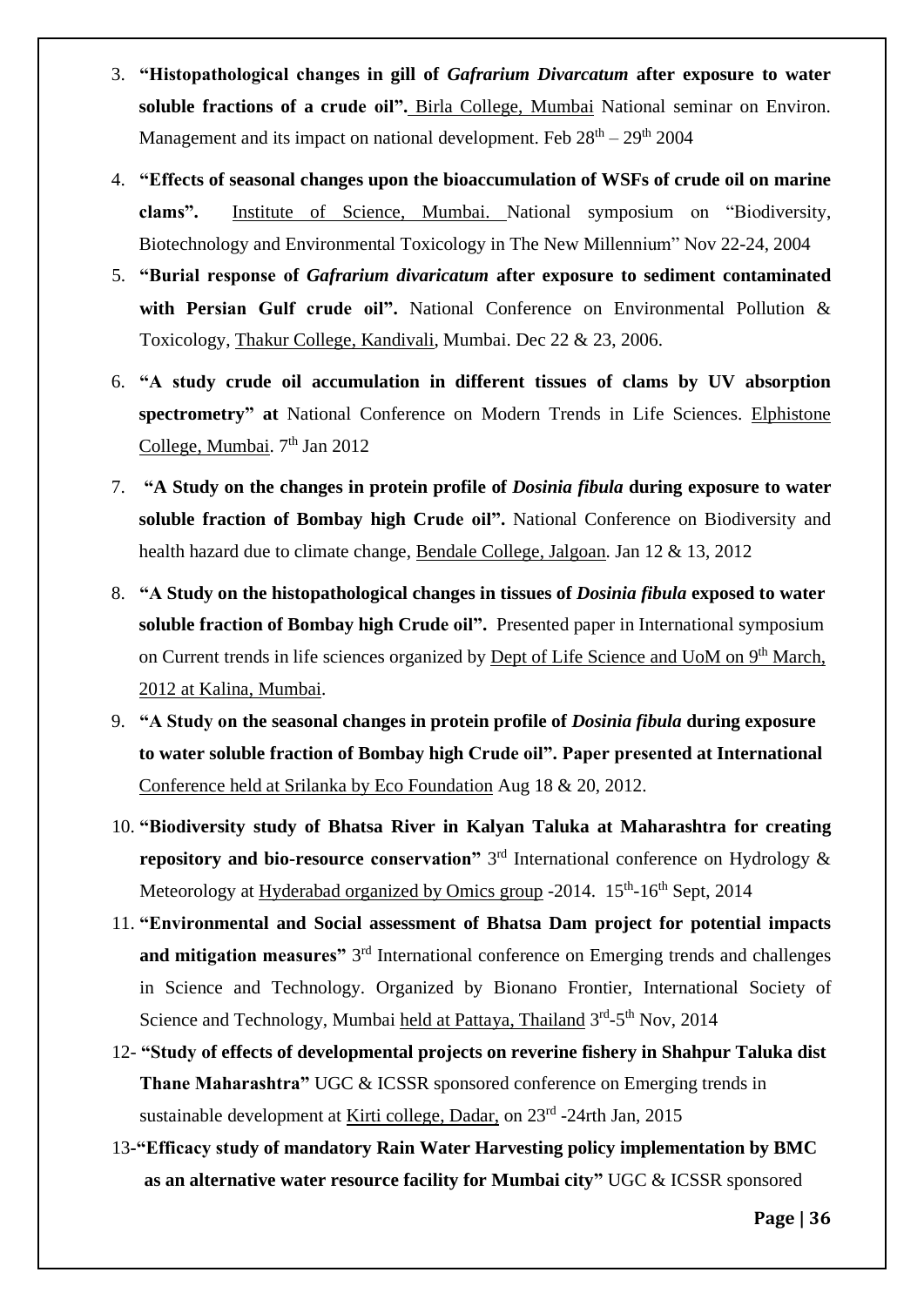3. **"Histopathological changes in gill of *Gafrarium Divarcatum* after exposure to water soluble fractions of a crude oil".** Birla College, Mumbai National seminar on Environ. Management and its impact on national development. Feb 28th – 29th 2004

4. **"Effects of seasonal changes upon the bioaccumulation of WSFs of crude oil on marine clams".** Institute of Science, Mumbai. National symposium on "Biodiversity, Biotechnology and Environmental Toxicology in The New Millennium" Nov 22-24, 2004

5. **"Burial response of *Gafrarium divaricatum* after exposure to sediment contaminated with Persian Gulf crude oil".** National Conference on Environmental Pollution & Toxicology, Thakur College, Kandivali, Mumbai. Dec 22 & 23, 2006.

6. **"A study crude oil accumulation in different tissues of clams by UV absorption spectrometry" at** National Conference on Modern Trends in Life Sciences. Elphistone College, Mumbai. 7th Jan 2012

7. **"A Study on the changes in protein profile of *Dosinia fibula* during exposure to water soluble fraction of Bombay high Crude oil".** National Conference on Biodiversity and health hazard due to climate change, Bendale College, Jalgoan. Jan 12 & 13, 2012

8. **"A Study on the histopathological changes in tissues of *Dosinia fibula* exposed to water soluble fraction of Bombay high Crude oil".** Presented paper in International symposium on Current trends in life sciences organized by Dept of Life Science and UoM on 9th March, 2012 at Kalina, Mumbai.

9. **"A Study on the seasonal changes in protein profile of *Dosinia fibula* during exposure to water soluble fraction of Bombay high Crude oil". Paper presented at International** Conference held at Srilanka by Eco Foundation Aug 18 & 20, 2012.

10. **"Biodiversity study of Bhatsa River in Kalyan Taluka at Maharashtra for creating repository and bio-resource conservation"** 3rd International conference on Hydrology & Meteorology at Hyderabad organized by Omics group -2014. 15th-16th Sept, 2014

11. **"Environmental and Social assessment of Bhatsa Dam project for potential impacts and mitigation measures"** 3rd International conference on Emerging trends and challenges in Science and Technology. Organized by Bionano Frontier, International Society of Science and Technology, Mumbai held at Pattaya, Thailand 3rd-5th Nov, 2014

12- **"Study of effects of developmental projects on reverine fishery in Shahpur Taluka dist Thane Maharashtra"** UGC & ICSSR sponsored conference on Emerging trends in sustainable development at Kirti college, Dadar, on 23rd -24rth Jan, 2015

13-**"Efficacy study of mandatory Rain Water Harvesting policy implementation by BMC as an alternative water resource facility for Mumbai city"** UGC & ICSSR sponsored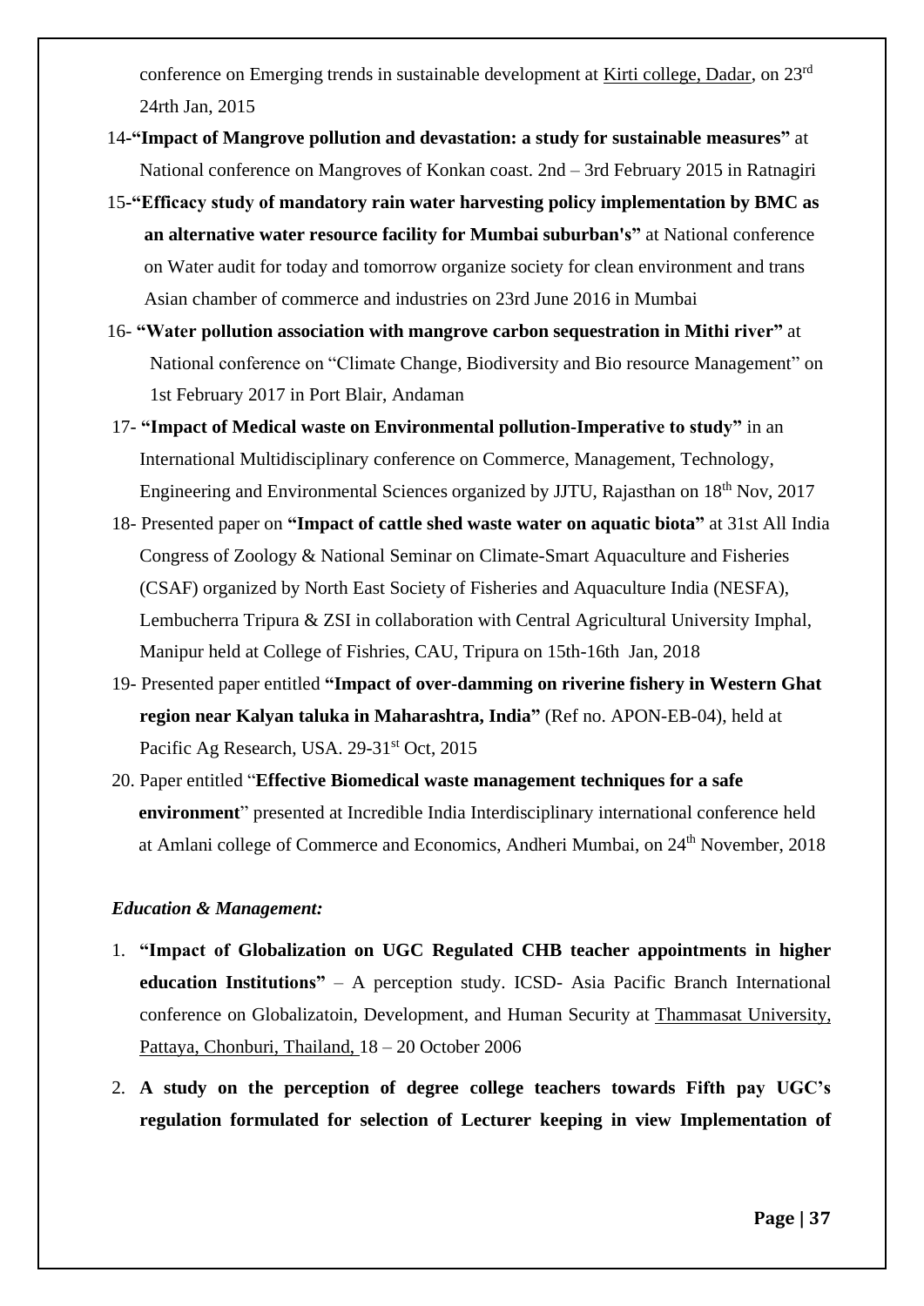conference on Emerging trends in sustainable development at Kirti college, Dadar, on 23rd 24rth Jan, 2015

14-**"Impact of Mangrove pollution and devastation: a study for sustainable measures"** at National conference on Mangroves of Konkan coast. 2nd – 3rd February 2015 in Ratnagiri

15-**"Efficacy study of mandatory rain water harvesting policy implementation by BMC as an alternative water resource facility for Mumbai suburban's"** at National conference on Water audit for today and tomorrow organize society for clean environment and trans Asian chamber of commerce and industries on 23rd June 2016 in Mumbai

16- **"Water pollution association with mangrove carbon sequestration in Mithi river"** at National conference on "Climate Change, Biodiversity and Bio resource Management" on 1st February 2017 in Port Blair, Andaman

17- **"Impact of Medical waste on Environmental pollution-Imperative to study"** in an International Multidisciplinary conference on Commerce, Management, Technology, Engineering and Environmental Sciences organized by JJTU, Rajasthan on 18th Nov, 2017

18- Presented paper on **"Impact of cattle shed waste water on aquatic biota"** at 31st All India Congress of Zoology & National Seminar on Climate-Smart Aquaculture and Fisheries (CSAF) organized by North East Society of Fisheries and Aquaculture India (NESFA), Lembucherra Tripura & ZSI in collaboration with Central Agricultural University Imphal, Manipur held at College of Fishries, CAU, Tripura on 15th-16th Jan, 2018

19- Presented paper entitled **"Impact of over-damming on riverine fishery in Western Ghat region near Kalyan taluka in Maharashtra, India"** (Ref no. APON-EB-04), held at Pacific Ag Research, USA. 29-31st Oct, 2015

20. Paper entitled "**Effective Biomedical waste management techniques for a safe environment**" presented at Incredible India Interdisciplinary international conference held at Amlani college of Commerce and Economics, Andheri Mumbai, on 24th November, 2018

***Education & Management:***

1. **"Impact of Globalization on UGC Regulated CHB teacher appointments in higher education Institutions"** – A perception study. ICSD- Asia Pacific Branch International conference on Globalizatoin, Development, and Human Security at Thammasat University, Pattaya, Chonburi, Thailand, 18 – 20 October 2006
2. **A study on the perception of degree college teachers towards Fifth pay UGC's regulation formulated for selection of Lecturer keeping in view Implementation of**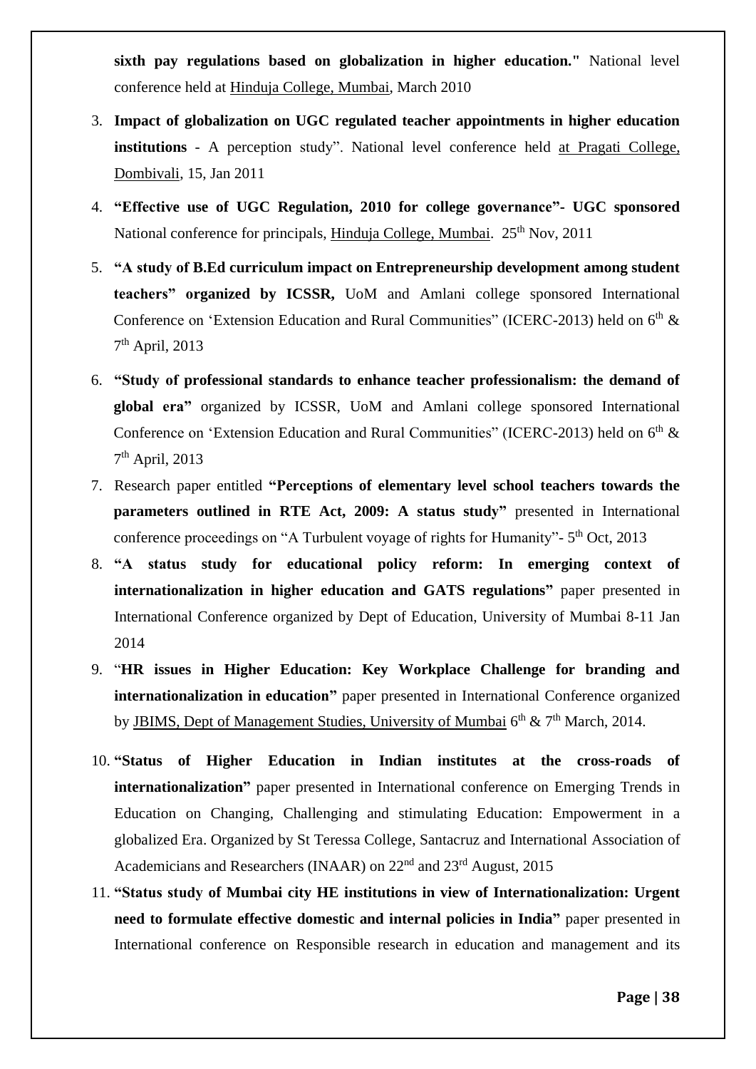**sixth pay regulations based on globalization in higher education."** National level conference held at Hinduja College, Mumbai, March 2010

3. **Impact of globalization on UGC regulated teacher appointments in higher education institutions** - A perception study". National level conference held at Pragati College, Dombivali, 15, Jan 2011
4. **"Effective use of UGC Regulation, 2010 for college governance"- UGC sponsored** National conference for principals, Hinduja College, Mumbai. 25th Nov, 2011
5. **"A study of B.Ed curriculum impact on Entrepreneurship development among student teachers" organized by ICSSR,** UoM and Amlani college sponsored International Conference on 'Extension Education and Rural Communities" (ICERC-2013) held on 6th & 7th April, 2013
6. **"Study of professional standards to enhance teacher professionalism: the demand of global era"** organized by ICSSR, UoM and Amlani college sponsored International Conference on 'Extension Education and Rural Communities" (ICERC-2013) held on 6th & 7th April, 2013
7. Research paper entitled **"Perceptions of elementary level school teachers towards the parameters outlined in RTE Act, 2009: A status study"** presented in International conference proceedings on "A Turbulent voyage of rights for Humanity"- 5th Oct, 2013
8. **"A status study for educational policy reform: In emerging context of internationalization in higher education and GATS regulations"** paper presented in International Conference organized by Dept of Education, University of Mumbai 8-11 Jan 2014
9. "**HR issues in Higher Education: Key Workplace Challenge for branding and internationalization in education"** paper presented in International Conference organized by JBIMS, Dept of Management Studies, University of Mumbai 6th & 7th March, 2014.
10. **"Status of Higher Education in Indian institutes at the cross-roads of internationalization"** paper presented in International conference on Emerging Trends in Education on Changing, Challenging and stimulating Education: Empowerment in a globalized Era. Organized by St Teressa College, Santacruz and International Association of Academicians and Researchers (INAAR) on 22nd and 23rd August, 2015
11. **"Status study of Mumbai city HE institutions in view of Internationalization: Urgent need to formulate effective domestic and internal policies in India"** paper presented in International conference on Responsible research in education and management and its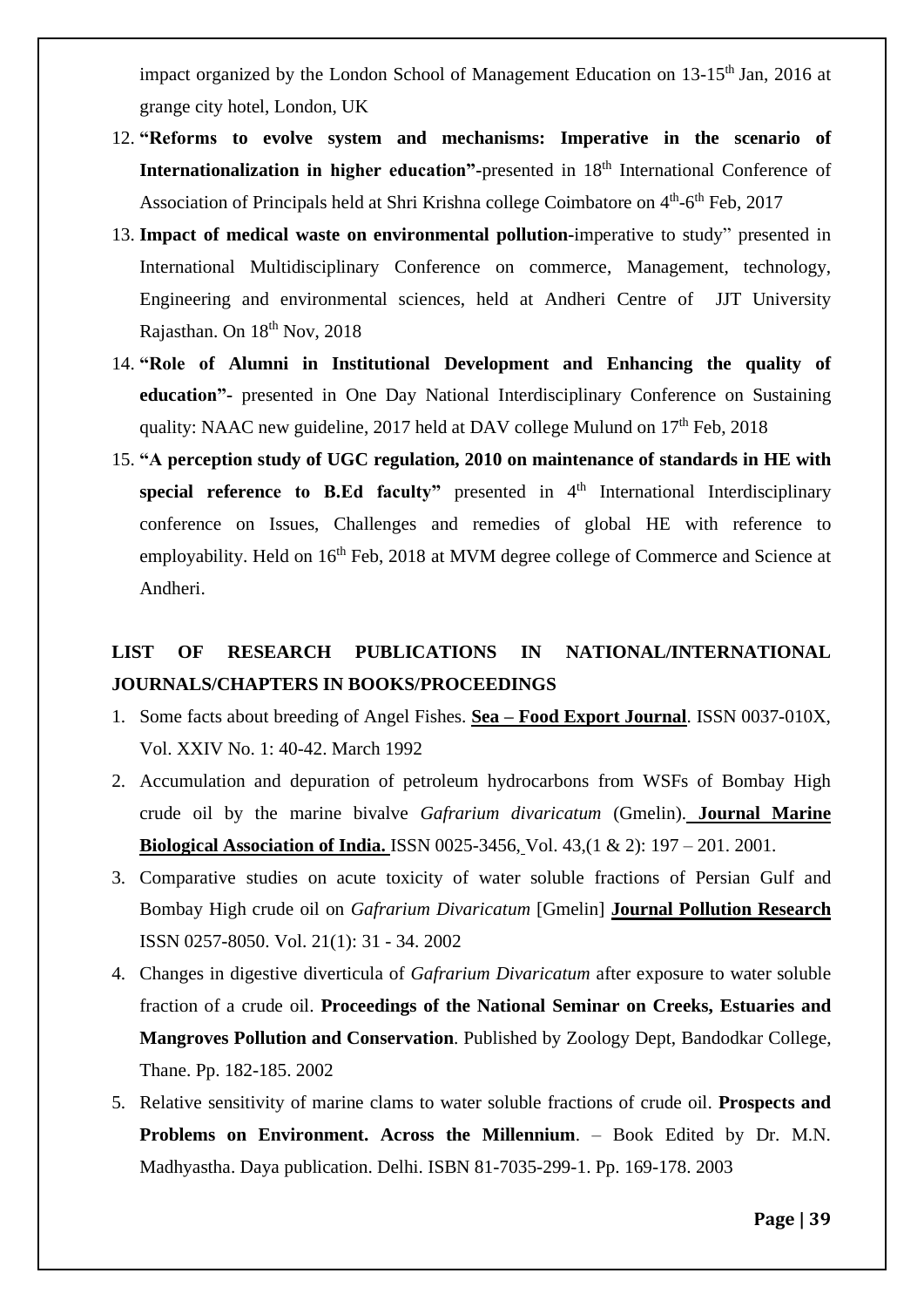impact organized by the London School of Management Education on 13-15th Jan, 2016 at grange city hotel, London, UK

12. **"Reforms to evolve system and mechanisms: Imperative in the scenario of Internationalization in higher education"-**presented in 18th International Conference of Association of Principals held at Shri Krishna college Coimbatore on 4th-6th Feb, 2017
13. **Impact of medical waste on environmental pollution**-imperative to study" presented in International Multidisciplinary Conference on commerce, Management, technology, Engineering and environmental sciences, held at Andheri Centre of JJT University Rajasthan. On 18th Nov, 2018
14. **"Role of Alumni in Institutional Development and Enhancing the quality of education"-** presented in One Day National Interdisciplinary Conference on Sustaining quality: NAAC new guideline, 2017 held at DAV college Mulund on 17th Feb, 2018
15. **"A perception study of UGC regulation, 2010 on maintenance of standards in HE with special reference to B.Ed faculty"** presented in 4th International Interdisciplinary conference on Issues, Challenges and remedies of global HE with reference to employability. Held on 16th Feb, 2018 at MVM degree college of Commerce and Science at Andheri.

## LIST OF RESEARCH PUBLICATIONS IN NATIONAL/INTERNATIONAL JOURNALS/CHAPTERS IN BOOKS/PROCEEDINGS

1. Some facts about breeding of Angel Fishes. **Sea – Food Export Journal**. ISSN 0037-010X, Vol. XXIV No. 1: 40-42. March 1992
2. Accumulation and depuration of petroleum hydrocarbons from WSFs of Bombay High crude oil by the marine bivalve *Gafrarium divaricatum* (Gmelin). **Journal Marine Biological Association of India.** ISSN 0025-3456, Vol. 43,(1 & 2): 197 – 201. 2001.
3. Comparative studies on acute toxicity of water soluble fractions of Persian Gulf and Bombay High crude oil on *Gafrarium Divaricatum* [Gmelin] **Journal Pollution Research** ISSN 0257-8050. Vol. 21(1): 31 - 34. 2002
4. Changes in digestive diverticula of *Gafrarium Divaricatum* after exposure to water soluble fraction of a crude oil. **Proceedings of the National Seminar on Creeks, Estuaries and Mangroves Pollution and Conservation**. Published by Zoology Dept, Bandodkar College, Thane. Pp. 182-185. 2002
5. Relative sensitivity of marine clams to water soluble fractions of crude oil. **Prospects and Problems on Environment. Across the Millennium**. – Book Edited by Dr. M.N. Madhyastha. Daya publication. Delhi. ISBN 81-7035-299-1. Pp. 169-178. 2003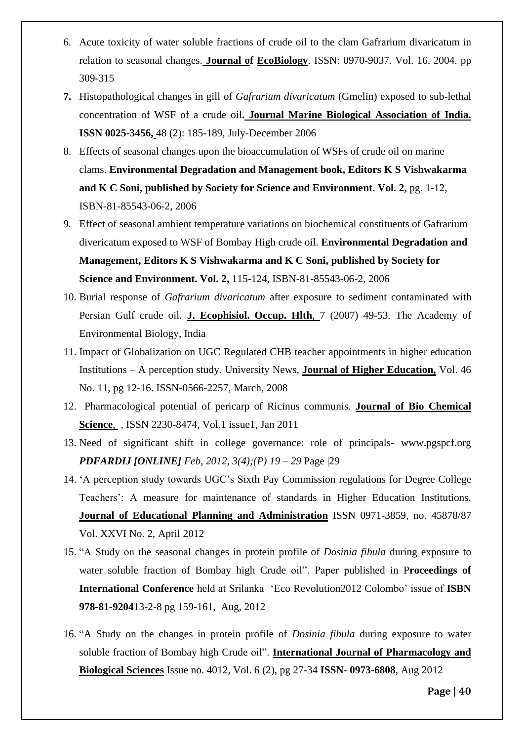6. Acute toxicity of water soluble fractions of crude oil to the clam Gafrarium divaricatum in relation to seasonal changes. **Journal of EcoBiology**. ISSN: 0970-9037. Vol. 16. 2004. pp 309-315
7. Histopathological changes in gill of *Gafrarium divaricatum* (Gmelin) exposed to sub-lethal concentration of WSF of a crude oil**. Journal Marine Biological Association of India. ISSN 0025-3456,** 48 (2): 185-189, July-December 2006
8. Effects of seasonal changes upon the bioaccumulation of WSFs of crude oil on marine clams. **Environmental Degradation and Management book, Editors K S Vishwakarma and K C Soni, published by Society for Science and Environment. Vol. 2,** pg. 1-12, ISBN-81-85543-06-2, 2006
9. Effect of seasonal ambient temperature variations on biochemical constituents of Gafrarium divericatum exposed to WSF of Bombay High crude oil. **Environmental Degradation and Management, Editors K S Vishwakarma and K C Soni, published by Society for Science and Environment. Vol. 2,** 115-124, ISBN-81-85543-06-2, 2006
10. Burial response of *Gafrarium divaricatum* after exposure to sediment contaminated with Persian Gulf crude oil. **J. Ecophisiol. Occup. Hlth**, 7 (2007) 49-53. The Academy of Environmental Biology, India
11. Impact of Globalization on UGC Regulated CHB teacher appointments in higher education Institutions – A perception study. University News, **Journal of Higher Education,** Vol. 46 No. 11, pg 12-16. ISSN-0566-2257, March, 2008
12. Pharmacological potential of pericarp of Ricinus communis. **Journal of Bio Chemical Science**, , ISSN 2230-8474, Vol.1 issue1, Jan 2011
13. Need of significant shift in college governance: role of principals- www.pgspcf.org ***PDFARDIJ [ONLINE]*** *Feb, 2012, 3(4);(P) 19 – 29* Page |29
14. 'A perception study towards UGC's Sixth Pay Commission regulations for Degree College Teachers': A measure for maintenance of standards in Higher Education Institutions, **Journal of Educational Planning and Administration** ISSN 0971-3859, no. 45878/87 Vol. XXVI No. 2, April 2012
15. "A Study on the seasonal changes in protein profile of *Dosinia fibula* during exposure to water soluble fraction of Bombay high Crude oil". Paper published in P**roceedings of International Conference** held at Srilanka 'Eco Revolution2012 Colombo' issue of **ISBN 978-81-9204**13-2-8 pg 159-161, Aug, 2012
16. "A Study on the changes in protein profile of *Dosinia fibula* during exposure to water soluble fraction of Bombay high Crude oil". **International Journal of Pharmacology and Biological Sciences** Issue no. 4012, Vol. 6 (2), pg 27-34 **ISSN- 0973-6808**, Aug 2012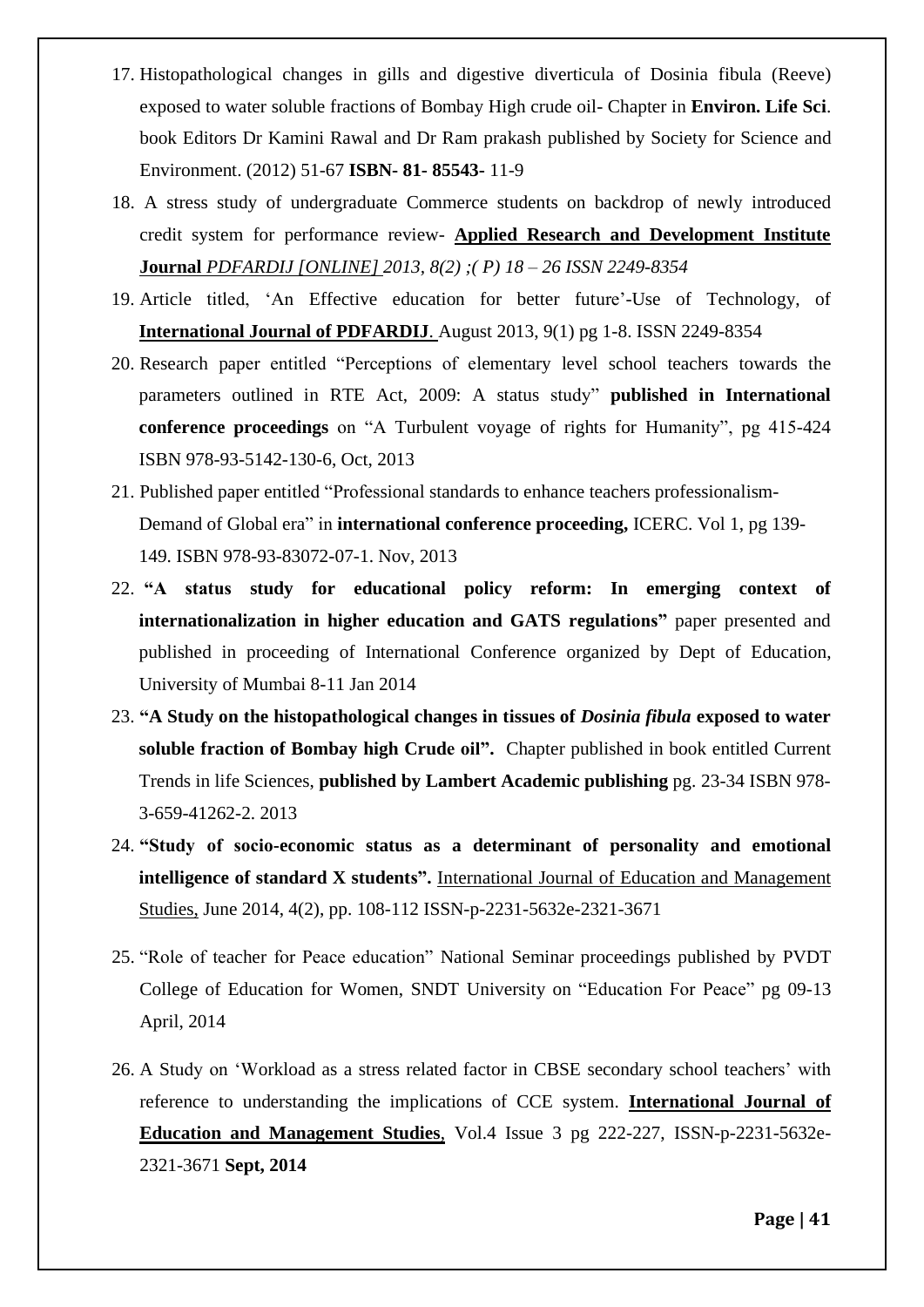17. Histopathological changes in gills and digestive diverticula of Dosinia fibula (Reeve) exposed to water soluble fractions of Bombay High crude oil- Chapter in **Environ. Life Sci**. book Editors Dr Kamini Rawal and Dr Ram prakash published by Society for Science and Environment. (2012) 51-67 **ISBN- 81- 85543-** 11-9
18. A stress study of undergraduate Commerce students on backdrop of newly introduced credit system for performance review- **Applied Research and Development Institute Journal** *PDFARDIJ [ONLINE] 2013, 8(2) ;( P) 18 – 26 ISSN 2249-8354*
19. Article titled, 'An Effective education for better future'-Use of Technology, of **International Journal of PDFARDIJ**. August 2013, 9(1) pg 1-8. ISSN 2249-8354
20. Research paper entitled "Perceptions of elementary level school teachers towards the parameters outlined in RTE Act, 2009: A status study" **published in International conference proceedings** on "A Turbulent voyage of rights for Humanity", pg 415-424 ISBN 978-93-5142-130-6, Oct, 2013
21. Published paper entitled "Professional standards to enhance teachers professionalism- Demand of Global era" in **international conference proceeding,** ICERC. Vol 1, pg 139-149. ISBN 978-93-83072-07-1. Nov, 2013
22. **"A status study for educational policy reform: In emerging context of internationalization in higher education and GATS regulations"** paper presented and published in proceeding of International Conference organized by Dept of Education, University of Mumbai 8-11 Jan 2014
23. **"A Study on the histopathological changes in tissues of *Dosinia fibula* exposed to water soluble fraction of Bombay high Crude oil".** Chapter published in book entitled Current Trends in life Sciences, **published by Lambert Academic publishing** pg. 23-34 ISBN 978-3-659-41262-2. 2013
24. **"Study of socio-economic status as a determinant of personality and emotional intelligence of standard X students".** International Journal of Education and Management Studies, June 2014, 4(2), pp. 108-112 ISSN-p-2231-5632e-2321-3671
25. "Role of teacher for Peace education" National Seminar proceedings published by PVDT College of Education for Women, SNDT University on "Education For Peace" pg 09-13 April, 2014
26. A Study on 'Workload as a stress related factor in CBSE secondary school teachers' with reference to understanding the implications of CCE system. **International Journal of Education and Management Studies**, Vol.4 Issue 3 pg 222-227, ISSN-p-2231-5632e-2321-3671 **Sept, 2014**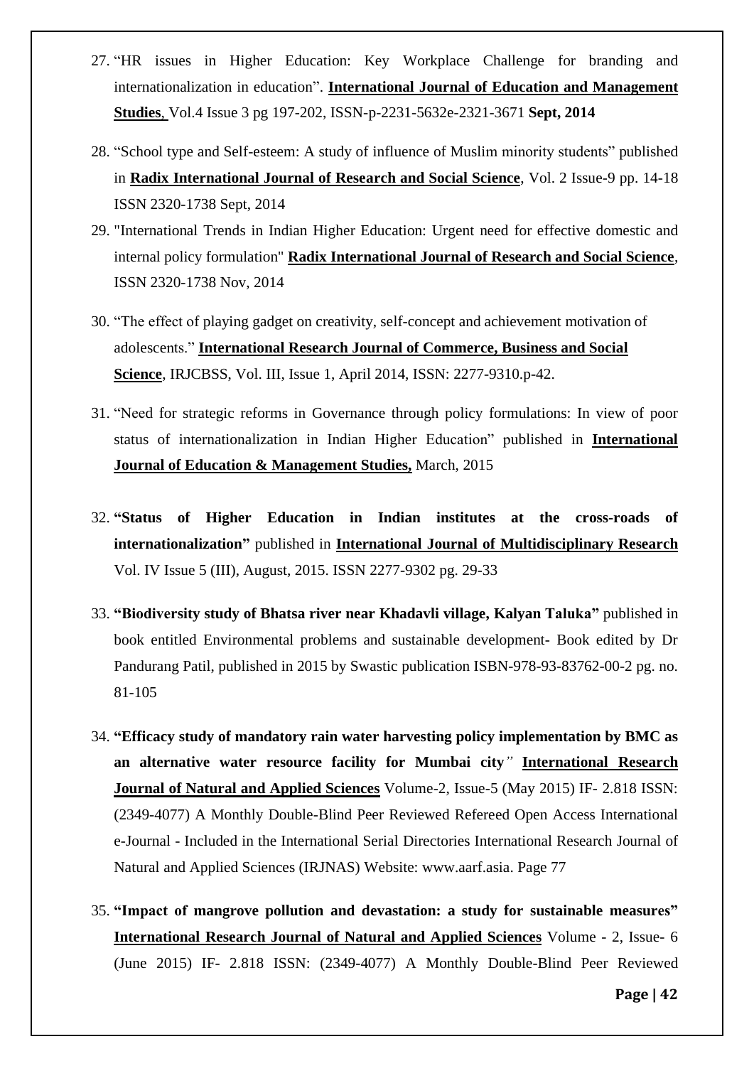27. "HR issues in Higher Education: Key Workplace Challenge for branding and internationalization in education". **International Journal of Education and Management Studies**, Vol.4 Issue 3 pg 197-202, ISSN-p-2231-5632e-2321-3671 **Sept, 2014**

28. "School type and Self-esteem: A study of influence of Muslim minority students" published in **Radix International Journal of Research and Social Science**, Vol. 2 Issue-9 pp. 14-18 ISSN 2320-1738 Sept, 2014

29. "International Trends in Indian Higher Education: Urgent need for effective domestic and internal policy formulation" **Radix International Journal of Research and Social Science**, ISSN 2320-1738 Nov, 2014

30. "The effect of playing gadget on creativity, self-concept and achievement motivation of adolescents." **International Research Journal of Commerce, Business and Social Science**, IRJCBSS, Vol. III, Issue 1, April 2014, ISSN: 2277-9310.p-42.

31. "Need for strategic reforms in Governance through policy formulations: In view of poor status of internationalization in Indian Higher Education" published in **International Journal of Education & Management Studies,** March, 2015

32. **"Status of Higher Education in Indian institutes at the cross-roads of internationalization"** published in **International Journal of Multidisciplinary Research** Vol. IV Issue 5 (III), August, 2015. ISSN 2277-9302 pg. 29-33

33. **"Biodiversity study of Bhatsa river near Khadavli village, Kalyan Taluka"** published in book entitled Environmental problems and sustainable development- Book edited by Dr Pandurang Patil, published in 2015 by Swastic publication ISBN-978-93-83762-00-2 pg. no. 81-105

34. **"Efficacy study of mandatory rain water harvesting policy implementation by BMC as an alternative water resource facility for Mumbai city"** **International Research Journal of Natural and Applied Sciences** Volume-2, Issue-5 (May 2015) IF- 2.818 ISSN: (2349-4077) A Monthly Double-Blind Peer Reviewed Refereed Open Access International e-Journal - Included in the International Serial Directories International Research Journal of Natural and Applied Sciences (IRJNAS) Website: www.aarf.asia. Page 77

35. **"Impact of mangrove pollution and devastation: a study for sustainable measures"** **International Research Journal of Natural and Applied Sciences** Volume - 2, Issue- 6 (June 2015) IF- 2.818 ISSN: (2349-4077) A Monthly Double-Blind Peer Reviewed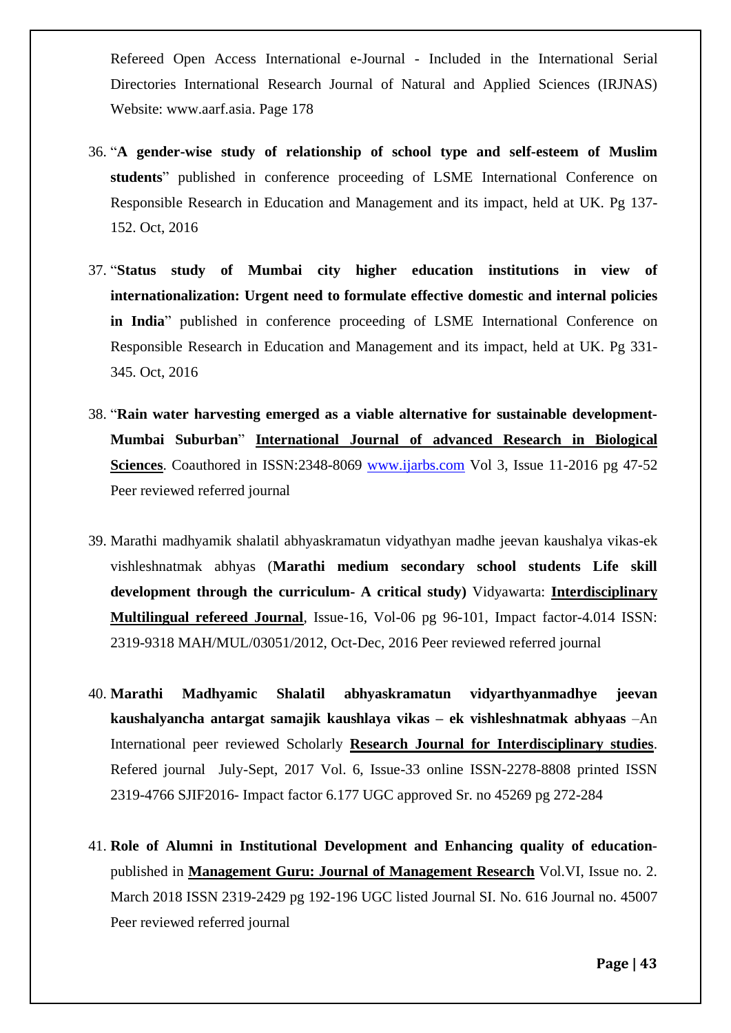Refereed Open Access International e-Journal - Included in the International Serial Directories International Research Journal of Natural and Applied Sciences (IRJNAS) Website: www.aarf.asia. Page 178

36. "**A gender-wise study of relationship of school type and self-esteem of Muslim students**" published in conference proceeding of LSME International Conference on Responsible Research in Education and Management and its impact, held at UK. Pg 137-152. Oct, 2016

37. "**Status study of Mumbai city higher education institutions in view of internationalization: Urgent need to formulate effective domestic and internal policies in India**" published in conference proceeding of LSME International Conference on Responsible Research in Education and Management and its impact, held at UK. Pg 331-345. Oct, 2016

38. "**Rain water harvesting emerged as a viable alternative for sustainable development-Mumbai Suburban**" **International Journal of advanced Research in Biological Sciences**. Coauthored in ISSN:2348-8069 www.ijarbs.com Vol 3, Issue 11-2016 pg 47-52 Peer reviewed referred journal

39. Marathi madhyamik shalatil abhyaskramatun vidyathyan madhe jeevan kaushalya vikas-ek vishleshnatmak abhyas (**Marathi medium secondary school students Life skill development through the curriculum- A critical study)** Vidyawarta: **Interdisciplinary Multilingual refereed Journal**, Issue-16, Vol-06 pg 96-101, Impact factor-4.014 ISSN: 2319-9318 MAH/MUL/03051/2012, Oct-Dec, 2016 Peer reviewed referred journal

40. **Marathi Madhyamic Shalatil abhyaskramatun vidyarthyanmadhye jeevan kaushalyancha antargat samajik kaushlaya vikas – ek vishleshnatmak abhyaas** –An International peer reviewed Scholarly **Research Journal for Interdisciplinary studies**. Refered journal July-Sept, 2017 Vol. 6, Issue-33 online ISSN-2278-8808 printed ISSN 2319-4766 SJIF2016- Impact factor 6.177 UGC approved Sr. no 45269 pg 272-284

41. **Role of Alumni in Institutional Development and Enhancing quality of education**-published in **Management Guru: Journal of Management Research** Vol.VI, Issue no. 2. March 2018 ISSN 2319-2429 pg 192-196 UGC listed Journal SI. No. 616 Journal no. 45007 Peer reviewed referred journal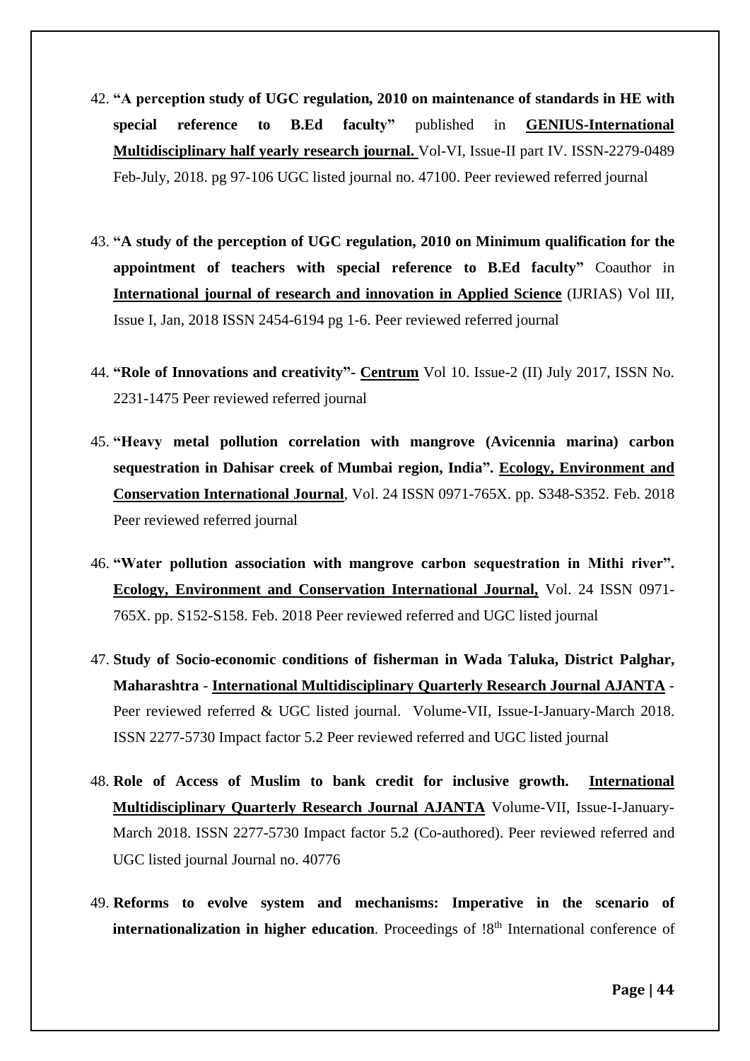42. **"A perception study of UGC regulation, 2010 on maintenance of standards in HE with special reference to B.Ed faculty"** published in **GENIUS-International Multidisciplinary half yearly research journal.** Vol-VI, Issue-II part IV. ISSN-2279-0489 Feb-July, 2018. pg 97-106 UGC listed journal no. 47100. Peer reviewed referred journal

43. **"A study of the perception of UGC regulation, 2010 on Minimum qualification for the appointment of teachers with special reference to B.Ed faculty"** Coauthor in **International journal of research and innovation in Applied Science** (IJRIAS) Vol III, Issue I, Jan, 2018 ISSN 2454-6194 pg 1-6. Peer reviewed referred journal

44. **"Role of Innovations and creativity"- Centrum** Vol 10. Issue-2 (II) July 2017, ISSN No. 2231-1475 Peer reviewed referred journal

45. **"Heavy metal pollution correlation with mangrove (Avicennia marina) carbon sequestration in Dahisar creek of Mumbai region, India". Ecology, Environment and Conservation International Journal**, Vol. 24 ISSN 0971-765X. pp. S348-S352. Feb. 2018 Peer reviewed referred journal

46. **"Water pollution association with mangrove carbon sequestration in Mithi river". Ecology, Environment and Conservation International Journal,** Vol. 24 ISSN 0971-765X. pp. S152-S158. Feb. 2018 Peer reviewed referred and UGC listed journal

47. **Study of Socio-economic conditions of fisherman in Wada Taluka, District Palghar, Maharashtra** - **International Multidisciplinary Quarterly Research Journal AJANTA** - Peer reviewed referred & UGC listed journal. Volume-VII, Issue-I-January-March 2018. ISSN 2277-5730 Impact factor 5.2 Peer reviewed referred and UGC listed journal

48. **Role of Access of Muslim to bank credit for inclusive growth. International Multidisciplinary Quarterly Research Journal AJANTA** Volume-VII, Issue-I-January-March 2018. ISSN 2277-5730 Impact factor 5.2 (Co-authored). Peer reviewed referred and UGC listed journal Journal no. 40776

49. **Reforms to evolve system and mechanisms: Imperative in the scenario of internationalization in higher education**. Proceedings of !8th International conference of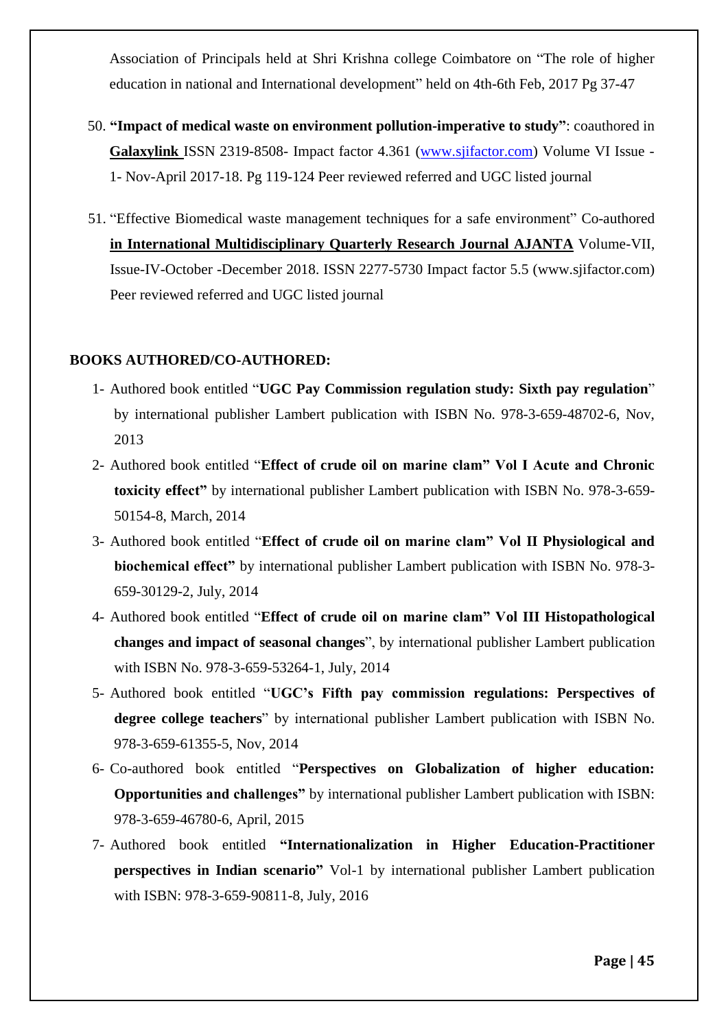Association of Principals held at Shri Krishna college Coimbatore on "The role of higher education in national and International development" held on 4th-6th Feb, 2017 Pg 37-47

50. **"Impact of medical waste on environment pollution-imperative to study"**: coauthored in **Galaxylink** ISSN 2319-8508- Impact factor 4.361 (www.sjifactor.com) Volume VI Issue -1- Nov-April 2017-18. Pg 119-124 Peer reviewed referred and UGC listed journal

51. "Effective Biomedical waste management techniques for a safe environment" Co-authored **in International Multidisciplinary Quarterly Research Journal AJANTA** Volume-VII, Issue-IV-October -December 2018. ISSN 2277-5730 Impact factor 5.5 (www.sjifactor.com) Peer reviewed referred and UGC listed journal

**BOOKS AUTHORED/CO-AUTHORED:**

1- Authored book entitled "**UGC Pay Commission regulation study: Sixth pay regulation**" by international publisher Lambert publication with ISBN No. 978-3-659-48702-6, Nov, 2013

2- Authored book entitled "**Effect of crude oil on marine clam" Vol I Acute and Chronic toxicity effect"** by international publisher Lambert publication with ISBN No. 978-3-659-50154-8, March, 2014

3- Authored book entitled "**Effect of crude oil on marine clam" Vol II Physiological and biochemical effect"** by international publisher Lambert publication with ISBN No. 978-3-659-30129-2, July, 2014

4- Authored book entitled "**Effect of crude oil on marine clam" Vol III Histopathological changes and impact of seasonal changes**", by international publisher Lambert publication with ISBN No. 978-3-659-53264-1, July, 2014

5- Authored book entitled "**UGC's Fifth pay commission regulations: Perspectives of degree college teachers**" by international publisher Lambert publication with ISBN No. 978-3-659-61355-5, Nov, 2014

6- Co-authored book entitled "**Perspectives on Globalization of higher education: Opportunities and challenges"** by international publisher Lambert publication with ISBN: 978-3-659-46780-6, April, 2015

7- Authored book entitled **"Internationalization in Higher Education-Practitioner perspectives in Indian scenario"** Vol-1 by international publisher Lambert publication with ISBN: 978-3-659-90811-8, July, 2016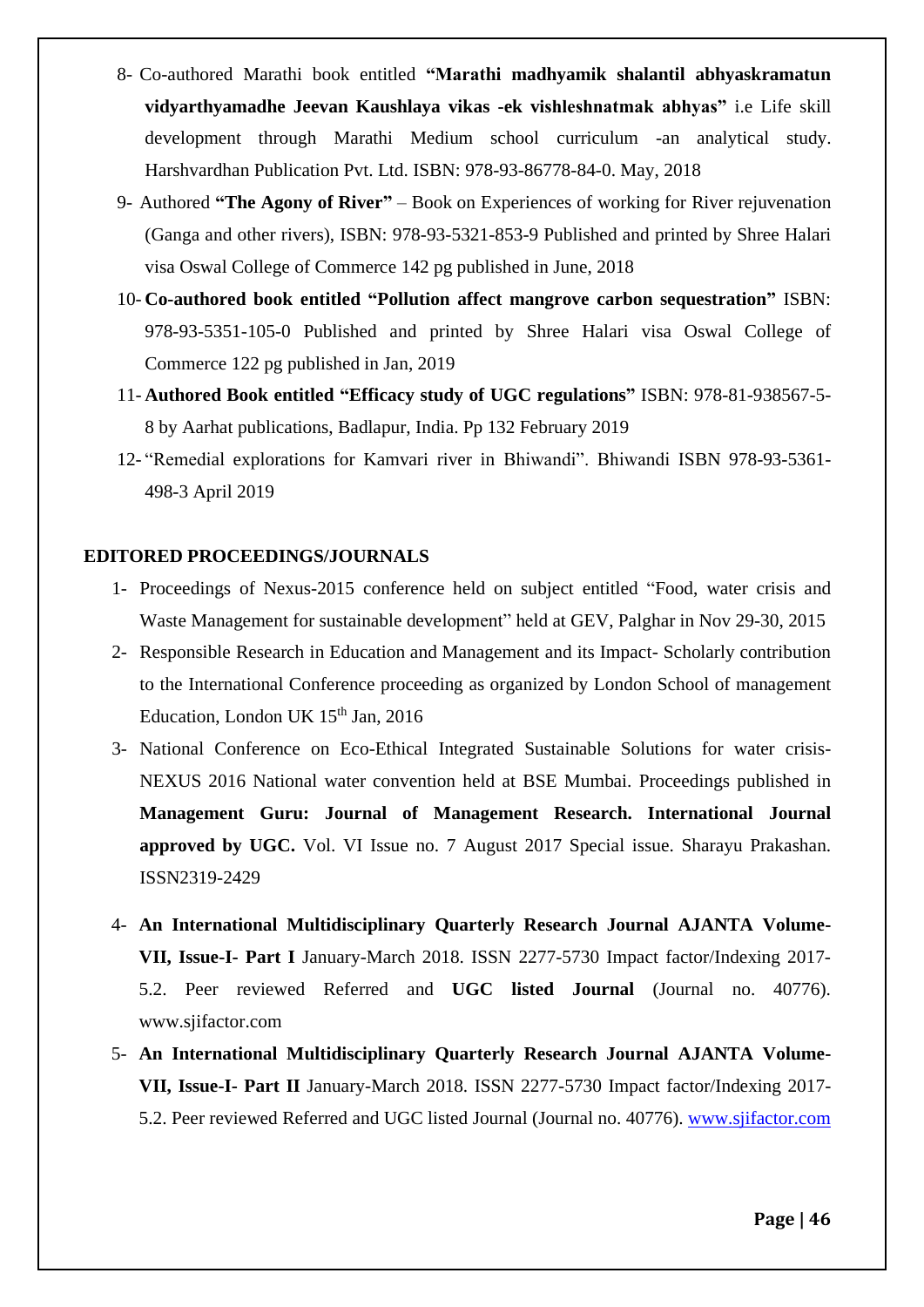8- Co-authored Marathi book entitled **"Marathi madhyamik shalantil abhyaskramatun vidyarthyamadhe Jeevan Kaushlaya vikas -ek vishleshnatmak abhyas"** i.e Life skill development through Marathi Medium school curriculum -an analytical study. Harshvardhan Publication Pvt. Ltd. ISBN: 978-93-86778-84-0. May, 2018

9- Authored **"The Agony of River"** – Book on Experiences of working for River rejuvenation (Ganga and other rivers), ISBN: 978-93-5321-853-9 Published and printed by Shree Halari visa Oswal College of Commerce 142 pg published in June, 2018

10- **Co-authored book entitled "Pollution affect mangrove carbon sequestration"** ISBN: 978-93-5351-105-0 Published and printed by Shree Halari visa Oswal College of Commerce 122 pg published in Jan, 2019

11- **Authored Book entitled "Efficacy study of UGC regulations"** ISBN: 978-81-938567-5-8 by Aarhat publications, Badlapur, India. Pp 132 February 2019

12- "Remedial explorations for Kamvari river in Bhiwandi". Bhiwandi ISBN 978-93-5361-498-3 April 2019

**EDITORED PROCEEDINGS/JOURNALS**

1- Proceedings of Nexus-2015 conference held on subject entitled "Food, water crisis and Waste Management for sustainable development" held at GEV, Palghar in Nov 29-30, 2015

2- Responsible Research in Education and Management and its Impact- Scholarly contribution to the International Conference proceeding as organized by London School of management Education, London UK 15th Jan, 2016

3- National Conference on Eco-Ethical Integrated Sustainable Solutions for water crisis- NEXUS 2016 National water convention held at BSE Mumbai. Proceedings published in **Management Guru: Journal of Management Research. International Journal approved by UGC.** Vol. VI Issue no. 7 August 2017 Special issue. Sharayu Prakashan. ISSN2319-2429

4- **An International Multidisciplinary Quarterly Research Journal AJANTA Volume-VII, Issue-I- Part I** January-March 2018. ISSN 2277-5730 Impact factor/Indexing 2017-5.2. Peer reviewed Referred and **UGC listed Journal** (Journal no. 40776). www.sjifactor.com

5- **An International Multidisciplinary Quarterly Research Journal AJANTA Volume-VII, Issue-I- Part II** January-March 2018. ISSN 2277-5730 Impact factor/Indexing 2017-5.2. Peer reviewed Referred and UGC listed Journal (Journal no. 40776). www.sjifactor.com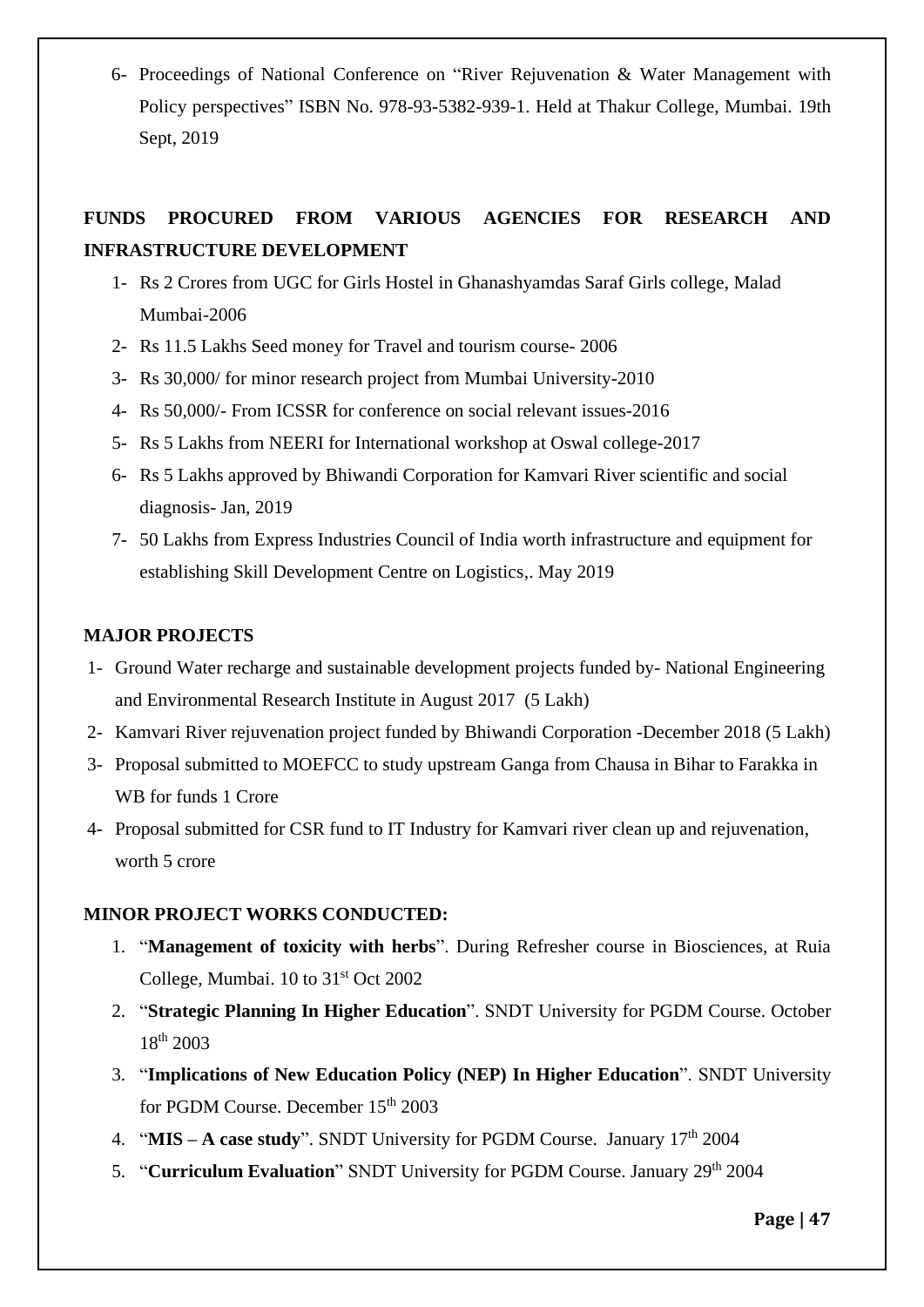6- Proceedings of National Conference on "River Rejuvenation & Water Management with Policy perspectives" ISBN No. 978-93-5382-939-1. Held at Thakur College, Mumbai. 19th Sept, 2019

## FUNDS PROCURED FROM VARIOUS AGENCIES FOR RESEARCH AND INFRASTRUCTURE DEVELOPMENT

1- Rs 2 Crores from UGC for Girls Hostel in Ghanashyamdas Saraf Girls college, Malad Mumbai-2006
2- Rs 11.5 Lakhs Seed money for Travel and tourism course- 2006
3- Rs 30,000/ for minor research project from Mumbai University-2010
4- Rs 50,000/- From ICSSR for conference on social relevant issues-2016
5- Rs 5 Lakhs from NEERI for International workshop at Oswal college-2017
6- Rs 5 Lakhs approved by Bhiwandi Corporation for Kamvari River scientific and social diagnosis- Jan, 2019
7- 50 Lakhs from Express Industries Council of India worth infrastructure and equipment for establishing Skill Development Centre on Logistics,. May 2019

## MAJOR PROJECTS

1- Ground Water recharge and sustainable development projects funded by- National Engineering and Environmental Research Institute in August 2017 (5 Lakh)
2- Kamvari River rejuvenation project funded by Bhiwandi Corporation -December 2018 (5 Lakh)
3- Proposal submitted to MOEFCC to study upstream Ganga from Chausa in Bihar to Farakka in WB for funds 1 Crore
4- Proposal submitted for CSR fund to IT Industry for Kamvari river clean up and rejuvenation, worth 5 crore

## MINOR PROJECT WORKS CONDUCTED:

1. "**Management of toxicity with herbs**". During Refresher course in Biosciences, at Ruia College, Mumbai. 10 to 31st Oct 2002
2. "**Strategic Planning In Higher Education**". SNDT University for PGDM Course. October 18th 2003
3. "**Implications of New Education Policy (NEP) In Higher Education**". SNDT University for PGDM Course. December 15th 2003
4. "**MIS – A case study**". SNDT University for PGDM Course. January 17th 2004
5. "**Curriculum Evaluation**" SNDT University for PGDM Course. January 29th 2004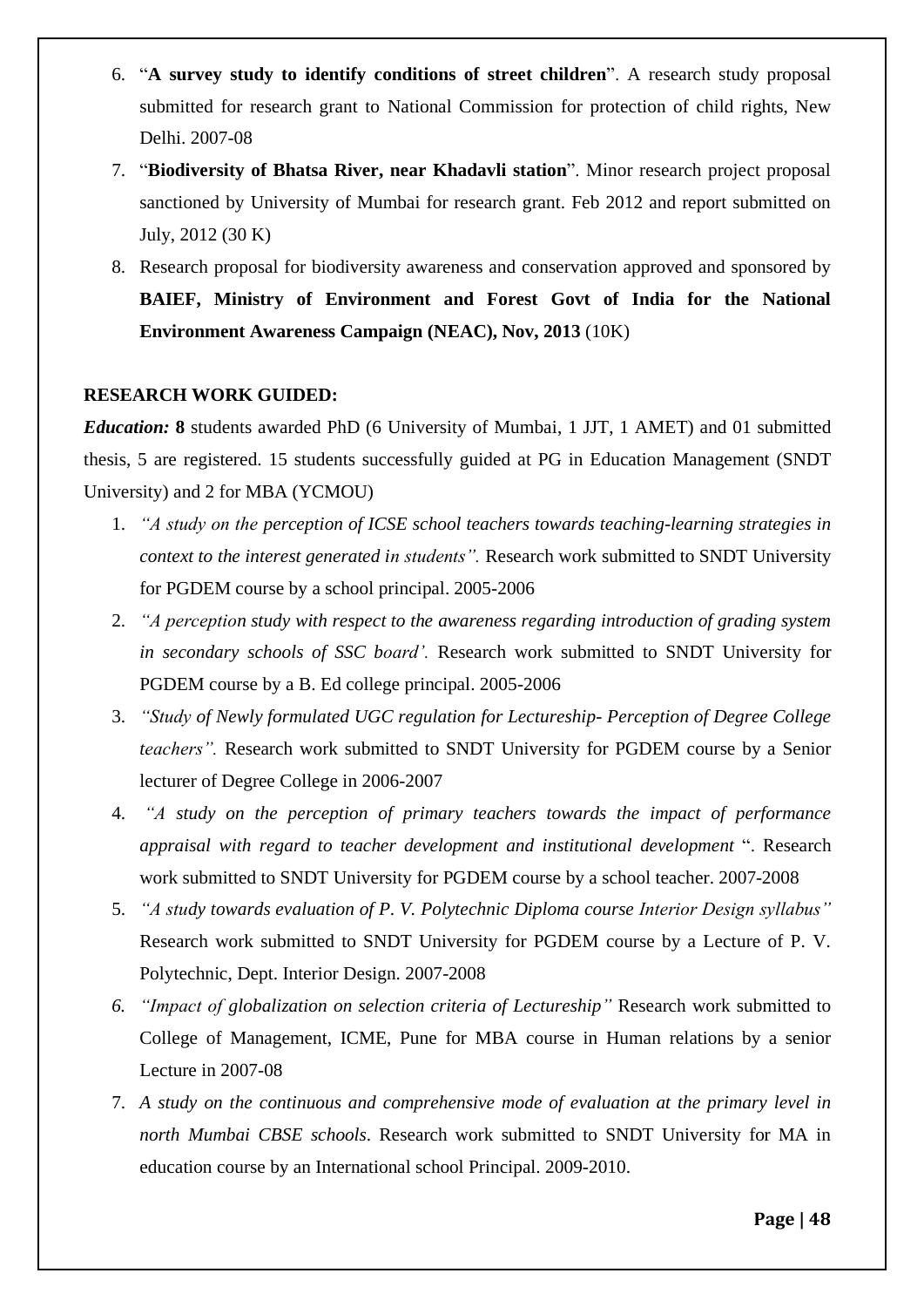6. "**A survey study to identify conditions of street children**". A research study proposal submitted for research grant to National Commission for protection of child rights, New Delhi. 2007-08
7. "**Biodiversity of Bhatsa River, near Khadavli station**". Minor research project proposal sanctioned by University of Mumbai for research grant. Feb 2012 and report submitted on July, 2012 (30 K)
8. Research proposal for biodiversity awareness and conservation approved and sponsored by **BAIEF, Ministry of Environment and Forest Govt of India for the National Environment Awareness Campaign (NEAC), Nov, 2013** (10K)

**RESEARCH WORK GUIDED:**

***Education:*** **8** students awarded PhD (6 University of Mumbai, 1 JJT, 1 AMET) and 01 submitted thesis, 5 are registered. 15 students successfully guided at PG in Education Management (SNDT University) and 2 for MBA (YCMOU)

1. *"A study on the perception of ICSE school teachers towards teaching-learning strategies in context to the interest generated in students".* Research work submitted to SNDT University for PGDEM course by a school principal. 2005-2006
2. *"A perception study with respect to the awareness regarding introduction of grading system in secondary schools of SSC board'.* Research work submitted to SNDT University for PGDEM course by a B. Ed college principal. 2005-2006
3. *"Study of Newly formulated UGC regulation for Lectureship- Perception of Degree College teachers".* Research work submitted to SNDT University for PGDEM course by a Senior lecturer of Degree College in 2006-2007
4. *"A study on the perception of primary teachers towards the impact of performance appraisal with regard to teacher development and institutional development* ". Research work submitted to SNDT University for PGDEM course by a school teacher. 2007-2008
5. *"A study towards evaluation of P. V. Polytechnic Diploma course Interior Design syllabus"* Research work submitted to SNDT University for PGDEM course by a Lecture of P. V. Polytechnic, Dept. Interior Design. 2007-2008
6. *"Impact of globalization on selection criteria of Lectureship"* Research work submitted to College of Management, ICME, Pune for MBA course in Human relations by a senior Lecture in 2007-08
7. *A study on the continuous and comprehensive mode of evaluation at the primary level in north Mumbai CBSE schools*. Research work submitted to SNDT University for MA in education course by an International school Principal. 2009-2010.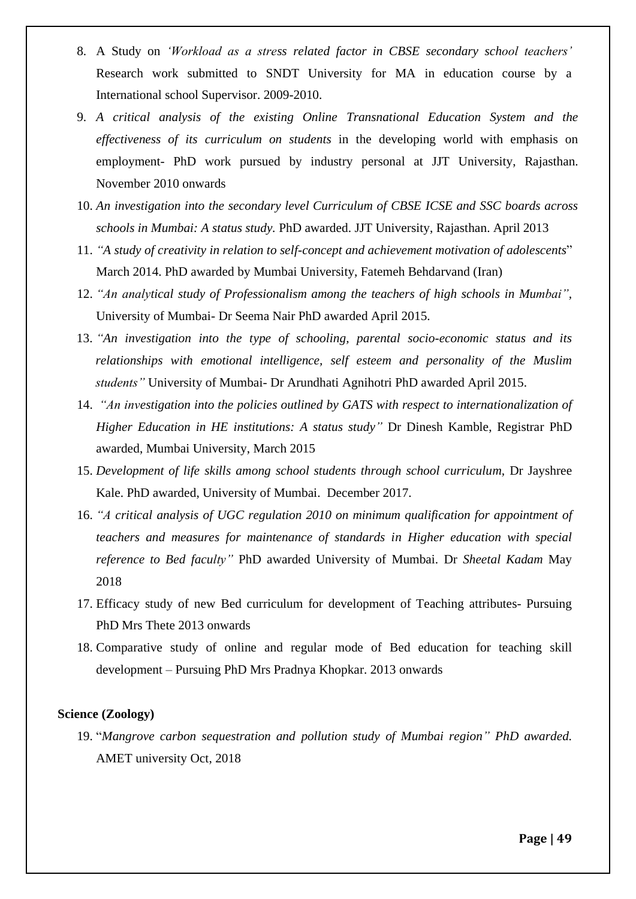8. A Study on *'Workload as a stress related factor in CBSE secondary school teachers'* Research work submitted to SNDT University for MA in education course by a International school Supervisor. 2009-2010.
9. *A critical analysis of the existing Online Transnational Education System and the effectiveness of its curriculum on students* in the developing world with emphasis on employment- PhD work pursued by industry personal at JJT University, Rajasthan. November 2010 onwards
10. *An investigation into the secondary level Curriculum of CBSE ICSE and SSC boards across schools in Mumbai: A status study.* PhD awarded. JJT University, Rajasthan. April 2013
11. *"A study of creativity in relation to self-concept and achievement motivation of adolescents*" March 2014. PhD awarded by Mumbai University, Fatemeh Behdarvand (Iran)
12. *"An analytical study of Professionalism among the teachers of high schools in Mumbai",* University of Mumbai- Dr Seema Nair PhD awarded April 2015.
13. *"An investigation into the type of schooling, parental socio-economic status and its relationships with emotional intelligence, self esteem and personality of the Muslim students"* University of Mumbai- Dr Arundhati Agnihotri PhD awarded April 2015.
14. *"An investigation into the policies outlined by GATS with respect to internationalization of Higher Education in HE institutions: A status study"* Dr Dinesh Kamble, Registrar PhD awarded, Mumbai University, March 2015
15. *Development of life skills among school students through school curriculum,* Dr Jayshree Kale. PhD awarded, University of Mumbai. December 2017.
16. *"A critical analysis of UGC regulation 2010 on minimum qualification for appointment of teachers and measures for maintenance of standards in Higher education with special reference to Bed faculty"* PhD awarded University of Mumbai. Dr *Sheetal Kadam* May 2018
17. Efficacy study of new Bed curriculum for development of Teaching attributes- Pursuing PhD Mrs Thete 2013 onwards
18. Comparative study of online and regular mode of Bed education for teaching skill development – Pursuing PhD Mrs Pradnya Khopkar. 2013 onwards

**Science (Zoology)**

19. "*Mangrove carbon sequestration and pollution study of Mumbai region" PhD awarded.* AMET university Oct, 2018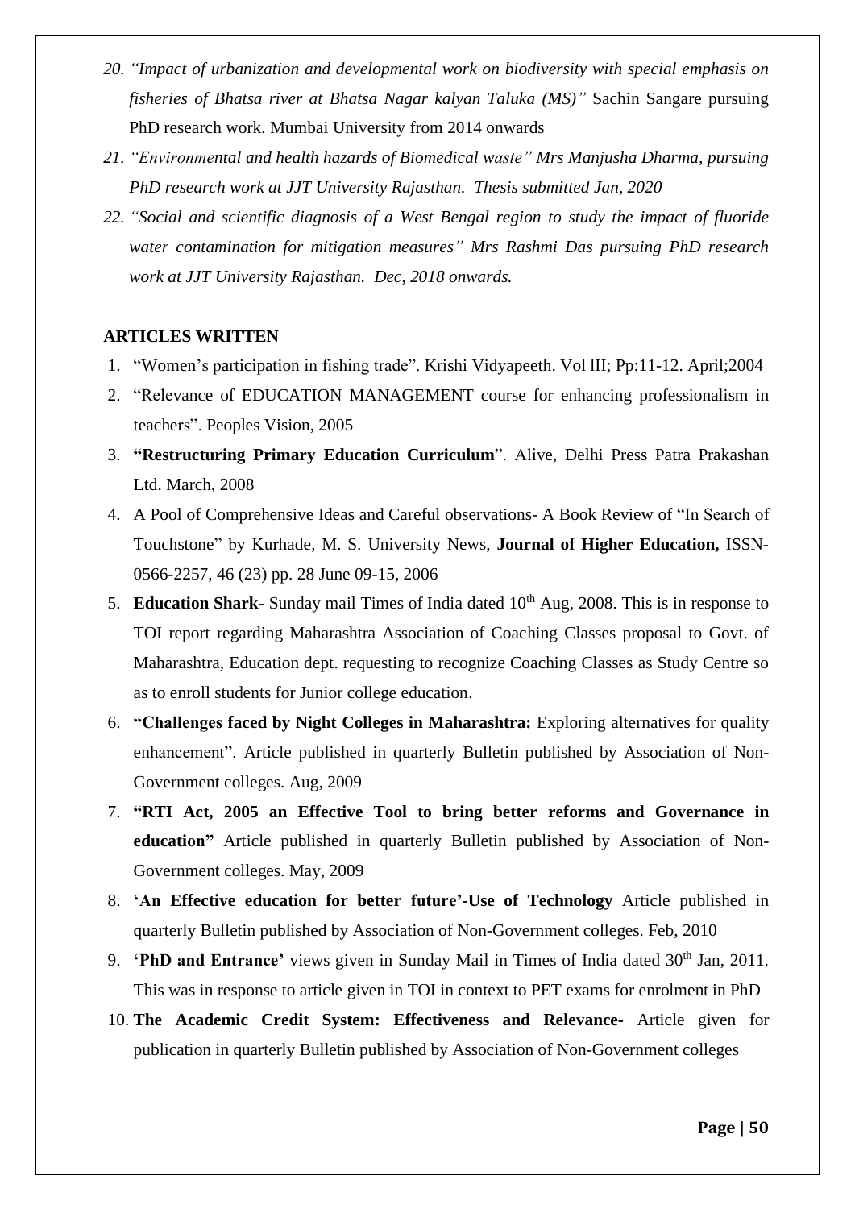20. *"Impact of urbanization and developmental work on biodiversity with special emphasis on fisheries of Bhatsa river at Bhatsa Nagar kalyan Taluka (MS)"* Sachin Sangare pursuing PhD research work. Mumbai University from 2014 onwards
21. *"Environmental and health hazards of Biomedical waste" Mrs Manjusha Dharma, pursuing PhD research work at JJT University Rajasthan. Thesis submitted Jan, 2020*
22. *"Social and scientific diagnosis of a West Bengal region to study the impact of fluoride water contamination for mitigation measures" Mrs Rashmi Das pursuing PhD research work at JJT University Rajasthan. Dec, 2018 onwards.*

**ARTICLES WRITTEN**

1. "Women's participation in fishing trade". Krishi Vidyapeeth. Vol lII; Pp:11-12. April;2004
2. "Relevance of EDUCATION MANAGEMENT course for enhancing professionalism in teachers". Peoples Vision, 2005
3. **"Restructuring Primary Education Curriculum**". Alive, Delhi Press Patra Prakashan Ltd. March, 2008
4. A Pool of Comprehensive Ideas and Careful observations- A Book Review of "In Search of Touchstone" by Kurhade, M. S. University News, **Journal of Higher Education,** ISSN-0566-2257, 46 (23) pp. 28 June 09-15, 2006
5. **Education Shark-** Sunday mail Times of India dated 10th Aug, 2008. This is in response to TOI report regarding Maharashtra Association of Coaching Classes proposal to Govt. of Maharashtra, Education dept. requesting to recognize Coaching Classes as Study Centre so as to enroll students for Junior college education.
6. **"Challenges faced by Night Colleges in Maharashtra:** Exploring alternatives for quality enhancement". Article published in quarterly Bulletin published by Association of Non-Government colleges. Aug, 2009
7. **"RTI Act, 2005 an Effective Tool to bring better reforms and Governance in education"** Article published in quarterly Bulletin published by Association of Non-Government colleges. May, 2009
8. **'An Effective education for better future'-Use of Technology** Article published in quarterly Bulletin published by Association of Non-Government colleges. Feb, 2010
9. **'PhD and Entrance'** views given in Sunday Mail in Times of India dated 30th Jan, 2011. This was in response to article given in TOI in context to PET exams for enrolment in PhD
10. **The Academic Credit System: Effectiveness and Relevance-** Article given for publication in quarterly Bulletin published by Association of Non-Government colleges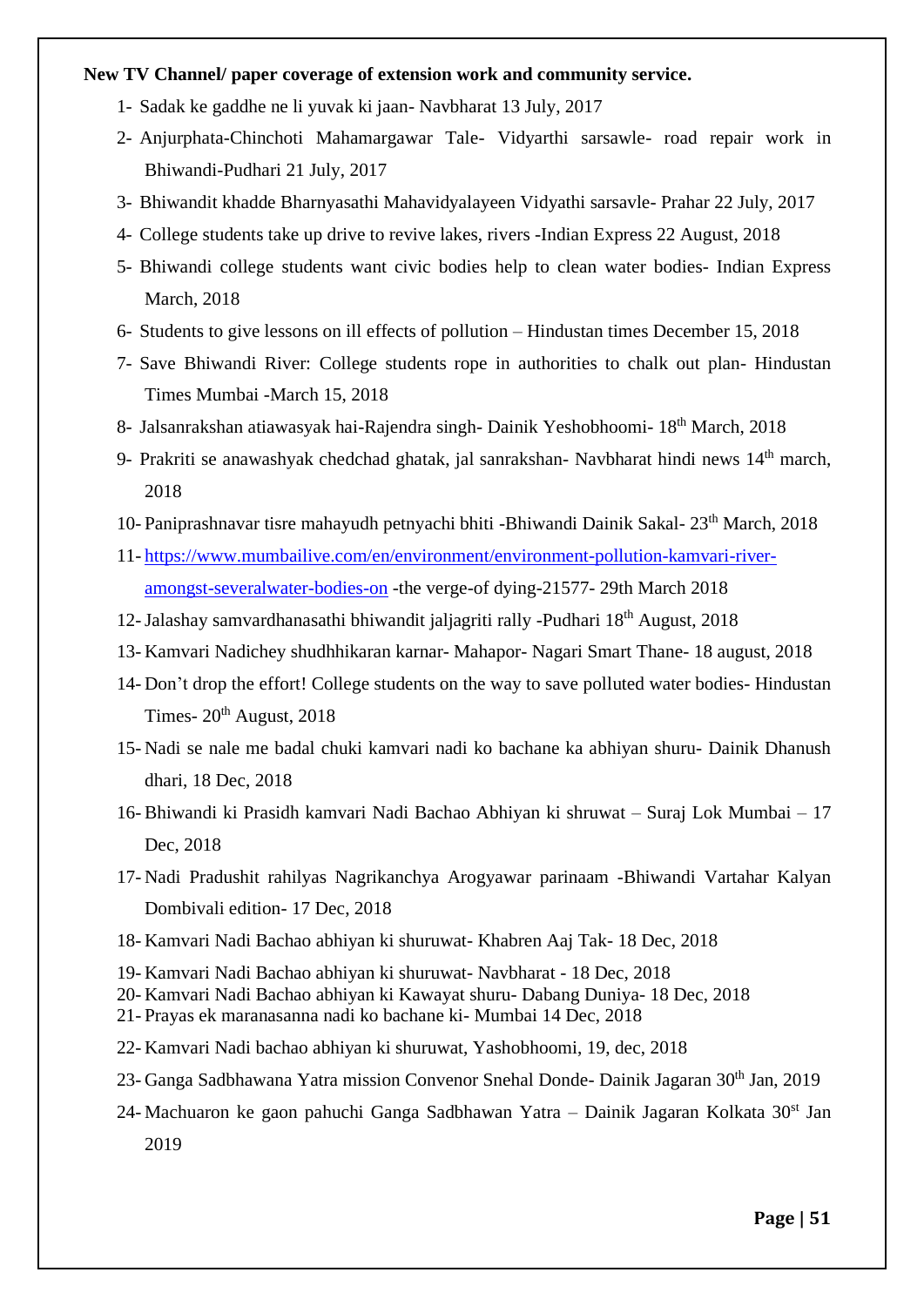**New TV Channel/ paper coverage of extension work and community service.**

1. Sadak ke gaddhe ne li yuvak ki jaan- Navbharat 13 July, 2017
2. Anjurphata-Chinchoti Mahamargawar Tale- Vidyarthi sarsawle- road repair work in Bhiwandi-Pudhari 21 July, 2017
3. Bhiwandit khadde Bharnyasathi Mahavidyalayeen Vidyathi sarsavle- Prahar 22 July, 2017
4. College students take up drive to revive lakes, rivers -Indian Express 22 August, 2018
5. Bhiwandi college students want civic bodies help to clean water bodies- Indian Express March, 2018
6. Students to give lessons on ill effects of pollution – Hindustan times December 15, 2018
7. Save Bhiwandi River: College students rope in authorities to chalk out plan- Hindustan Times Mumbai -March 15, 2018
8. Jalsanrakshan atiawasyak hai-Rajendra singh- Dainik Yeshobhoomi- 18th March, 2018
9. Prakriti se anawashyak chedchad ghatak, jal sanrakshan- Navbharat hindi news 14th march, 2018
10. Paniprashnavar tisre mahayudh petnyachi bhiti -Bhiwandi Dainik Sakal- 23th March, 2018
11. [https://www.mumbailive.com/en/environment/environment-pollution-kamvari-river-amongst-severalwater-bodies-on](https://www.mumbailive.com/en/environment/environment-pollution-kamvari-river-amongst-severalwater-bodies-on) -the verge-of dying-21577- 29th March 2018
12. Jalashay samvardhanasathi bhiwandit jaljagriti rally -Pudhari 18th August, 2018
13. Kamvari Nadichey shudhhikaran karnar- Mahapor- Nagari Smart Thane- 18 august, 2018
14. Don't drop the effort! College students on the way to save polluted water bodies- Hindustan Times- 20th August, 2018
15. Nadi se nale me badal chuki kamvari nadi ko bachane ka abhiyan shuru- Dainik Dhanush dhari, 18 Dec, 2018
16. Bhiwandi ki Prasidh kamvari Nadi Bachao Abhiyan ki shruwat – Suraj Lok Mumbai – 17 Dec, 2018
17. Nadi Pradushit rahilyas Nagrikanchya Arogyawar parinaam -Bhiwandi Vartahar Kalyan Dombivali edition- 17 Dec, 2018
18. Kamvari Nadi Bachao abhiyan ki shuruwat- Khabren Aaj Tak- 18 Dec, 2018
19. Kamvari Nadi Bachao abhiyan ki shuruwat- Navbharat - 18 Dec, 2018
20. Kamvari Nadi Bachao abhiyan ki Kawayat shuru- Dabang Duniya- 18 Dec, 2018
21. Prayas ek maranasanna nadi ko bachane ki- Mumbai 14 Dec, 2018
22. Kamvari Nadi bachao abhiyan ki shuruwat, Yashobhoomi, 19, dec, 2018
23. Ganga Sadbhawana Yatra mission Convenor Snehal Donde- Dainik Jagaran 30th Jan, 2019
24. Machuaron ke gaon pahuchi Ganga Sadbhawan Yatra – Dainik Jagaran Kolkata 30st Jan 2019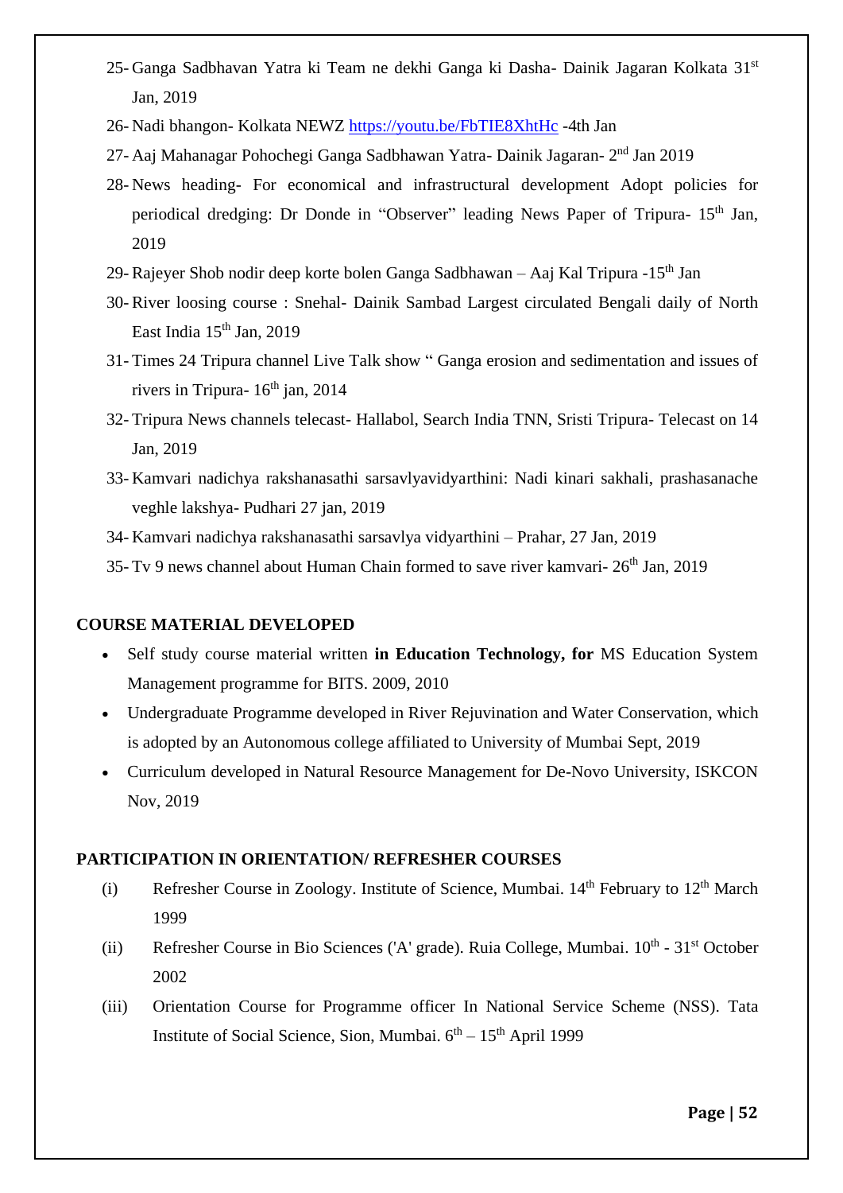25- Ganga Sadbhavan Yatra ki Team ne dekhi Ganga ki Dasha- Dainik Jagaran Kolkata 31st Jan, 2019

26- Nadi bhangon- Kolkata NEWZ https://youtu.be/FbTIE8XhtHc -4th Jan

27- Aaj Mahanagar Pohochegi Ganga Sadbhawan Yatra- Dainik Jagaran- 2nd Jan 2019

28- News heading- For economical and infrastructural development Adopt policies for periodical dredging: Dr Donde in "Observer" leading News Paper of Tripura- 15th Jan, 2019

29- Rajeyer Shob nodir deep korte bolen Ganga Sadbhawan – Aaj Kal Tripura -15th Jan

30- River loosing course : Snehal- Dainik Sambad Largest circulated Bengali daily of North East India 15th Jan, 2019

31- Times 24 Tripura channel Live Talk show " Ganga erosion and sedimentation and issues of rivers in Tripura- 16th jan, 2014

32- Tripura News channels telecast- Hallabol, Search India TNN, Sristi Tripura- Telecast on 14 Jan, 2019

33- Kamvari nadichya rakshanasathi sarsavlyavidyarthini: Nadi kinari sakhali, prashasanache veghle lakshya- Pudhari 27 jan, 2019

34- Kamvari nadichya rakshanasathi sarsavlya vidyarthini – Prahar, 27 Jan, 2019

35- Tv 9 news channel about Human Chain formed to save river kamvari- 26th Jan, 2019

**COURSE MATERIAL DEVELOPED**

- Self study course material written **in Education Technology, for** MS Education System Management programme for BITS. 2009, 2010
- Undergraduate Programme developed in River Rejuvination and Water Conservation, which is adopted by an Autonomous college affiliated to University of Mumbai Sept, 2019
- Curriculum developed in Natural Resource Management for De-Novo University, ISKCON Nov, 2019

**PARTICIPATION IN ORIENTATION/ REFRESHER COURSES**

(i) Refresher Course in Zoology. Institute of Science, Mumbai. 14th February to 12th March 1999

(ii) Refresher Course in Bio Sciences ('A' grade). Ruia College, Mumbai. 10th - 31st October 2002

(iii) Orientation Course for Programme officer In National Service Scheme (NSS). Tata Institute of Social Science, Sion, Mumbai. 6th – 15th April 1999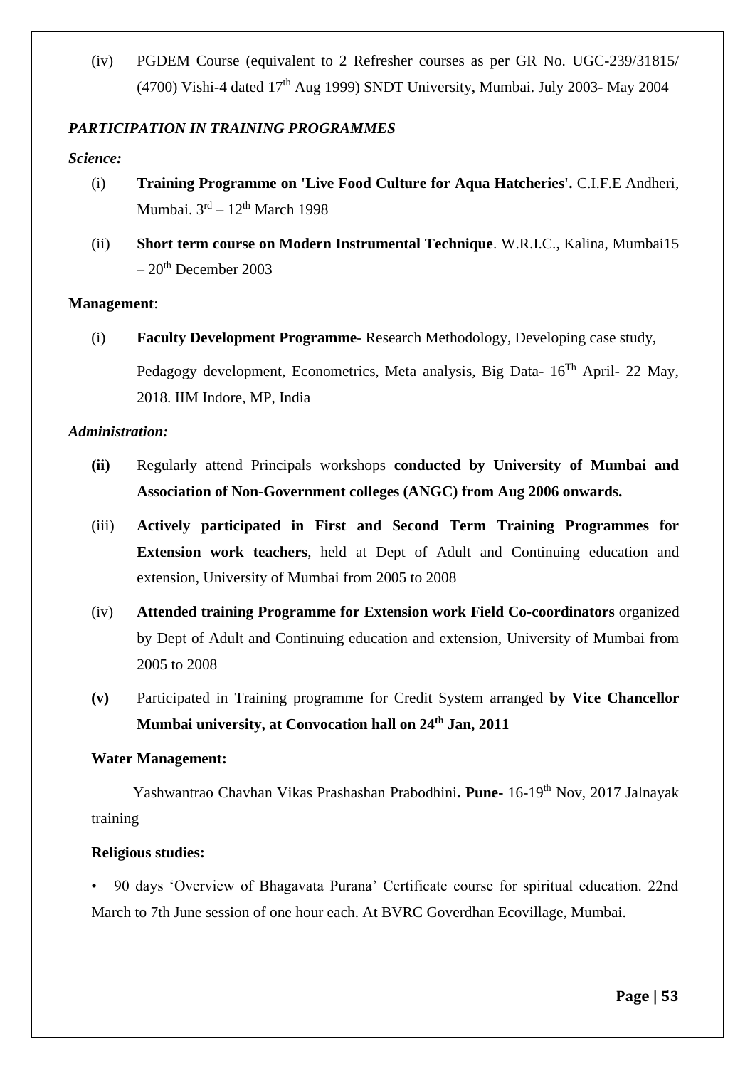(iv) PGDEM Course (equivalent to 2 Refresher courses as per GR No. UGC-239/31815/ (4700) Vishi-4 dated 17th Aug 1999) SNDT University, Mumbai. July 2003- May 2004

***PARTICIPATION IN TRAINING PROGRAMMES***

***Science:***

(i) **Training Programme on 'Live Food Culture for Aqua Hatcheries'.** C.I.F.E Andheri, Mumbai. 3rd – 12th March 1998

(ii) **Short term course on Modern Instrumental Technique**. W.R.I.C., Kalina, Mumbai15 – 20th December 2003

**Management**:

(i) **Faculty Development Programme**- Research Methodology, Developing case study, Pedagogy development, Econometrics, Meta analysis, Big Data- 16Th April- 22 May, 2018. IIM Indore, MP, India

***Administration:***

**(ii)** Regularly attend Principals workshops **conducted by University of Mumbai and Association of Non-Government colleges (ANGC) from Aug 2006 onwards.**

(iii) **Actively participated in First and Second Term Training Programmes for Extension work teachers**, held at Dept of Adult and Continuing education and extension, University of Mumbai from 2005 to 2008

(iv) **Attended training Programme for Extension work Field Co-coordinators** organized by Dept of Adult and Continuing education and extension, University of Mumbai from 2005 to 2008

**(v)** Participated in Training programme for Credit System arranged **by Vice Chancellor Mumbai university, at Convocation hall on 24th Jan, 2011**

**Water Management:**

Yashwantrao Chavhan Vikas Prashashan Prabodhini**. Pune-** 16-19th Nov, 2017 Jalnayak training

**Religious studies:**

• 90 days 'Overview of Bhagavata Purana' Certificate course for spiritual education. 22nd March to 7th June session of one hour each. At BVRC Goverdhan Ecovillage, Mumbai.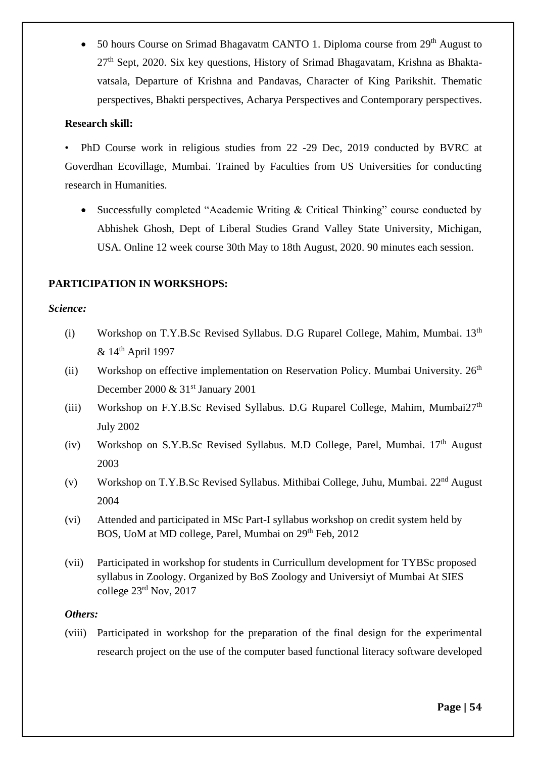- 50 hours Course on Srimad Bhagavatm CANTO 1. Diploma course from 29th August to 27th Sept, 2020. Six key questions, History of Srimad Bhagavatam, Krishna as Bhakta-vatsala, Departure of Krishna and Pandavas, Character of King Parikshit. Thematic perspectives, Bhakti perspectives, Acharya Perspectives and Contemporary perspectives.

**Research skill:**

- PhD Course work in religious studies from 22 -29 Dec, 2019 conducted by BVRC at Goverdhan Ecovillage, Mumbai. Trained by Faculties from US Universities for conducting research in Humanities.

- Successfully completed "Academic Writing & Critical Thinking" course conducted by Abhishek Ghosh, Dept of Liberal Studies Grand Valley State University, Michigan, USA. Online 12 week course 30th May to 18th August, 2020. 90 minutes each session.

**PARTICIPATION IN WORKSHOPS:**

***Science:***

(i) Workshop on T.Y.B.Sc Revised Syllabus. D.G Ruparel College, Mahim, Mumbai. 13th & 14th April 1997

(ii) Workshop on effective implementation on Reservation Policy. Mumbai University. 26th December 2000 & 31st January 2001

(iii) Workshop on F.Y.B.Sc Revised Syllabus. D.G Ruparel College, Mahim, Mumbai27th July 2002

(iv) Workshop on S.Y.B.Sc Revised Syllabus. M.D College, Parel, Mumbai. 17th August 2003

(v) Workshop on T.Y.B.Sc Revised Syllabus. Mithibai College, Juhu, Mumbai. 22nd August 2004

(vi) Attended and participated in MSc Part-I syllabus workshop on credit system held by BOS, UoM at MD college, Parel, Mumbai on 29th Feb, 2012

(vii) Participated in workshop for students in Curricullum development for TYBSc proposed syllabus in Zoology. Organized by BoS Zoology and Universiyt of Mumbai At SIES college 23rd Nov, 2017

***Others:***

(viii) Participated in workshop for the preparation of the final design for the experimental research project on the use of the computer based functional literacy software developed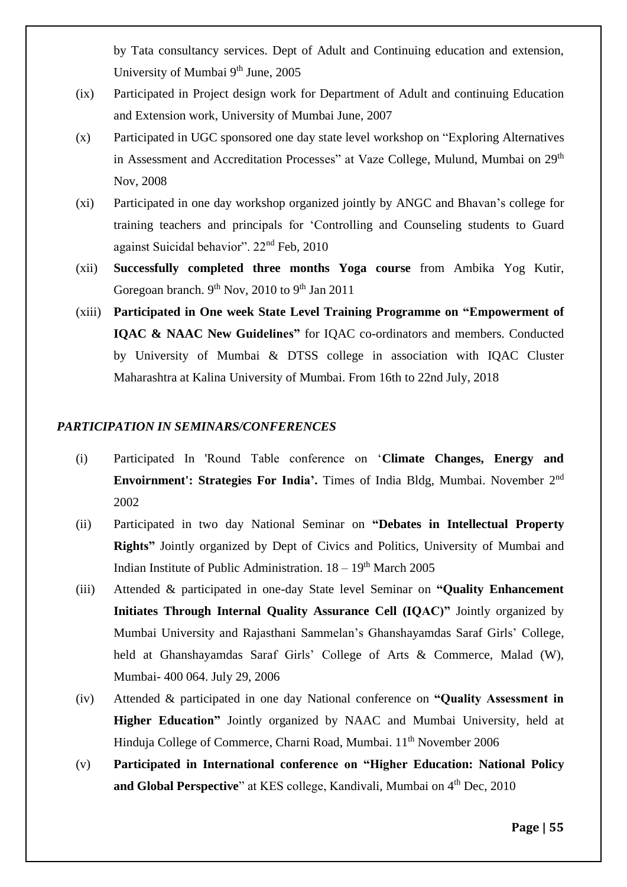by Tata consultancy services. Dept of Adult and Continuing education and extension, University of Mumbai 9th June, 2005

(ix) Participated in Project design work for Department of Adult and continuing Education and Extension work, University of Mumbai June, 2007

(x) Participated in UGC sponsored one day state level workshop on "Exploring Alternatives in Assessment and Accreditation Processes" at Vaze College, Mulund, Mumbai on 29th Nov, 2008

(xi) Participated in one day workshop organized jointly by ANGC and Bhavan's college for training teachers and principals for 'Controlling and Counseling students to Guard against Suicidal behavior". 22nd Feb, 2010

(xii) **Successfully completed three months Yoga course** from Ambika Yog Kutir, Goregoan branch. 9th Nov, 2010 to 9th Jan 2011

(xiii) **Participated in One week State Level Training Programme on "Empowerment of IQAC & NAAC New Guidelines"** for IQAC co-ordinators and members. Conducted by University of Mumbai & DTSS college in association with IQAC Cluster Maharashtra at Kalina University of Mumbai. From 16th to 22nd July, 2018

### *PARTICIPATION IN SEMINARS/CONFERENCES*

(i) Participated In 'Round Table conference on '**Climate Changes, Energy and Envoirnment': Strategies For India'.** Times of India Bldg, Mumbai. November 2nd 2002

(ii) Participated in two day National Seminar on **"Debates in Intellectual Property Rights"** Jointly organized by Dept of Civics and Politics, University of Mumbai and Indian Institute of Public Administration. 18 – 19th March 2005

(iii) Attended & participated in one-day State level Seminar on **"Quality Enhancement Initiates Through Internal Quality Assurance Cell (IQAC)"** Jointly organized by Mumbai University and Rajasthani Sammelan's Ghanshayamdas Saraf Girls' College, held at Ghanshayamdas Saraf Girls' College of Arts & Commerce, Malad (W), Mumbai- 400 064. July 29, 2006

(iv) Attended & participated in one day National conference on **"Quality Assessment in Higher Education"** Jointly organized by NAAC and Mumbai University, held at Hinduja College of Commerce, Charni Road, Mumbai. 11th November 2006

(v) **Participated in International conference on "Higher Education: National Policy and Global Perspective**" at KES college, Kandivali, Mumbai on 4th Dec, 2010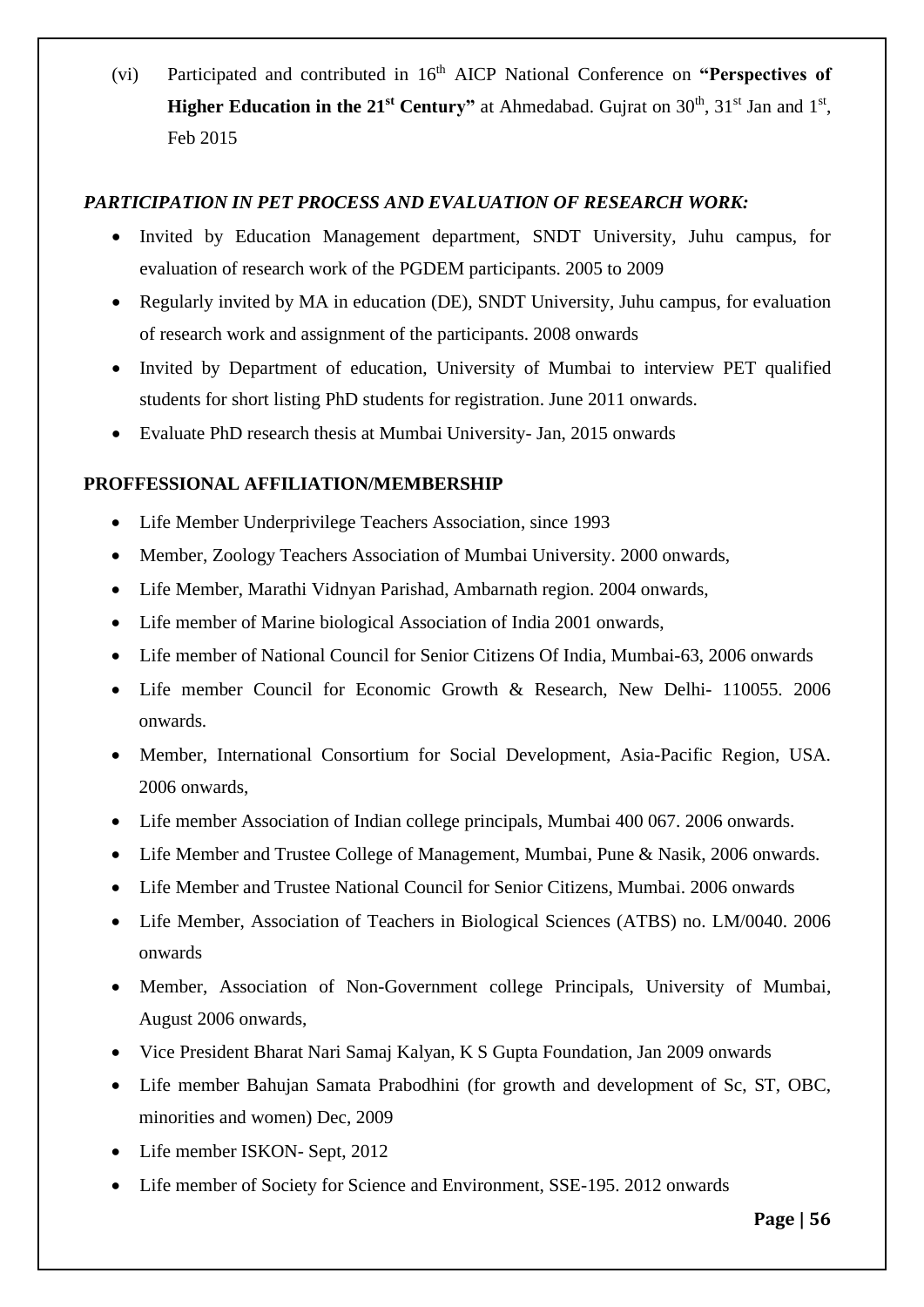(vi) Participated and contributed in 16th AICP National Conference on **"Perspectives of Higher Education in the 21st Century"** at Ahmedabad. Gujrat on 30th, 31st Jan and 1st, Feb 2015

***PARTICIPATION IN PET PROCESS AND EVALUATION OF RESEARCH WORK:***

- Invited by Education Management department, SNDT University, Juhu campus, for evaluation of research work of the PGDEM participants. 2005 to 2009
- Regularly invited by MA in education (DE), SNDT University, Juhu campus, for evaluation of research work and assignment of the participants. 2008 onwards
- Invited by Department of education, University of Mumbai to interview PET qualified students for short listing PhD students for registration. June 2011 onwards.
- Evaluate PhD research thesis at Mumbai University- Jan, 2015 onwards

**PROFFESSIONAL AFFILIATION/MEMBERSHIP**

- Life Member Underprivilege Teachers Association, since 1993
- Member, Zoology Teachers Association of Mumbai University. 2000 onwards,
- Life Member, Marathi Vidnyan Parishad, Ambarnath region. 2004 onwards,
- Life member of Marine biological Association of India 2001 onwards,
- Life member of National Council for Senior Citizens Of India, Mumbai-63, 2006 onwards
- Life member Council for Economic Growth & Research, New Delhi- 110055. 2006 onwards.
- Member, International Consortium for Social Development, Asia-Pacific Region, USA. 2006 onwards,
- Life member Association of Indian college principals, Mumbai 400 067. 2006 onwards.
- Life Member and Trustee College of Management, Mumbai, Pune & Nasik, 2006 onwards.
- Life Member and Trustee National Council for Senior Citizens, Mumbai. 2006 onwards
- Life Member, Association of Teachers in Biological Sciences (ATBS) no. LM/0040. 2006 onwards
- Member, Association of Non-Government college Principals, University of Mumbai, August 2006 onwards,
- Vice President Bharat Nari Samaj Kalyan, K S Gupta Foundation, Jan 2009 onwards
- Life member Bahujan Samata Prabodhini (for growth and development of Sc, ST, OBC, minorities and women) Dec, 2009
- Life member ISKON- Sept, 2012
- Life member of Society for Science and Environment, SSE-195. 2012 onwards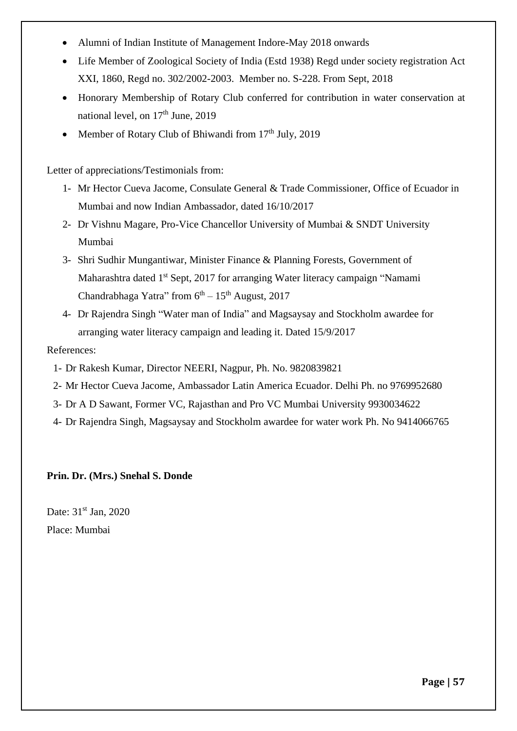- Alumni of Indian Institute of Management Indore-May 2018 onwards
- Life Member of Zoological Society of India (Estd 1938) Regd under society registration Act XXI, 1860, Regd no. 302/2002-2003. Member no. S-228. From Sept, 2018
- Honorary Membership of Rotary Club conferred for contribution in water conservation at national level, on 17th June, 2019
- Member of Rotary Club of Bhiwandi from 17th July, 2019

Letter of appreciations/Testimonials from:

1- Mr Hector Cueva Jacome, Consulate General & Trade Commissioner, Office of Ecuador in Mumbai and now Indian Ambassador, dated 16/10/2017
2- Dr Vishnu Magare, Pro-Vice Chancellor University of Mumbai & SNDT University Mumbai
3- Shri Sudhir Mungantiwar, Minister Finance & Planning Forests, Government of Maharashtra dated 1st Sept, 2017 for arranging Water literacy campaign "Namami Chandrabhaga Yatra" from 6th – 15th August, 2017
4- Dr Rajendra Singh "Water man of India" and Magsaysay and Stockholm awardee for arranging water literacy campaign and leading it. Dated 15/9/2017

References:

1- Dr Rakesh Kumar, Director NEERI, Nagpur, Ph. No. 9820839821
2- Mr Hector Cueva Jacome, Ambassador Latin America Ecuador. Delhi Ph. no 9769952680
3- Dr A D Sawant, Former VC, Rajasthan and Pro VC Mumbai University 9930034622
4- Dr Rajendra Singh, Magsaysay and Stockholm awardee for water work Ph. No 9414066765

**Prin. Dr. (Mrs.) Snehal S. Donde**

Date: 31st Jan, 2020

Place: Mumbai